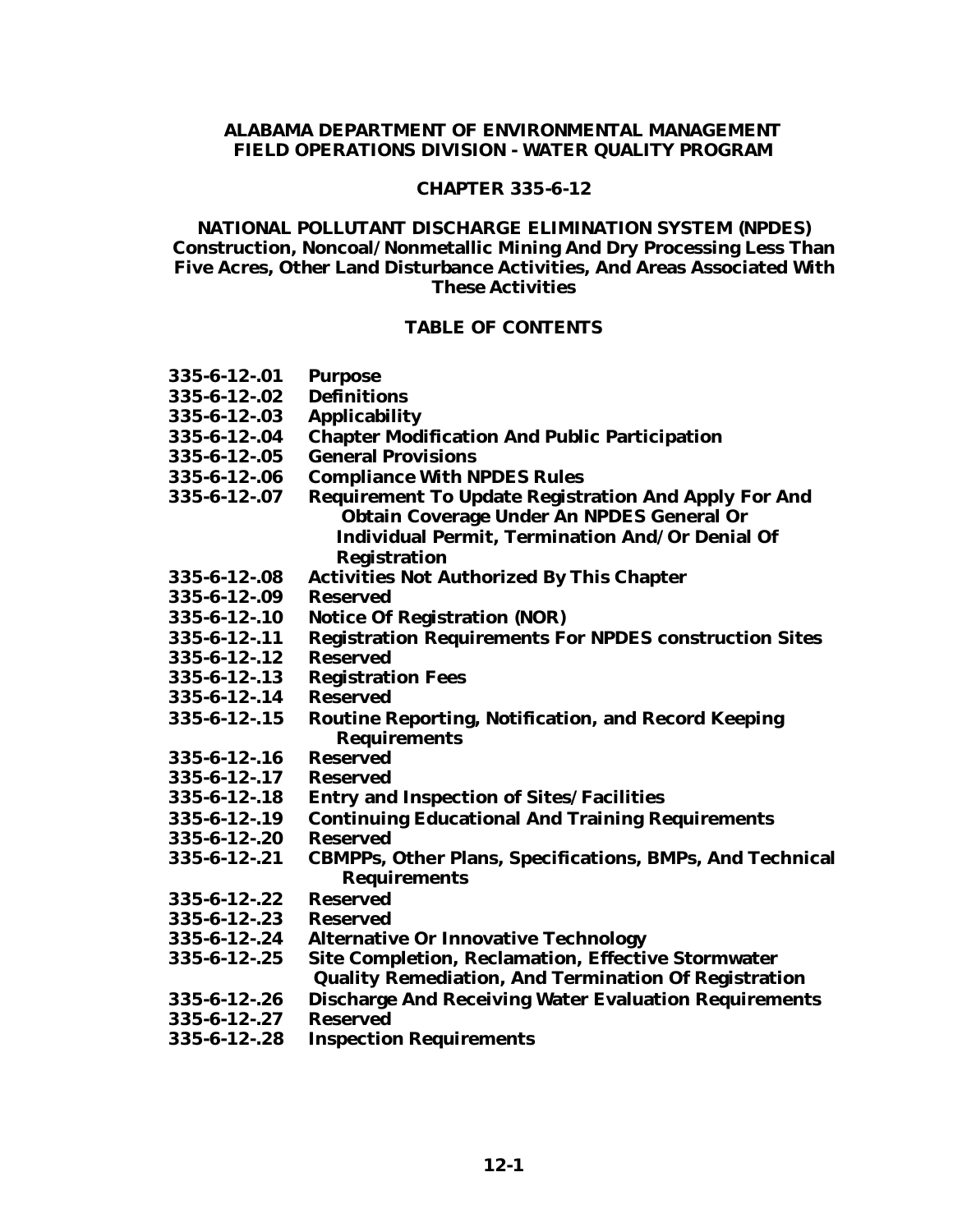**ALABAMA DEPARTMENT OF ENVIRONMENTAL MANAGEMENT**
**FIELD OPERATIONS DIVISION - WATER QUALITY PROGRAM**

**CHAPTER 335-6-12**

**NATIONAL POLLUTANT DISCHARGE ELIMINATION SYSTEM (NPDES) Construction, Noncoal/Nonmetallic Mining And Dry Processing Less Than Five Acres, Other Land Disturbance Activities, And Areas Associated With These Activities**

**TABLE OF CONTENTS**

| | |
|---|---|
| **335-6-12-.01** | **Purpose** |
| **335-6-12-.02** | **Definitions** |
| **335-6-12-.03** | **Applicability** |
| **335-6-12-.04** | **Chapter Modification And Public Participation** |
| **335-6-12-.05** | **General Provisions** |
| **335-6-12-.06** | **Compliance With NPDES Rules** |
| **335-6-12-.07** | **Requirement To Update Registration And Apply For And Obtain Coverage Under An NPDES General Or Individual Permit, Termination And/Or Denial Of Registration** |
| **335-6-12-.08** | **Activities Not Authorized By This Chapter** |
| **335-6-12-.09** | **Reserved** |
| **335-6-12-.10** | **Notice Of Registration (NOR)** |
| **335-6-12-.11** | **Registration Requirements For NPDES construction Sites** |
| **335-6-12-.12** | **Reserved** |
| **335-6-12-.13** | **Registration Fees** |
| **335-6-12-.14** | **Reserved** |
| **335-6-12-.15** | **Routine Reporting, Notification, and Record Keeping Requirements** |
| **335-6-12-.16** | **Reserved** |
| **335-6-12-.17** | **Reserved** |
| **335-6-12-.18** | **Entry and Inspection of Sites/Facilities** |
| **335-6-12-.19** | **Continuing Educational And Training Requirements** |
| **335-6-12-.20** | **Reserved** |
| **335-6-12-.21** | **CBMPPs, Other Plans, Specifications, BMPs, And Technical Requirements** |
| **335-6-12-.22** | **Reserved** |
| **335-6-12-.23** | **Reserved** |
| **335-6-12-.24** | **Alternative Or Innovative Technology** |
| **335-6-12-.25** | **Site Completion, Reclamation, Effective Stormwater Quality Remediation, And Termination Of Registration** |
| **335-6-12-.26** | **Discharge And Receiving Water Evaluation Requirements** |
| **335-6-12-.27** | **Reserved** |
| **335-6-12-.28** | **Inspection Requirements** |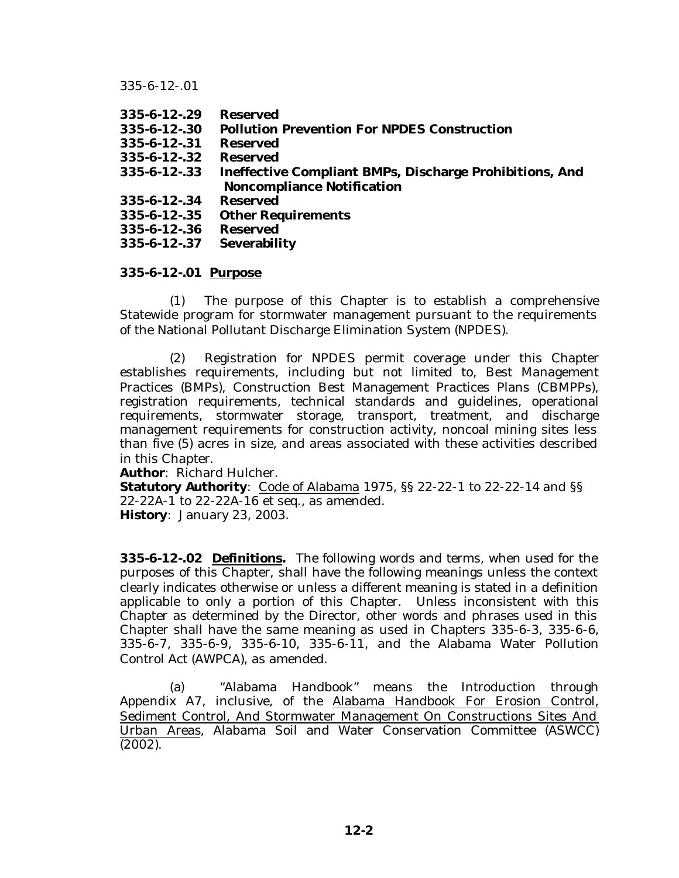| | |
|---|---|
| **335-6-12-.29** | **Reserved** |
| **335-6-12-.30** | **Pollution Prevention For NPDES Construction** |
| **335-6-12-.31** | **Reserved** |
| **335-6-12-.32** | **Reserved** |
| **335-6-12-.33** | **Ineffective Compliant BMPs, Discharge Prohibitions, And Noncompliance Notification** |
| **335-6-12-.34** | **Reserved** |
| **335-6-12-.35** | **Other Requirements** |
| **335-6-12-.36** | **Reserved** |
| **335-6-12-.37** | **Severability** |

**335-6-12-.01 Purpose**

(1) The purpose of this Chapter is to establish a comprehensive Statewide program for stormwater management pursuant to the requirements of the National Pollutant Discharge Elimination System (NPDES).

(2) Registration for NPDES permit coverage under this Chapter establishes requirements, including but not limited to, Best Management Practices (BMPs), Construction Best Management Practices Plans (CBMPPs), registration requirements, technical standards and guidelines, operational requirements, stormwater storage, transport, treatment, and discharge management requirements for construction activity, noncoal mining sites less than five (5) acres in size, and areas associated with these activities described in this Chapter.

**Author**: Richard Hulcher.
**Statutory Authority**: Code of Alabama 1975, §§ 22-22-1 to 22-22-14 and §§ 22-22A-1 to 22-22A-16 et seq., as amended.
**History**: January 23, 2003.

**335-6-12-.02 Definitions.** The following words and terms, when used for the purposes of this Chapter, shall have the following meanings unless the context clearly indicates otherwise or unless a different meaning is stated in a definition applicable to only a portion of this Chapter. Unless inconsistent with this Chapter as determined by the Director, other words and phrases used in this Chapter shall have the same meaning as used in Chapters 335-6-3, 335-6-6, 335-6-7, 335-6-9, 335-6-10, 335-6-11, and the Alabama Water Pollution Control Act (AWPCA), as amended.

(a) "Alabama Handbook" means the Introduction through Appendix A7, inclusive, of the Alabama Handbook For Erosion Control, Sediment Control, And Stormwater Management On Constructions Sites And Urban Areas, Alabama Soil and Water Conservation Committee (ASWCC) (2002).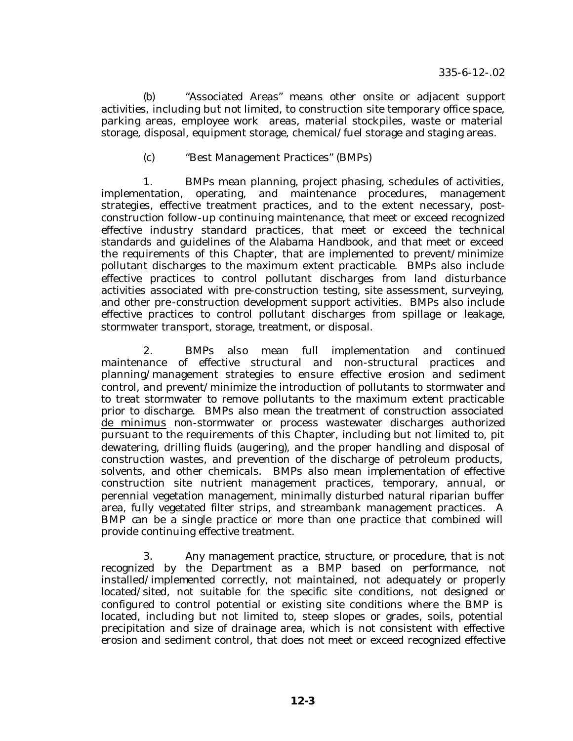(b) "Associated Areas" means other onsite or adjacent support activities, including but not limited, to construction site temporary office space, parking areas, employee work areas, material stockpiles, waste or material storage, disposal, equipment storage, chemical/fuel storage and staging areas.

(c) "Best Management Practices" (BMPs)

1. BMPs mean planning, project phasing, schedules of activities, implementation, operating, and maintenance procedures, management strategies, effective treatment practices, and to the extent necessary, post-construction follow-up continuing maintenance, that meet or exceed recognized effective industry standard practices, that meet or exceed the technical standards and guidelines of the Alabama Handbook, and that meet or exceed the requirements of this Chapter, that are implemented to prevent/minimize pollutant discharges to the maximum extent practicable. BMPs also include effective practices to control pollutant discharges from land disturbance activities associated with pre-construction testing, site assessment, surveying, and other pre-construction development support activities. BMPs also include effective practices to control pollutant discharges from spillage or leakage, stormwater transport, storage, treatment, or disposal.

2. BMPs also mean full implementation and continued maintenance of effective structural and non-structural practices and planning/management strategies to ensure effective erosion and sediment control, and prevent/minimize the introduction of pollutants to stormwater and to treat stormwater to remove pollutants to the maximum extent practicable prior to discharge. BMPs also mean the treatment of construction associated de minimus non-stormwater or process wastewater discharges authorized pursuant to the requirements of this Chapter, including but not limited to, pit dewatering, drilling fluids (augering), and the proper handling and disposal of construction wastes, and prevention of the discharge of petroleum products, solvents, and other chemicals. BMPs also mean implementation of effective construction site nutrient management practices, temporary, annual, or perennial vegetation management, minimally disturbed natural riparian buffer area, fully vegetated filter strips, and streambank management practices. A BMP can be a single practice or more than one practice that combined will provide continuing effective treatment.

3. Any management practice, structure, or procedure, that is not recognized by the Department as a BMP based on performance, not installed/implemented correctly, not maintained, not adequately or properly located/sited, not suitable for the specific site conditions, not designed or configured to control potential or existing site conditions where the BMP is located, including but not limited to, steep slopes or grades, soils, potential precipitation and size of drainage area, which is not consistent with effective erosion and sediment control, that does not meet or exceed recognized effective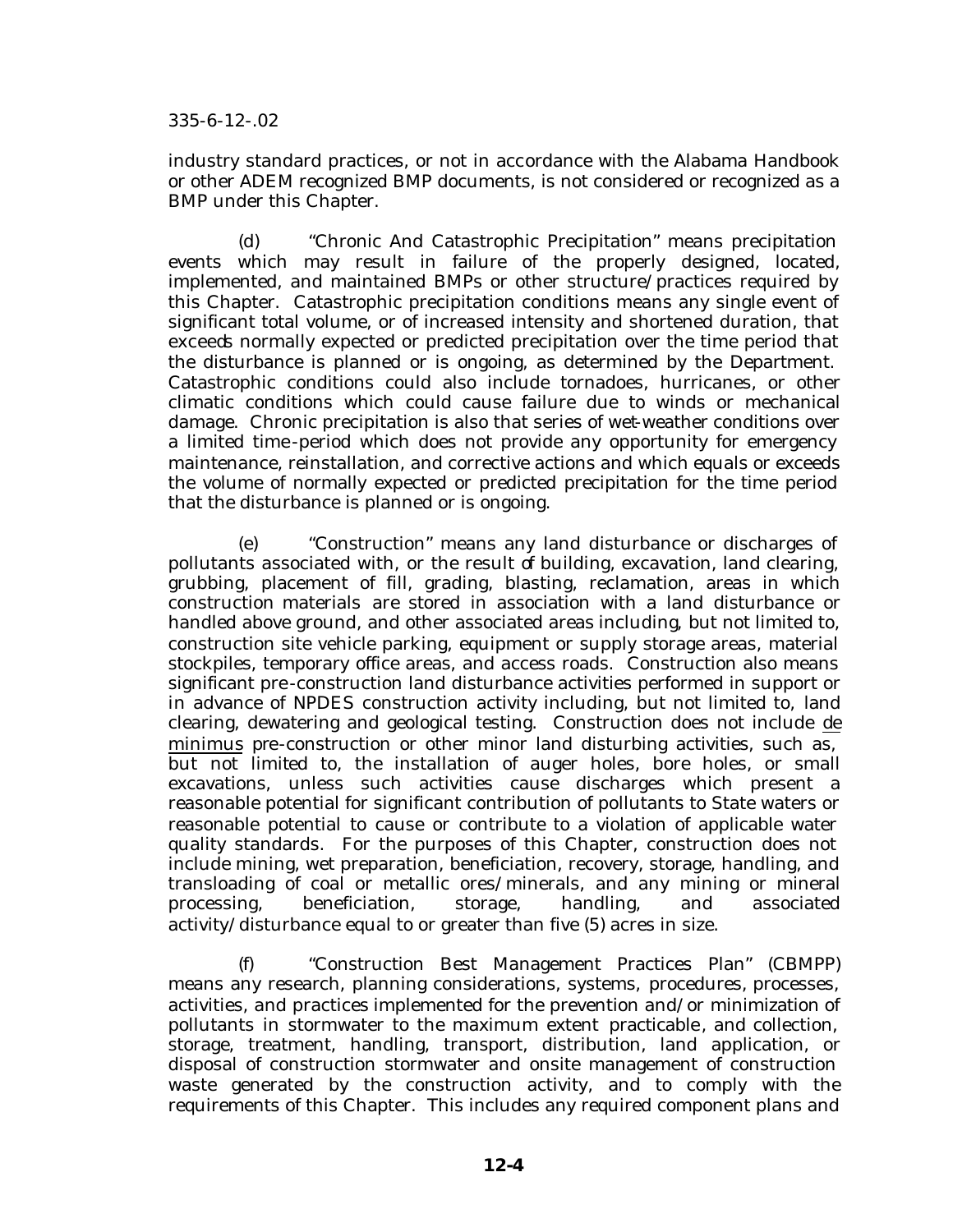industry standard practices, or not in accordance with the Alabama Handbook or other ADEM recognized BMP documents, is not considered or recognized as a BMP under this Chapter.

(d) "Chronic And Catastrophic Precipitation" means precipitation events which may result in failure of the properly designed, located, implemented, and maintained BMPs or other structure/practices required by this Chapter. Catastrophic precipitation conditions means any single event of significant total volume, or of increased intensity and shortened duration, that exceeds normally expected or predicted precipitation over the time period that the disturbance is planned or is ongoing, as determined by the Department. Catastrophic conditions could also include tornadoes, hurricanes, or other climatic conditions which could cause failure due to winds or mechanical damage. Chronic precipitation is also that series of wet-weather conditions over a limited time-period which does not provide any opportunity for emergency maintenance, reinstallation, and corrective actions and which equals or exceeds the volume of normally expected or predicted precipitation for the time period that the disturbance is planned or is ongoing.

(e) "Construction" means any land disturbance or discharges of pollutants associated with, or the result of building, excavation, land clearing, grubbing, placement of fill, grading, blasting, reclamation, areas in which construction materials are stored in association with a land disturbance or handled above ground, and other associated areas including, but not limited to, construction site vehicle parking, equipment or supply storage areas, material stockpiles, temporary office areas, and access roads. Construction also means significant pre-construction land disturbance activities performed in support or in advance of NPDES construction activity including, but not limited to, land clearing, dewatering and geological testing. Construction does not include de minimus pre-construction or other minor land disturbing activities, such as, but not limited to, the installation of auger holes, bore holes, or small excavations, unless such activities cause discharges which present a reasonable potential for significant contribution of pollutants to State waters or reasonable potential to cause or contribute to a violation of applicable water quality standards. For the purposes of this Chapter, construction does not include mining, wet preparation, beneficiation, recovery, storage, handling, and transloading of coal or metallic ores/minerals, and any mining or mineral processing, beneficiation, storage, handling, and associated activity/disturbance equal to or greater than five (5) acres in size.

(f) "Construction Best Management Practices Plan" (CBMPP) means any research, planning considerations, systems, procedures, processes, activities, and practices implemented for the prevention and/or minimization of pollutants in stormwater to the maximum extent practicable, and collection, storage, treatment, handling, transport, distribution, land application, or disposal of construction stormwater and onsite management of construction waste generated by the construction activity, and to comply with the requirements of this Chapter. This includes any required component plans and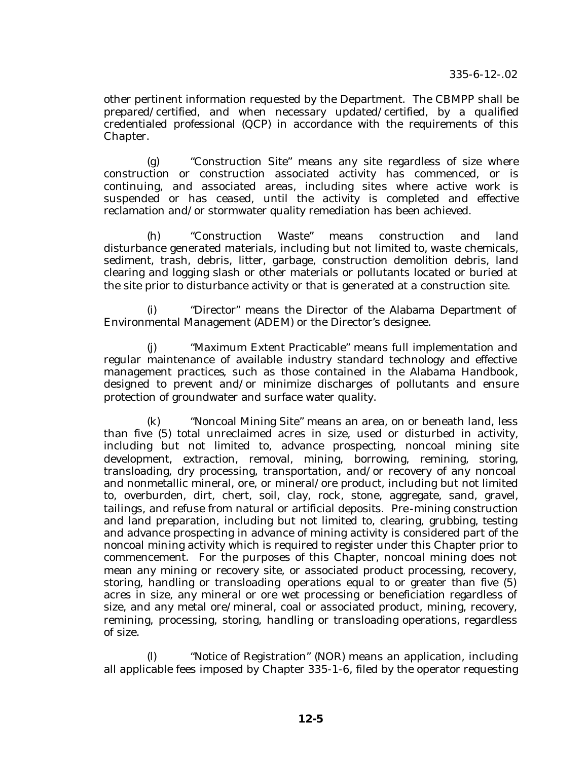other pertinent information requested by the Department. The CBMPP shall be prepared/certified, and when necessary updated/certified, by a qualified credentialed professional (QCP) in accordance with the requirements of this Chapter.

(g) "Construction Site" means any site regardless of size where construction or construction associated activity has commenced, or is continuing, and associated areas, including sites where active work is suspended or has ceased, until the activity is completed and effective reclamation and/or stormwater quality remediation has been achieved.

(h) "Construction Waste" means construction and land disturbance generated materials, including but not limited to, waste chemicals, sediment, trash, debris, litter, garbage, construction demolition debris, land clearing and logging slash or other materials or pollutants located or buried at the site prior to disturbance activity or that is generated at a construction site.

(i) "Director" means the Director of the Alabama Department of Environmental Management (ADEM) or the Director's designee.

(j) "Maximum Extent Practicable" means full implementation and regular maintenance of available industry standard technology and effective management practices, such as those contained in the Alabama Handbook, designed to prevent and/or minimize discharges of pollutants and ensure protection of groundwater and surface water quality.

(k) "Noncoal Mining Site" means an area, on or beneath land, less than five (5) total unreclaimed acres in size, used or disturbed in activity, including but not limited to, advance prospecting, noncoal mining site development, extraction, removal, mining, borrowing, remining, storing, transloading, dry processing, transportation, and/or recovery of any noncoal and nonmetallic mineral, ore, or mineral/ore product, including but not limited to, overburden, dirt, chert, soil, clay, rock, stone, aggregate, sand, gravel, tailings, and refuse from natural or artificial deposits. Pre-mining construction and land preparation, including but not limited to, clearing, grubbing, testing and advance prospecting in advance of mining activity is considered part of the noncoal mining activity which is required to register under this Chapter prior to commencement. For the purposes of this Chapter, noncoal mining does not mean any mining or recovery site, or associated product processing, recovery, storing, handling or transloading operations equal to or greater than five (5) acres in size, any mineral or ore wet processing or beneficiation regardless of size, and any metal ore/mineral, coal or associated product, mining, recovery, remining, processing, storing, handling or transloading operations, regardless of size.

(l) "Notice of Registration" (NOR) means an application, including all applicable fees imposed by Chapter 335-1-6, filed by the operator requesting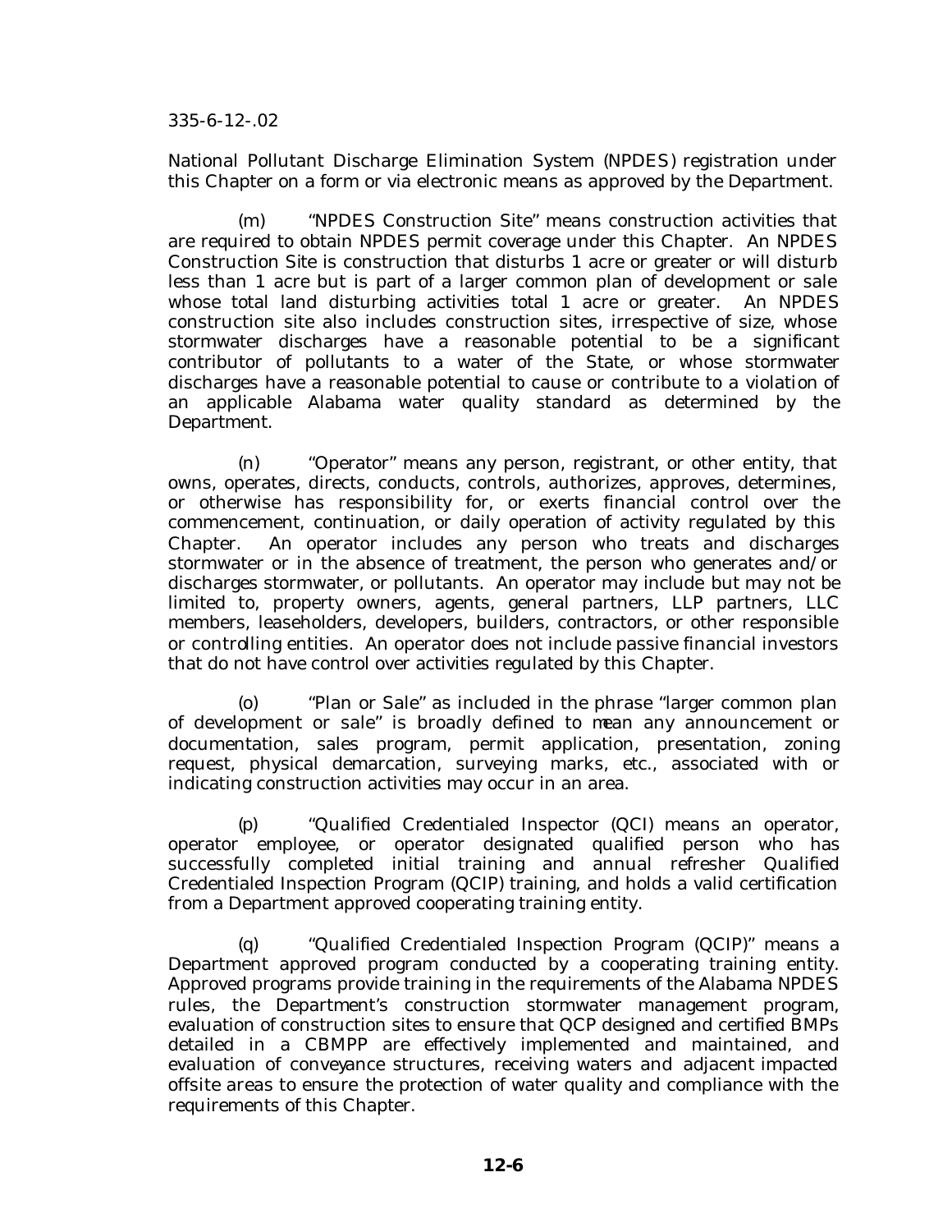National Pollutant Discharge Elimination System (NPDES) registration under this Chapter on a form or via electronic means as approved by the Department.

(m) "NPDES Construction Site" means construction activities that are required to obtain NPDES permit coverage under this Chapter. An NPDES Construction Site is construction that disturbs 1 acre or greater or will disturb less than 1 acre but is part of a larger common plan of development or sale whose total land disturbing activities total 1 acre or greater. An NPDES construction site also includes construction sites, irrespective of size, whose stormwater discharges have a reasonable potential to be a significant contributor of pollutants to a water of the State, or whose stormwater discharges have a reasonable potential to cause or contribute to a violation of an applicable Alabama water quality standard as determined by the Department.

(n) "Operator" means any person, registrant, or other entity, that owns, operates, directs, conducts, controls, authorizes, approves, determines, or otherwise has responsibility for, or exerts financial control over the commencement, continuation, or daily operation of activity regulated by this Chapter. An operator includes any person who treats and discharges stormwater or in the absence of treatment, the person who generates and/or discharges stormwater, or pollutants. An operator may include but may not be limited to, property owners, agents, general partners, LLP partners, LLC members, leaseholders, developers, builders, contractors, or other responsible or controlling entities. An operator does not include passive financial investors that do not have control over activities regulated by this Chapter.

(o) "Plan or Sale" as included in the phrase "larger common plan of development or sale" is broadly defined to mean any announcement or documentation, sales program, permit application, presentation, zoning request, physical demarcation, surveying marks, etc., associated with or indicating construction activities may occur in an area.

(p) "Qualified Credentialed Inspector (QCI) means an operator, operator employee, or operator designated qualified person who has successfully completed initial training and annual refresher Qualified Credentialed Inspection Program (QCIP) training, and holds a valid certification from a Department approved cooperating training entity.

(q) "Qualified Credentialed Inspection Program (QCIP)" means a Department approved program conducted by a cooperating training entity. Approved programs provide training in the requirements of the Alabama NPDES rules, the Department's construction stormwater management program, evaluation of construction sites to ensure that QCP designed and certified BMPs detailed in a CBMPP are effectively implemented and maintained, and evaluation of conveyance structures, receiving waters and adjacent impacted offsite areas to ensure the protection of water quality and compliance with the requirements of this Chapter.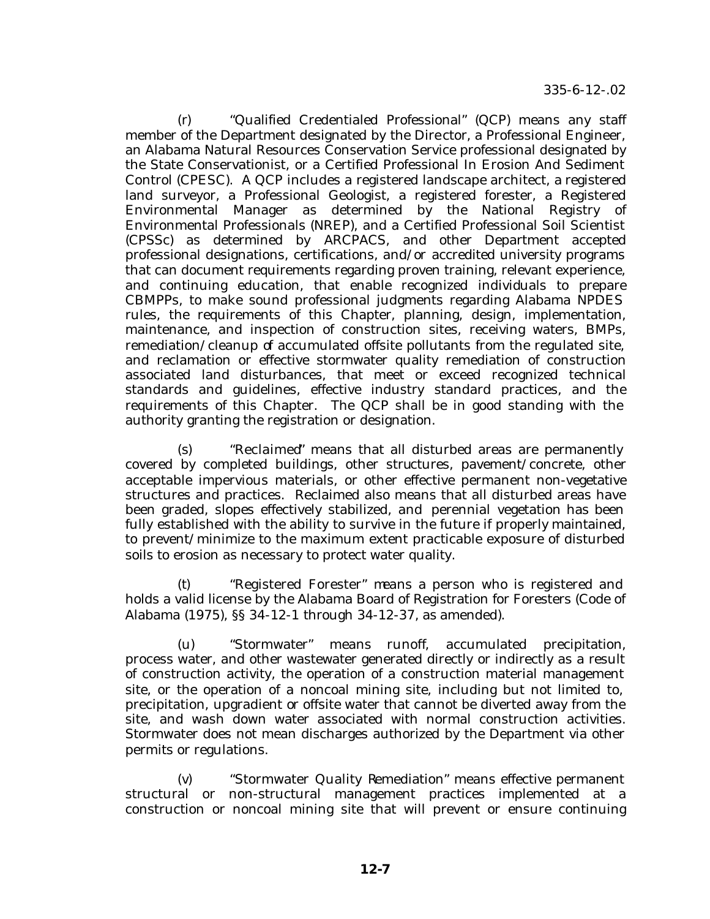(r) "Qualified Credentialed Professional" (QCP) means any staff member of the Department designated by the Director, a Professional Engineer, an Alabama Natural Resources Conservation Service professional designated by the State Conservationist, or a Certified Professional In Erosion And Sediment Control (CPESC). A QCP includes a registered landscape architect, a registered land surveyor, a Professional Geologist, a registered forester, a Registered Environmental Manager as determined by the National Registry of Environmental Professionals (NREP), and a Certified Professional Soil Scientist (CPSSc) as determined by ARCPACS, and other Department accepted professional designations, certifications, and/or accredited university programs that can document requirements regarding proven training, relevant experience, and continuing education, that enable recognized individuals to prepare CBMPPs, to make sound professional judgments regarding Alabama NPDES rules, the requirements of this Chapter, planning, design, implementation, maintenance, and inspection of construction sites, receiving waters, BMPs, remediation/cleanup of accumulated offsite pollutants from the regulated site, and reclamation or effective stormwater quality remediation of construction associated land disturbances, that meet or exceed recognized technical standards and guidelines, effective industry standard practices, and the requirements of this Chapter. The QCP shall be in good standing with the authority granting the registration or designation.

(s) "Reclaimed" means that all disturbed areas are permanently covered by completed buildings, other structures, pavement/concrete, other acceptable impervious materials, or other effective permanent non-vegetative structures and practices. Reclaimed also means that all disturbed areas have been graded, slopes effectively stabilized, and perennial vegetation has been fully established with the ability to survive in the future if properly maintained, to prevent/minimize to the maximum extent practicable exposure of disturbed soils to erosion as necessary to protect water quality.

(t) "Registered Forester" means a person who is registered and holds a valid license by the Alabama Board of Registration for Foresters (Code of Alabama (1975), §§ 34-12-1 through 34-12-37, as amended).

(u) "Stormwater" means runoff, accumulated precipitation, process water, and other wastewater generated directly or indirectly as a result of construction activity, the operation of a construction material management site, or the operation of a noncoal mining site, including but not limited to, precipitation, upgradient or offsite water that cannot be diverted away from the site, and wash down water associated with normal construction activities. Stormwater does not mean discharges authorized by the Department via other permits or regulations.

(v) "Stormwater Quality Remediation" means effective permanent structural or non-structural management practices implemented at a construction or noncoal mining site that will prevent or ensure continuing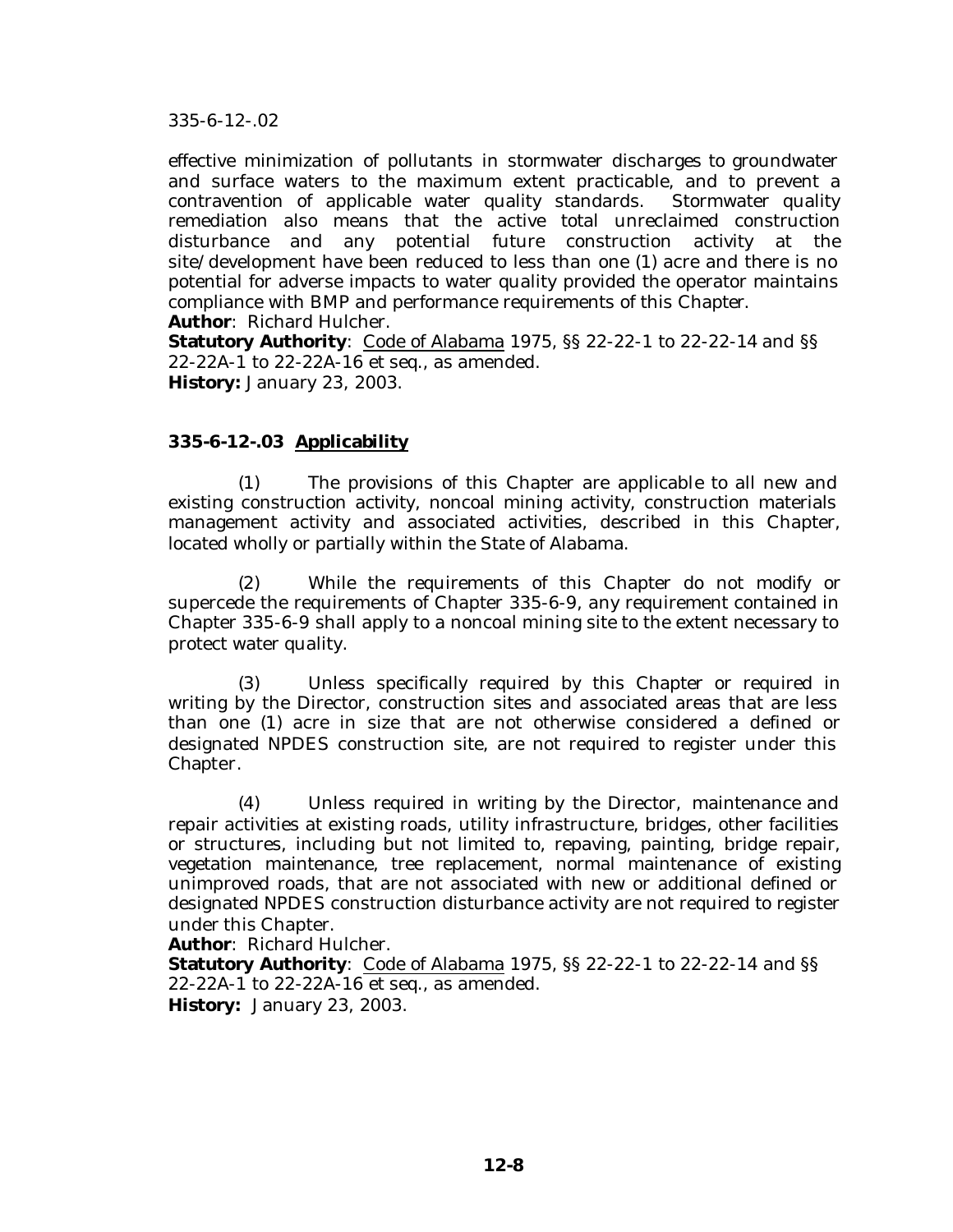effective minimization of pollutants in stormwater discharges to groundwater and surface waters to the maximum extent practicable, and to prevent a contravention of applicable water quality standards. Stormwater quality remediation also means that the active total unreclaimed construction disturbance and any potential future construction activity at the site/development have been reduced to less than one (1) acre and there is no potential for adverse impacts to water quality provided the operator maintains compliance with BMP and performance requirements of this Chapter.

**Author**: Richard Hulcher.
**Statutory Authority**: Code of Alabama 1975, §§ 22-22-1 to 22-22-14 and §§ 22-22A-1 to 22-22A-16 et seq., as amended.
**History:** January 23, 2003.

### 335-6-12-.03 Applicability

(1) The provisions of this Chapter are applicable to all new and existing construction activity, noncoal mining activity, construction materials management activity and associated activities, described in this Chapter, located wholly or partially within the State of Alabama.

(2) While the requirements of this Chapter do not modify or supercede the requirements of Chapter 335-6-9, any requirement contained in Chapter 335-6-9 shall apply to a noncoal mining site to the extent necessary to protect water quality.

(3) Unless specifically required by this Chapter or required in writing by the Director, construction sites and associated areas that are less than one (1) acre in size that are not otherwise considered a defined or designated NPDES construction site, are not required to register under this Chapter.

(4) Unless required in writing by the Director, maintenance and repair activities at existing roads, utility infrastructure, bridges, other facilities or structures, including but not limited to, repaving, painting, bridge repair, vegetation maintenance, tree replacement, normal maintenance of existing unimproved roads, that are not associated with new or additional defined or designated NPDES construction disturbance activity are not required to register under this Chapter.

**Author**: Richard Hulcher.
**Statutory Authority**: Code of Alabama 1975, §§ 22-22-1 to 22-22-14 and §§ 22-22A-1 to 22-22A-16 et seq., as amended.
**History:** January 23, 2003.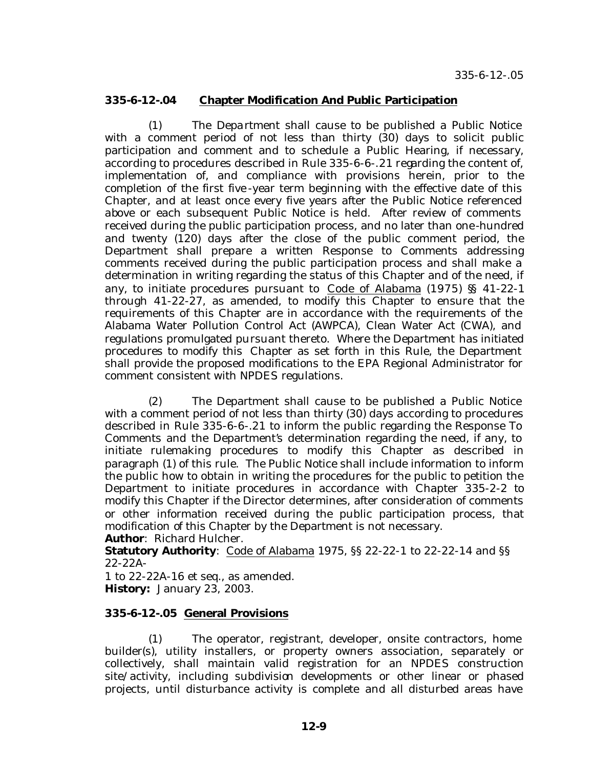**335-6-12-.04 Chapter Modification And Public Participation**

(1) The Department shall cause to be published a Public Notice with a comment period of not less than thirty (30) days to solicit public participation and comment and to schedule a Public Hearing, if necessary, according to procedures described in Rule 335-6-6-.21 regarding the content of, implementation of, and compliance with provisions herein, prior to the completion of the first five-year term beginning with the effective date of this Chapter, and at least once every five years after the Public Notice referenced above or each subsequent Public Notice is held. After review of comments received during the public participation process, and no later than one-hundred and twenty (120) days after the close of the public comment period, the Department shall prepare a written Response to Comments addressing comments received during the public participation process and shall make a determination in writing regarding the status of this Chapter and of the need, if any, to initiate procedures pursuant to Code of Alabama (1975) §§ 41-22-1 through 41-22-27, as amended, to modify this Chapter to ensure that the requirements of this Chapter are in accordance with the requirements of the Alabama Water Pollution Control Act (AWPCA), Clean Water Act (CWA), and regulations promulgated pursuant thereto. Where the Department has initiated procedures to modify this Chapter as set forth in this Rule, the Department shall provide the proposed modifications to the EPA Regional Administrator for comment consistent with NPDES regulations.

(2) The Department shall cause to be published a Public Notice with a comment period of not less than thirty (30) days according to procedures described in Rule 335-6-6-.21 to inform the public regarding the Response To Comments and the Department's determination regarding the need, if any, to initiate rulemaking procedures to modify this Chapter as described in paragraph (1) of this rule. The Public Notice shall include information to inform the public how to obtain in writing the procedures for the public to petition the Department to initiate procedures in accordance with Chapter 335-2-2 to modify this Chapter if the Director determines, after consideration of comments or other information received during the public participation process, that modification of this Chapter by the Department is not necessary.

**Author**: Richard Hulcher.

**Statutory Authority**: Code of Alabama 1975, §§ 22-22-1 to 22-22-14 and §§ 22-22A-1 to 22-22A-16 et seq., as amended.

**History:** January 23, 2003.

**335-6-12-.05 General Provisions**

(1) The operator, registrant, developer, onsite contractors, home builder(s), utility installers, or property owners association, separately or collectively, shall maintain valid registration for an NPDES construction site/activity, including subdivision developments or other linear or phased projects, until disturbance activity is complete and all disturbed areas have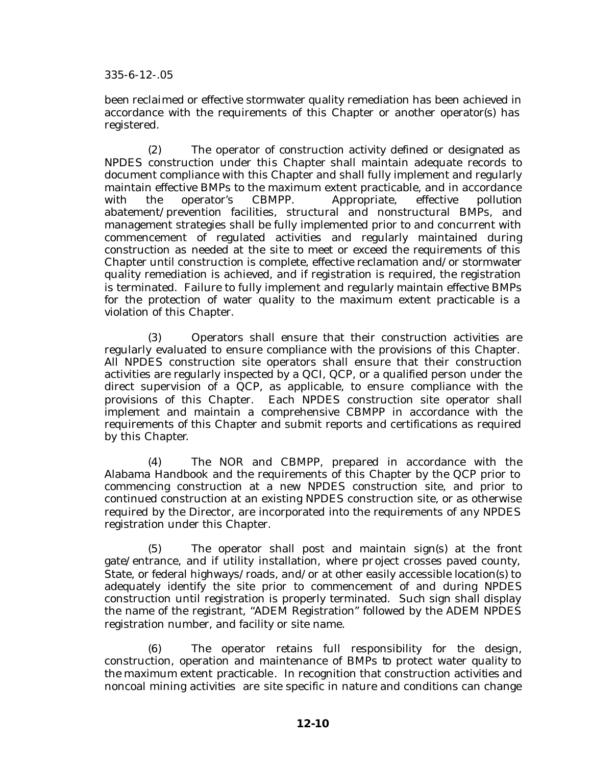been reclaimed or effective stormwater quality remediation has been achieved in accordance with the requirements of this Chapter or another operator(s) has registered.

(2) The operator of construction activity defined or designated as NPDES construction under this Chapter shall maintain adequate records to document compliance with this Chapter and shall fully implement and regularly maintain effective BMPs to the maximum extent practicable, and in accordance with the operator's CBMPP. Appropriate, effective pollution abatement/prevention facilities, structural and nonstructural BMPs, and management strategies shall be fully implemented prior to and concurrent with commencement of regulated activities and regularly maintained during construction as needed at the site to meet or exceed the requirements of this Chapter until construction is complete, effective reclamation and/or stormwater quality remediation is achieved, and if registration is required, the registration is terminated. Failure to fully implement and regularly maintain effective BMPs for the protection of water quality to the maximum extent practicable is a violation of this Chapter.

(3) Operators shall ensure that their construction activities are regularly evaluated to ensure compliance with the provisions of this Chapter. All NPDES construction site operators shall ensure that their construction activities are regularly inspected by a QCI, QCP, or a qualified person under the direct supervision of a QCP, as applicable, to ensure compliance with the provisions of this Chapter. Each NPDES construction site operator shall implement and maintain a comprehensive CBMPP in accordance with the requirements of this Chapter and submit reports and certifications as required by this Chapter.

(4) The NOR and CBMPP, prepared in accordance with the Alabama Handbook and the requirements of this Chapter by the QCP prior to commencing construction at a new NPDES construction site, and prior to continued construction at an existing NPDES construction site, or as otherwise required by the Director, are incorporated into the requirements of any NPDES registration under this Chapter.

(5) The operator shall post and maintain sign(s) at the front gate/entrance, and if utility installation, where project crosses paved county, State, or federal highways/roads, and/or at other easily accessible location(s) to adequately identify the site prior to commencement of and during NPDES construction until registration is properly terminated. Such sign shall display the name of the registrant, "ADEM Registration" followed by the ADEM NPDES registration number, and facility or site name.

(6) The operator retains full responsibility for the design, construction, operation and maintenance of BMPs to protect water quality to the maximum extent practicable. In recognition that construction activities and noncoal mining activities are site specific in nature and conditions can change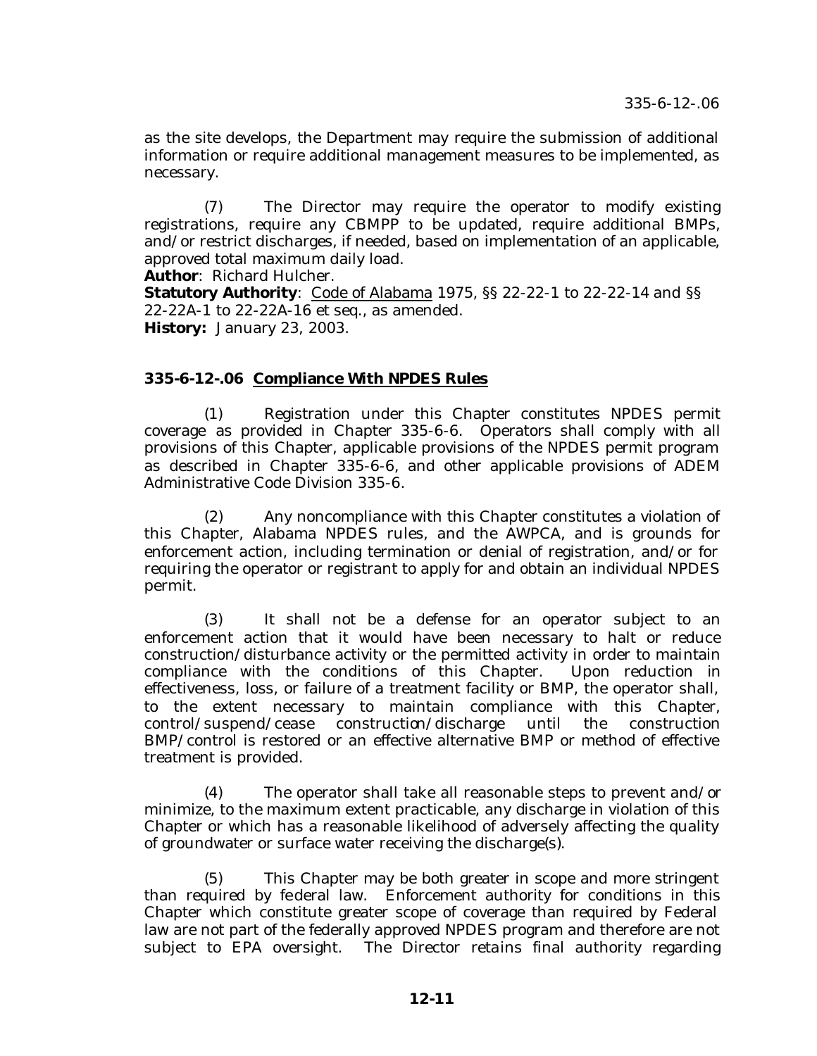as the site develops, the Department may require the submission of additional information or require additional management measures to be implemented, as necessary.

(7) The Director may require the operator to modify existing registrations, require any CBMPP to be updated, require additional BMPs, and/or restrict discharges, if needed, based on implementation of an applicable, approved total maximum daily load.

**Author**: Richard Hulcher.

**Statutory Authority**: Code of Alabama 1975, §§ 22-22-1 to 22-22-14 and §§ 22-22A-1 to 22-22A-16 et seq., as amended.

**History:** January 23, 2003.

### 335-6-12-.06 Compliance With NPDES Rules

(1) Registration under this Chapter constitutes NPDES permit coverage as provided in Chapter 335-6-6. Operators shall comply with all provisions of this Chapter, applicable provisions of the NPDES permit program as described in Chapter 335-6-6, and other applicable provisions of ADEM Administrative Code Division 335-6.

(2) Any noncompliance with this Chapter constitutes a violation of this Chapter, Alabama NPDES rules, and the AWPCA, and is grounds for enforcement action, including termination or denial of registration, and/or for requiring the operator or registrant to apply for and obtain an individual NPDES permit.

(3) It shall not be a defense for an operator subject to an enforcement action that it would have been necessary to halt or reduce construction/disturbance activity or the permitted activity in order to maintain compliance with the conditions of this Chapter. Upon reduction in effectiveness, loss, or failure of a treatment facility or BMP, the operator shall, to the extent necessary to maintain compliance with this Chapter, control/suspend/cease construction/discharge until the construction BMP/control is restored or an effective alternative BMP or method of effective treatment is provided.

(4) The operator shall take all reasonable steps to prevent and/or minimize, to the maximum extent practicable, any discharge in violation of this Chapter or which has a reasonable likelihood of adversely affecting the quality of groundwater or surface water receiving the discharge(s).

(5) This Chapter may be both greater in scope and more stringent than required by federal law. Enforcement authority for conditions in this Chapter which constitute greater scope of coverage than required by Federal law are not part of the federally approved NPDES program and therefore are not subject to EPA oversight. The Director retains final authority regarding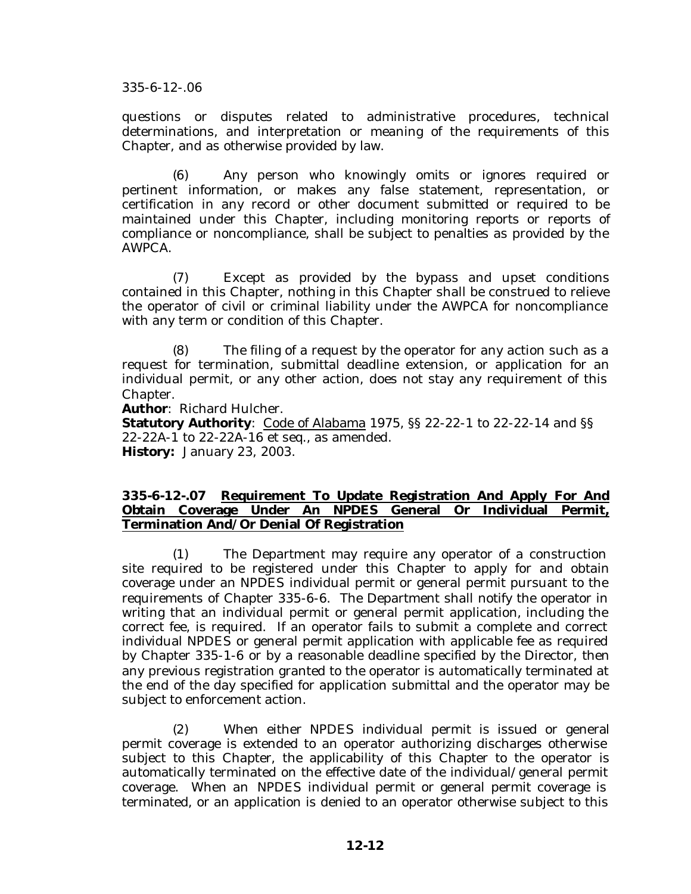questions or disputes related to administrative procedures, technical determinations, and interpretation or meaning of the requirements of this Chapter, and as otherwise provided by law.

(6) Any person who knowingly omits or ignores required or pertinent information, or makes any false statement, representation, or certification in any record or other document submitted or required to be maintained under this Chapter, including monitoring reports or reports of compliance or noncompliance, shall be subject to penalties as provided by the AWPCA.

(7) Except as provided by the bypass and upset conditions contained in this Chapter, nothing in this Chapter shall be construed to relieve the operator of civil or criminal liability under the AWPCA for noncompliance with any term or condition of this Chapter.

(8) The filing of a request by the operator for any action such as a request for termination, submittal deadline extension, or application for an individual permit, or any other action, does not stay any requirement of this Chapter.

**Author**: Richard Hulcher.
**Statutory Authority**: Code of Alabama 1975, §§ 22-22-1 to 22-22-14 and §§ 22-22A-1 to 22-22A-16 et seq., as amended.
**History:** January 23, 2003.

**335-6-12-.07 Requirement To Update Registration And Apply For And Obtain Coverage Under An NPDES General Or Individual Permit, Termination And/Or Denial Of Registration**

(1) The Department may require any operator of a construction site required to be registered under this Chapter to apply for and obtain coverage under an NPDES individual permit or general permit pursuant to the requirements of Chapter 335-6-6. The Department shall notify the operator in writing that an individual permit or general permit application, including the correct fee, is required. If an operator fails to submit a complete and correct individual NPDES or general permit application with applicable fee as required by Chapter 335-1-6 or by a reasonable deadline specified by the Director, then any previous registration granted to the operator is automatically terminated at the end of the day specified for application submittal and the operator may be subject to enforcement action.

(2) When either NPDES individual permit is issued or general permit coverage is extended to an operator authorizing discharges otherwise subject to this Chapter, the applicability of this Chapter to the operator is automatically terminated on the effective date of the individual/general permit coverage. When an NPDES individual permit or general permit coverage is terminated, or an application is denied to an operator otherwise subject to this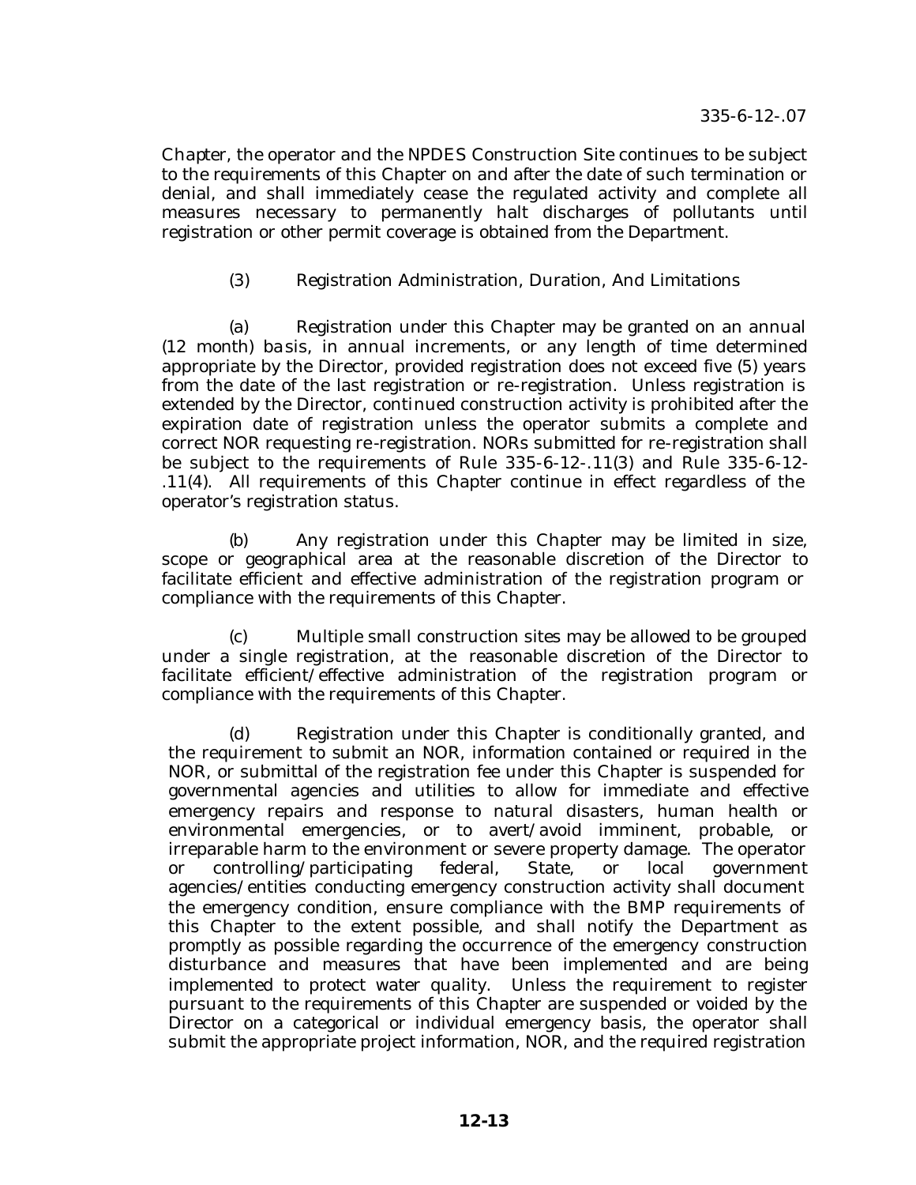Chapter, the operator and the NPDES Construction Site continues to be subject to the requirements of this Chapter on and after the date of such termination or denial, and shall immediately cease the regulated activity and complete all measures necessary to permanently halt discharges of pollutants until registration or other permit coverage is obtained from the Department.

(3) Registration Administration, Duration, And Limitations

(a) Registration under this Chapter may be granted on an annual (12 month) basis, in annual increments, or any length of time determined appropriate by the Director, provided registration does not exceed five (5) years from the date of the last registration or re-registration. Unless registration is extended by the Director, continued construction activity is prohibited after the expiration date of registration unless the operator submits a complete and correct NOR requesting re-registration. NORs submitted for re-registration shall be subject to the requirements of Rule 335-6-12-.11(3) and Rule 335-6-12-.11(4). All requirements of this Chapter continue in effect regardless of the operator's registration status.

(b) Any registration under this Chapter may be limited in size, scope or geographical area at the reasonable discretion of the Director to facilitate efficient and effective administration of the registration program or compliance with the requirements of this Chapter.

(c) Multiple small construction sites may be allowed to be grouped under a single registration, at the reasonable discretion of the Director to facilitate efficient/effective administration of the registration program or compliance with the requirements of this Chapter.

(d) Registration under this Chapter is conditionally granted, and the requirement to submit an NOR, information contained or required in the NOR, or submittal of the registration fee under this Chapter is suspended for governmental agencies and utilities to allow for immediate and effective emergency repairs and response to natural disasters, human health or environmental emergencies, or to avert/avoid imminent, probable, or irreparable harm to the environment or severe property damage. The operator or controlling/participating federal, State, or local government agencies/entities conducting emergency construction activity shall document the emergency condition, ensure compliance with the BMP requirements of this Chapter to the extent possible, and shall notify the Department as promptly as possible regarding the occurrence of the emergency construction disturbance and measures that have been implemented and are being implemented to protect water quality. Unless the requirement to register pursuant to the requirements of this Chapter are suspended or voided by the Director on a categorical or individual emergency basis, the operator shall submit the appropriate project information, NOR, and the required registration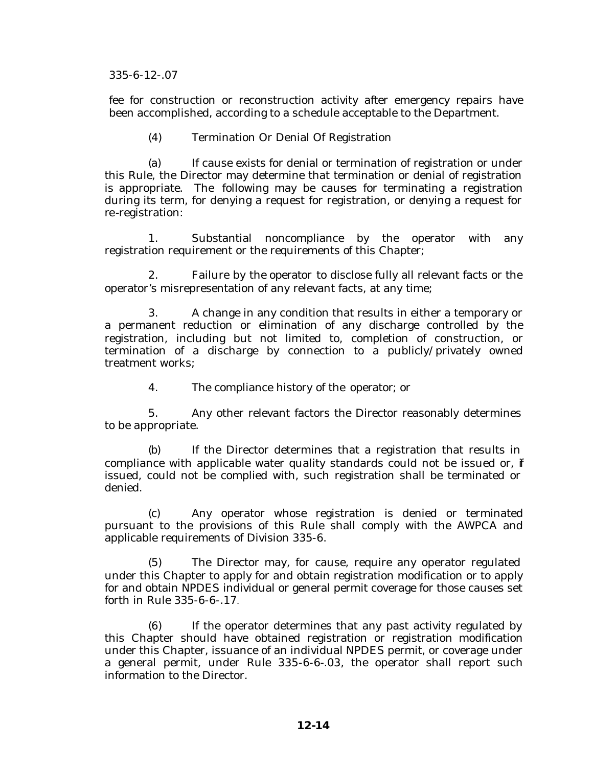fee for construction or reconstruction activity after emergency repairs have been accomplished, according to a schedule acceptable to the Department.

(4) Termination Or Denial Of Registration

(a) If cause exists for denial or termination of registration or under this Rule, the Director may determine that termination or denial of registration is appropriate. The following may be causes for terminating a registration during its term, for denying a request for registration, or denying a request for re-registration:

1. Substantial noncompliance by the operator with any registration requirement or the requirements of this Chapter;

2. Failure by the operator to disclose fully all relevant facts or the operator's misrepresentation of any relevant facts, at any time;

3. A change in any condition that results in either a temporary or a permanent reduction or elimination of any discharge controlled by the registration, including but not limited to, completion of construction, or termination of a discharge by connection to a publicly/privately owned treatment works;

4. The compliance history of the operator; or

5. Any other relevant factors the Director reasonably determines to be appropriate.

(b) If the Director determines that a registration that results in compliance with applicable water quality standards could not be issued or, if issued, could not be complied with, such registration shall be terminated or denied.

(c) Any operator whose registration is denied or terminated pursuant to the provisions of this Rule shall comply with the AWPCA and applicable requirements of Division 335-6.

(5) The Director may, for cause, require any operator regulated under this Chapter to apply for and obtain registration modification or to apply for and obtain NPDES individual or general permit coverage for those causes set forth in Rule 335-6-6-.17.

(6) If the operator determines that any past activity regulated by this Chapter should have obtained registration or registration modification under this Chapter, issuance of an individual NPDES permit, or coverage under a general permit, under Rule 335-6-6-.03, the operator shall report such information to the Director.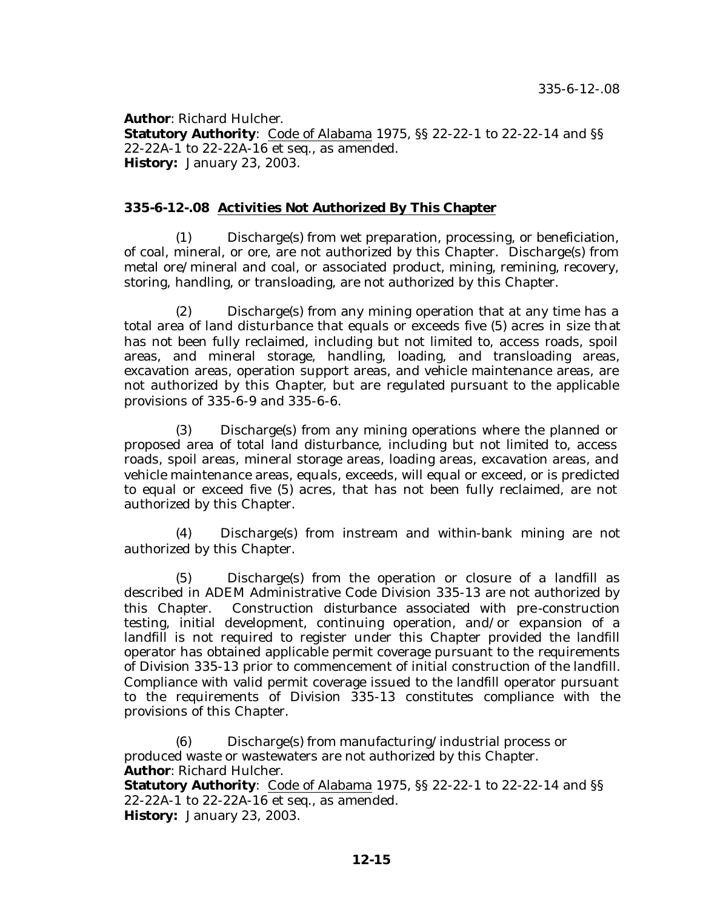**Author**: Richard Hulcher.
**Statutory Authority**: Code of Alabama 1975, §§ 22-22-1 to 22-22-14 and §§ 22-22A-1 to 22-22A-16 et seq., as amended.
**History:** January 23, 2003.

### 335-6-12-.08 Activities Not Authorized By This Chapter

(1) Discharge(s) from wet preparation, processing, or beneficiation, of coal, mineral, or ore, are not authorized by this Chapter. Discharge(s) from metal ore/mineral and coal, or associated product, mining, remining, recovery, storing, handling, or transloading, are not authorized by this Chapter.

(2) Discharge(s) from any mining operation that at any time has a total area of land disturbance that equals or exceeds five (5) acres in size that has not been fully reclaimed, including but not limited to, access roads, spoil areas, and mineral storage, handling, loading, and transloading areas, excavation areas, operation support areas, and vehicle maintenance areas, are not authorized by this Chapter, but are regulated pursuant to the applicable provisions of 335-6-9 and 335-6-6.

(3) Discharge(s) from any mining operations where the planned or proposed area of total land disturbance, including but not limited to, access roads, spoil areas, mineral storage areas, loading areas, excavation areas, and vehicle maintenance areas, equals, exceeds, will equal or exceed, or is predicted to equal or exceed five (5) acres, that has not been fully reclaimed, are not authorized by this Chapter.

(4) Discharge(s) from instream and within-bank mining are not authorized by this Chapter.

(5) Discharge(s) from the operation or closure of a landfill as described in ADEM Administrative Code Division 335-13 are not authorized by this Chapter. Construction disturbance associated with pre-construction testing, initial development, continuing operation, and/or expansion of a landfill is not required to register under this Chapter provided the landfill operator has obtained applicable permit coverage pursuant to the requirements of Division 335-13 prior to commencement of initial construction of the landfill. Compliance with valid permit coverage issued to the landfill operator pursuant to the requirements of Division 335-13 constitutes compliance with the provisions of this Chapter.

(6) Discharge(s) from manufacturing/industrial process or produced waste or wastewaters are not authorized by this Chapter.

**Author**: Richard Hulcher.
**Statutory Authority**: Code of Alabama 1975, §§ 22-22-1 to 22-22-14 and §§ 22-22A-1 to 22-22A-16 et seq., as amended.
**History:** January 23, 2003.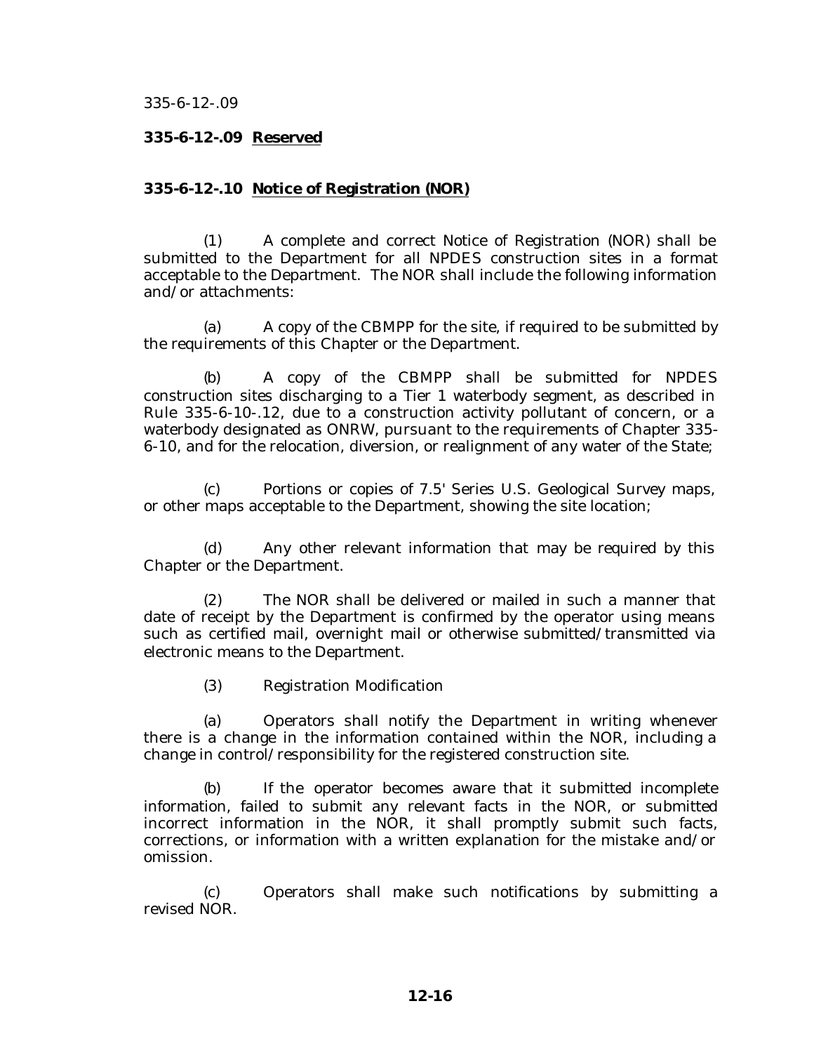**335-6-12-.09 Reserved**

**335-6-12-.10 Notice of Registration (NOR)**

(1) A complete and correct Notice of Registration (NOR) shall be submitted to the Department for all NPDES construction sites in a format acceptable to the Department. The NOR shall include the following information and/or attachments:

(a) A copy of the CBMPP for the site, if required to be submitted by the requirements of this Chapter or the Department.

(b) A copy of the CBMPP shall be submitted for NPDES construction sites discharging to a Tier 1 waterbody segment, as described in Rule 335-6-10-.12, due to a construction activity pollutant of concern, or a waterbody designated as ONRW, pursuant to the requirements of Chapter 335-6-10, and for the relocation, diversion, or realignment of any water of the State;

(c) Portions or copies of 7.5' Series U.S. Geological Survey maps, or other maps acceptable to the Department, showing the site location;

(d) Any other relevant information that may be required by this Chapter or the Department.

(2) The NOR shall be delivered or mailed in such a manner that date of receipt by the Department is confirmed by the operator using means such as certified mail, overnight mail or otherwise submitted/transmitted via electronic means to the Department.

(3) Registration Modification

(a) Operators shall notify the Department in writing whenever there is a change in the information contained within the NOR, including a change in control/responsibility for the registered construction site.

(b) If the operator becomes aware that it submitted incomplete information, failed to submit any relevant facts in the NOR, or submitted incorrect information in the NOR, it shall promptly submit such facts, corrections, or information with a written explanation for the mistake and/or omission.

(c) Operators shall make such notifications by submitting a revised NOR.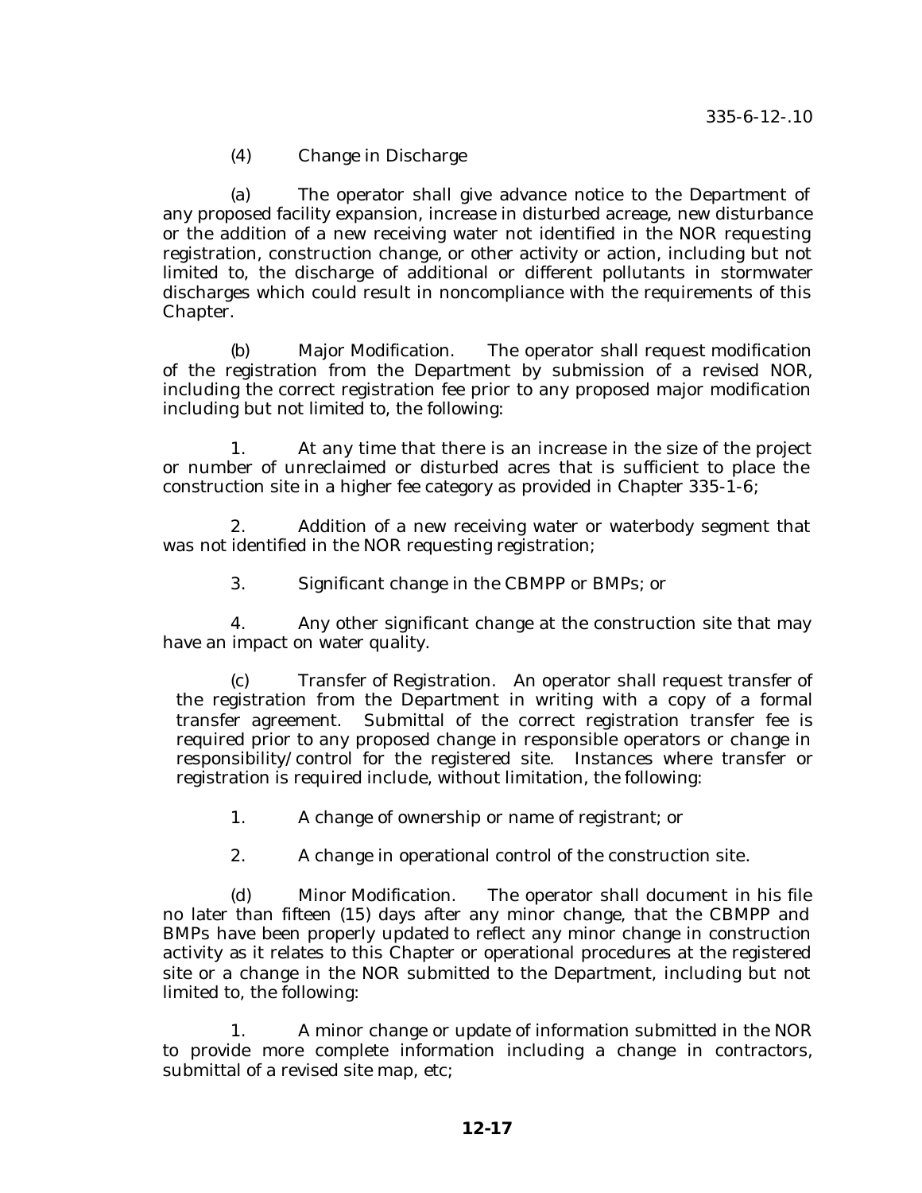(4) Change in Discharge

(a) The operator shall give advance notice to the Department of any proposed facility expansion, increase in disturbed acreage, new disturbance or the addition of a new receiving water not identified in the NOR requesting registration, construction change, or other activity or action, including but not limited to, the discharge of additional or different pollutants in stormwater discharges which could result in noncompliance with the requirements of this Chapter.

(b) Major Modification. The operator shall request modification of the registration from the Department by submission of a revised NOR, including the correct registration fee prior to any proposed major modification including but not limited to, the following:

1. At any time that there is an increase in the size of the project or number of unreclaimed or disturbed acres that is sufficient to place the construction site in a higher fee category as provided in Chapter 335-1-6;

2. Addition of a new receiving water or waterbody segment that was not identified in the NOR requesting registration;

3. Significant change in the CBMPP or BMPs; or

4. Any other significant change at the construction site that may have an impact on water quality.

(c) Transfer of Registration. An operator shall request transfer of the registration from the Department in writing with a copy of a formal transfer agreement. Submittal of the correct registration transfer fee is required prior to any proposed change in responsible operators or change in responsibility/control for the registered site. Instances where transfer or registration is required include, without limitation, the following:

1. A change of ownership or name of registrant; or

2. A change in operational control of the construction site.

(d) Minor Modification. The operator shall document in his file no later than fifteen (15) days after any minor change, that the CBMPP and BMPs have been properly updated to reflect any minor change in construction activity as it relates to this Chapter or operational procedures at the registered site or a change in the NOR submitted to the Department, including but not limited to, the following:

1. A minor change or update of information submitted in the NOR to provide more complete information including a change in contractors, submittal of a revised site map, etc;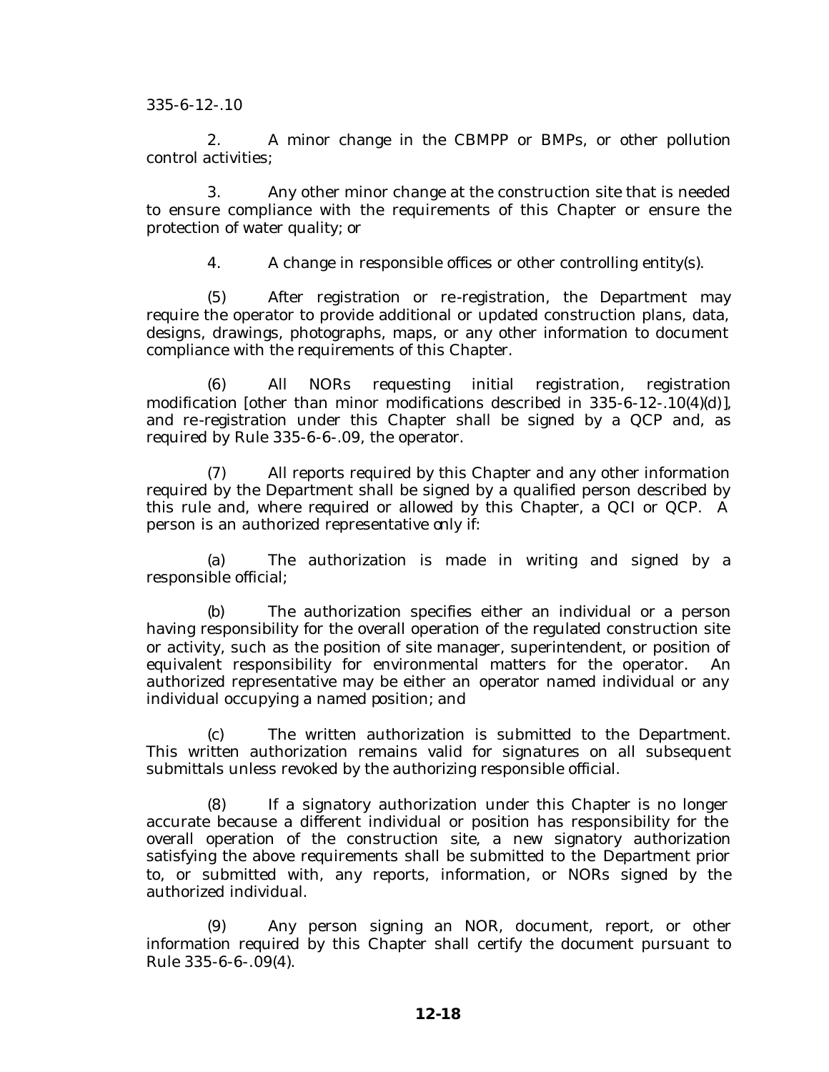2. A minor change in the CBMPP or BMPs, or other pollution control activities;

3. Any other minor change at the construction site that is needed to ensure compliance with the requirements of this Chapter or ensure the protection of water quality; or

4. A change in responsible offices or other controlling entity(s).

(5) After registration or re-registration, the Department may require the operator to provide additional or updated construction plans, data, designs, drawings, photographs, maps, or any other information to document compliance with the requirements of this Chapter.

(6) All NORs requesting initial registration, registration modification [other than minor modifications described in 335-6-12-.10(4)(d)], and re-registration under this Chapter shall be signed by a QCP and, as required by Rule 335-6-6-.09, the operator.

(7) All reports required by this Chapter and any other information required by the Department shall be signed by a qualified person described by this rule and, where required or allowed by this Chapter, a QCI or QCP. A person is an authorized representative only if:

(a) The authorization is made in writing and signed by a responsible official;

(b) The authorization specifies either an individual or a person having responsibility for the overall operation of the regulated construction site or activity, such as the position of site manager, superintendent, or position of equivalent responsibility for environmental matters for the operator. An authorized representative may be either an operator named individual or any individual occupying a named position; and

(c) The written authorization is submitted to the Department. This written authorization remains valid for signatures on all subsequent submittals unless revoked by the authorizing responsible official.

(8) If a signatory authorization under this Chapter is no longer accurate because a different individual or position has responsibility for the overall operation of the construction site, a new signatory authorization satisfying the above requirements shall be submitted to the Department prior to, or submitted with, any reports, information, or NORs signed by the authorized individual.

(9) Any person signing an NOR, document, report, or other information required by this Chapter shall certify the document pursuant to Rule 335-6-6-.09(4).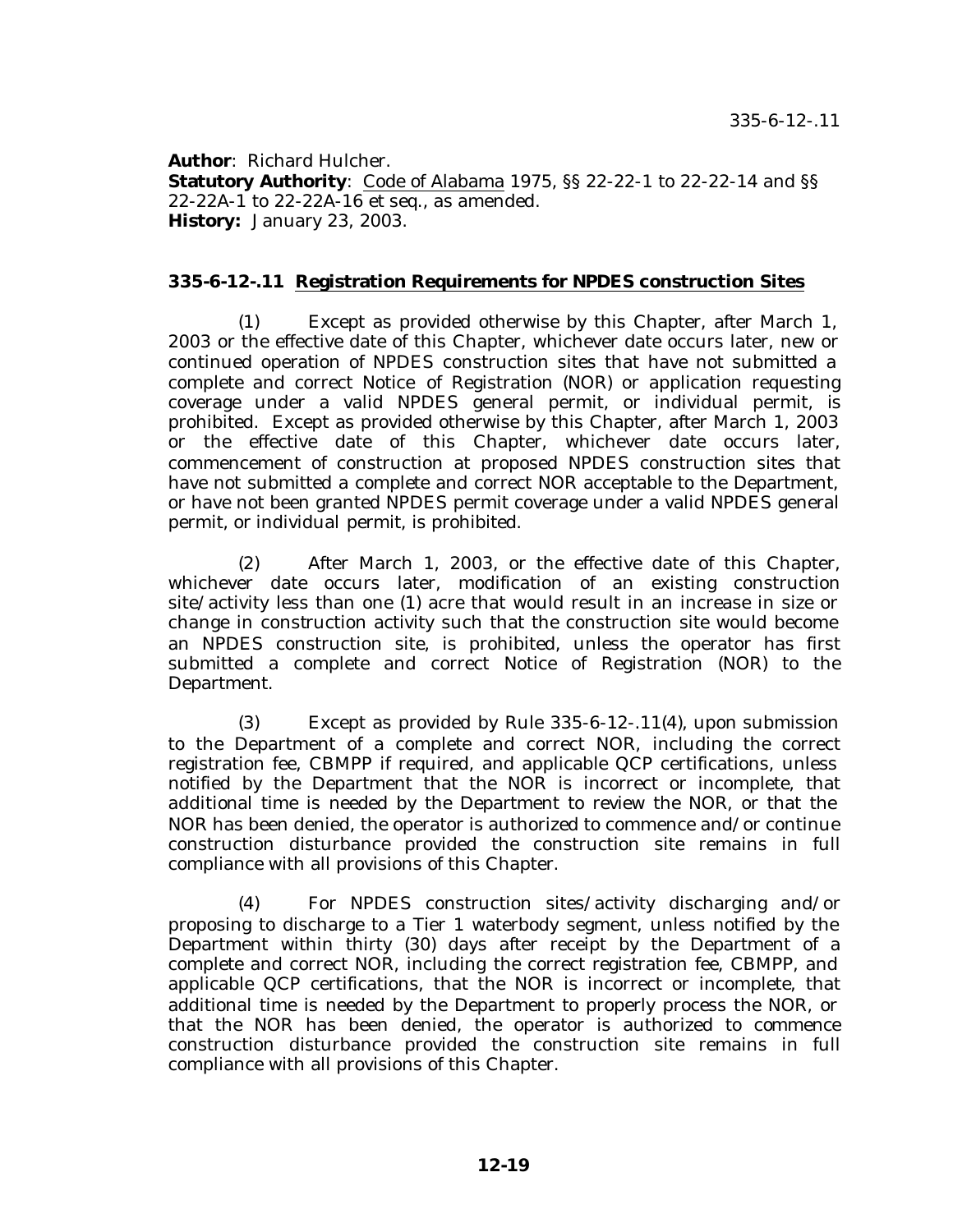**Author**: Richard Hulcher.
**Statutory Authority**: Code of Alabama 1975, §§ 22-22-1 to 22-22-14 and §§ 22-22A-1 to 22-22A-16 et seq., as amended.
**History:** January 23, 2003.

**335-6-12-.11 Registration Requirements for NPDES construction Sites**

(1) Except as provided otherwise by this Chapter, after March 1, 2003 or the effective date of this Chapter, whichever date occurs later, new or continued operation of NPDES construction sites that have not submitted a complete and correct Notice of Registration (NOR) or application requesting coverage under a valid NPDES general permit, or individual permit, is prohibited. Except as provided otherwise by this Chapter, after March 1, 2003 or the effective date of this Chapter, whichever date occurs later, commencement of construction at proposed NPDES construction sites that have not submitted a complete and correct NOR acceptable to the Department, or have not been granted NPDES permit coverage under a valid NPDES general permit, or individual permit, is prohibited.

(2) After March 1, 2003, or the effective date of this Chapter, whichever date occurs later, modification of an existing construction site/activity less than one (1) acre that would result in an increase in size or change in construction activity such that the construction site would become an NPDES construction site, is prohibited, unless the operator has first submitted a complete and correct Notice of Registration (NOR) to the Department.

(3) Except as provided by Rule 335-6-12-.11(4), upon submission to the Department of a complete and correct NOR, including the correct registration fee, CBMPP if required, and applicable QCP certifications, unless notified by the Department that the NOR is incorrect or incomplete, that additional time is needed by the Department to review the NOR, or that the NOR has been denied, the operator is authorized to commence and/or continue construction disturbance provided the construction site remains in full compliance with all provisions of this Chapter.

(4) For NPDES construction sites/activity discharging and/or proposing to discharge to a Tier 1 waterbody segment, unless notified by the Department within thirty (30) days after receipt by the Department of a complete and correct NOR, including the correct registration fee, CBMPP, and applicable QCP certifications, that the NOR is incorrect or incomplete, that additional time is needed by the Department to properly process the NOR, or that the NOR has been denied, the operator is authorized to commence construction disturbance provided the construction site remains in full compliance with all provisions of this Chapter.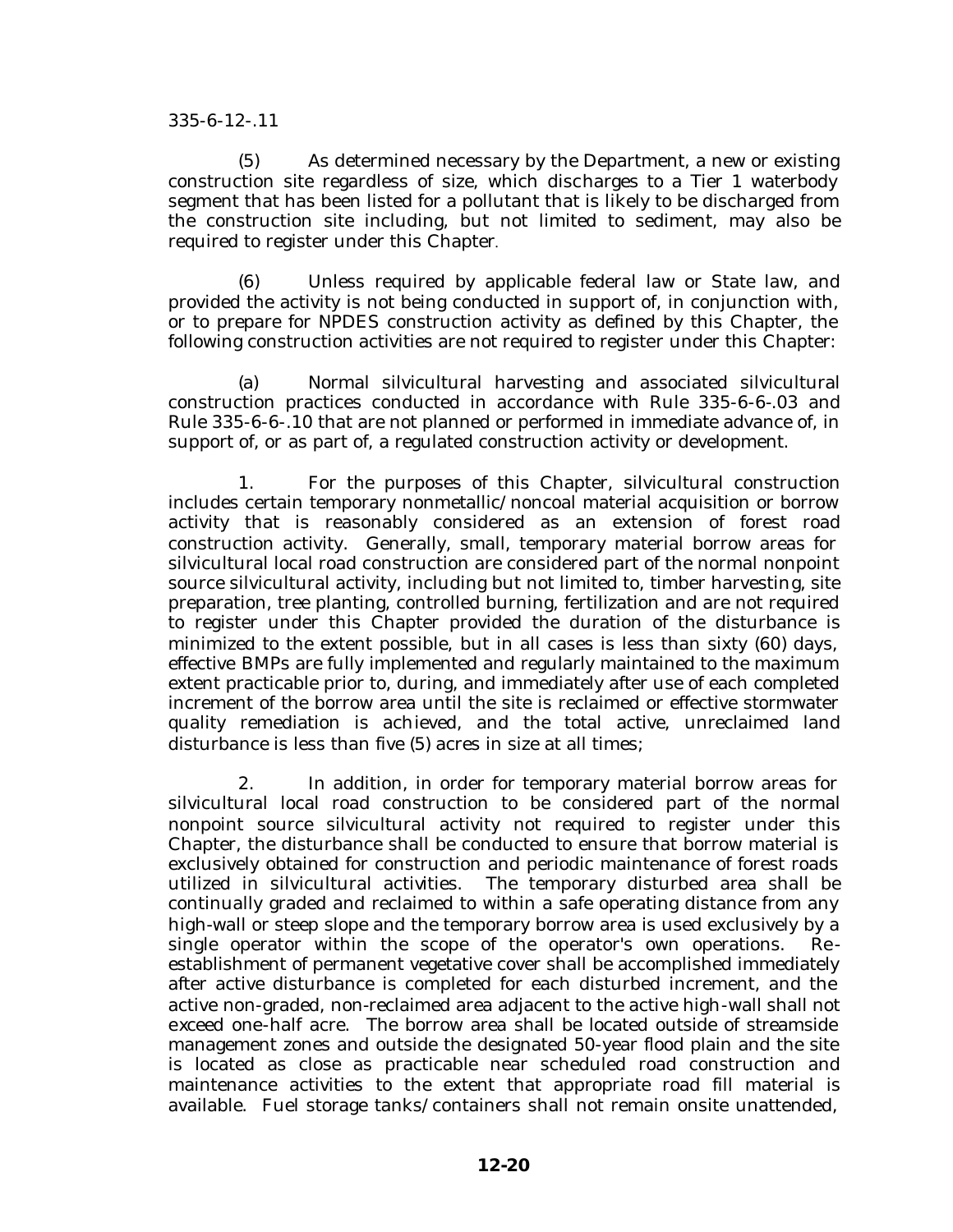335-6-12-.11

(5) As determined necessary by the Department, a new or existing construction site regardless of size, which discharges to a Tier 1 waterbody segment that has been listed for a pollutant that is likely to be discharged from the construction site including, but not limited to sediment, may also be required to register under this Chapter.

(6) Unless required by applicable federal law or State law, and provided the activity is not being conducted in support of, in conjunction with, or to prepare for NPDES construction activity as defined by this Chapter, the following construction activities are not required to register under this Chapter:

(a) Normal silvicultural harvesting and associated silvicultural construction practices conducted in accordance with Rule 335-6-6-.03 and Rule 335-6-6-.10 that are not planned or performed in immediate advance of, in support of, or as part of, a regulated construction activity or development.

1. For the purposes of this Chapter, silvicultural construction includes certain temporary nonmetallic/noncoal material acquisition or borrow activity that is reasonably considered as an extension of forest road construction activity. Generally, small, temporary material borrow areas for silvicultural local road construction are considered part of the normal nonpoint source silvicultural activity, including but not limited to, timber harvesting, site preparation, tree planting, controlled burning, fertilization and are not required to register under this Chapter provided the duration of the disturbance is minimized to the extent possible, but in all cases is less than sixty (60) days, effective BMPs are fully implemented and regularly maintained to the maximum extent practicable prior to, during, and immediately after use of each completed increment of the borrow area until the site is reclaimed or effective stormwater quality remediation is achieved, and the total active, unreclaimed land disturbance is less than five (5) acres in size at all times;

2. In addition, in order for temporary material borrow areas for silvicultural local road construction to be considered part of the normal nonpoint source silvicultural activity not required to register under this Chapter, the disturbance shall be conducted to ensure that borrow material is exclusively obtained for construction and periodic maintenance of forest roads utilized in silvicultural activities. The temporary disturbed area shall be continually graded and reclaimed to within a safe operating distance from any high-wall or steep slope and the temporary borrow area is used exclusively by a single operator within the scope of the operator's own operations. Re-establishment of permanent vegetative cover shall be accomplished immediately after active disturbance is completed for each disturbed increment, and the active non-graded, non-reclaimed area adjacent to the active high-wall shall not exceed one-half acre. The borrow area shall be located outside of streamside management zones and outside the designated 50-year flood plain and the site is located as close as practicable near scheduled road construction and maintenance activities to the extent that appropriate road fill material is available. Fuel storage tanks/containers shall not remain onsite unattended,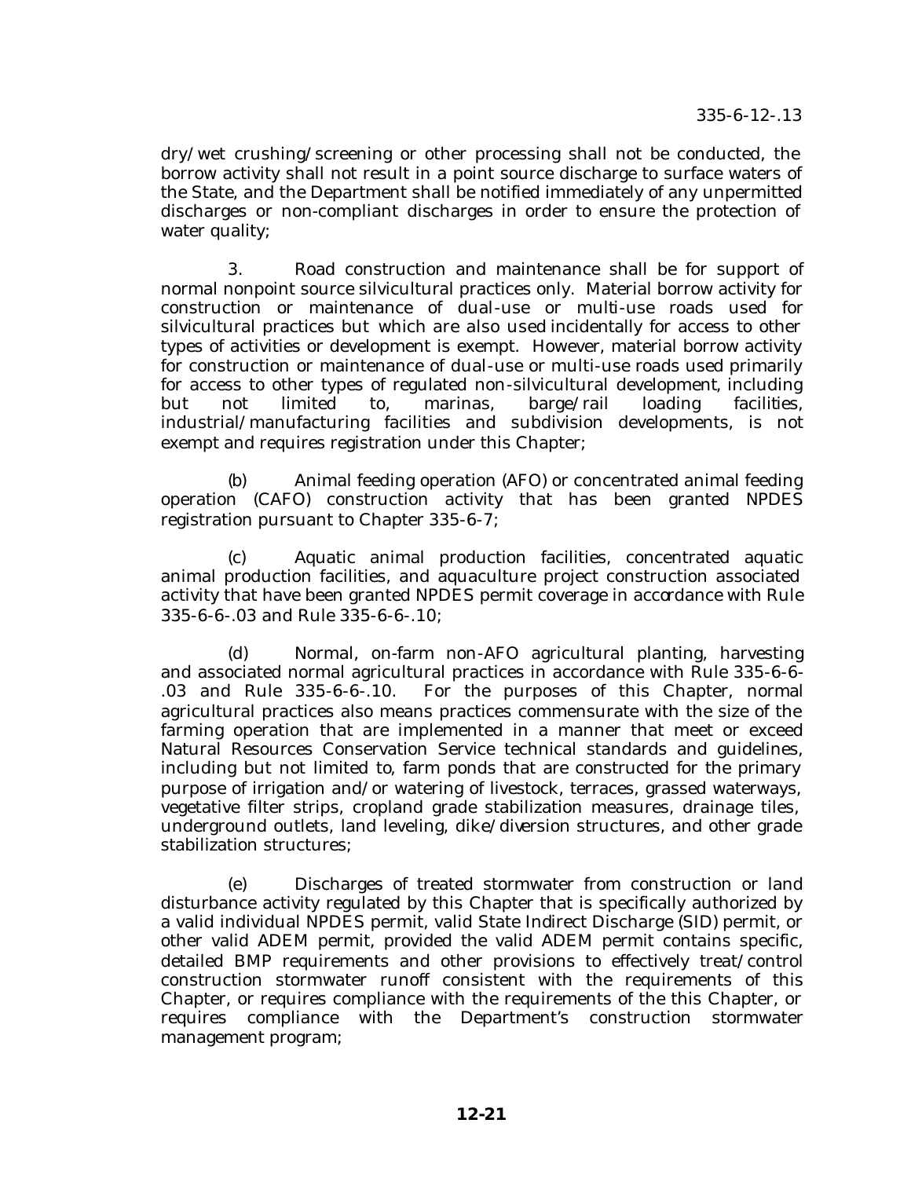dry/wet crushing/screening or other processing shall not be conducted, the borrow activity shall not result in a point source discharge to surface waters of the State, and the Department shall be notified immediately of any unpermitted discharges or non-compliant discharges in order to ensure the protection of water quality;

3. Road construction and maintenance shall be for support of normal nonpoint source silvicultural practices only. Material borrow activity for construction or maintenance of dual-use or multi-use roads used for silvicultural practices but which are also used incidentally for access to other types of activities or development is exempt. However, material borrow activity for construction or maintenance of dual-use or multi-use roads used primarily for access to other types of regulated non-silvicultural development, including but not limited to, marinas, barge/rail loading facilities, industrial/manufacturing facilities and subdivision developments, is not exempt and requires registration under this Chapter;

(b) Animal feeding operation (AFO) or concentrated animal feeding operation (CAFO) construction activity that has been granted NPDES registration pursuant to Chapter 335-6-7;

(c) Aquatic animal production facilities, concentrated aquatic animal production facilities, and aquaculture project construction associated activity that have been granted NPDES permit coverage in accordance with Rule 335-6-6-.03 and Rule 335-6-6-.10;

(d) Normal, on-farm non-AFO agricultural planting, harvesting and associated normal agricultural practices in accordance with Rule 335-6-6-.03 and Rule 335-6-6-.10. For the purposes of this Chapter, normal agricultural practices also means practices commensurate with the size of the farming operation that are implemented in a manner that meet or exceed Natural Resources Conservation Service technical standards and guidelines, including but not limited to, farm ponds that are constructed for the primary purpose of irrigation and/or watering of livestock, terraces, grassed waterways, vegetative filter strips, cropland grade stabilization measures, drainage tiles, underground outlets, land leveling, dike/diversion structures, and other grade stabilization structures;

(e) Discharges of treated stormwater from construction or land disturbance activity regulated by this Chapter that is specifically authorized by a valid individual NPDES permit, valid State Indirect Discharge (SID) permit, or other valid ADEM permit, provided the valid ADEM permit contains specific, detailed BMP requirements and other provisions to effectively treat/control construction stormwater runoff consistent with the requirements of this Chapter, or requires compliance with the requirements of the this Chapter, or requires compliance with the Department's construction stormwater management program;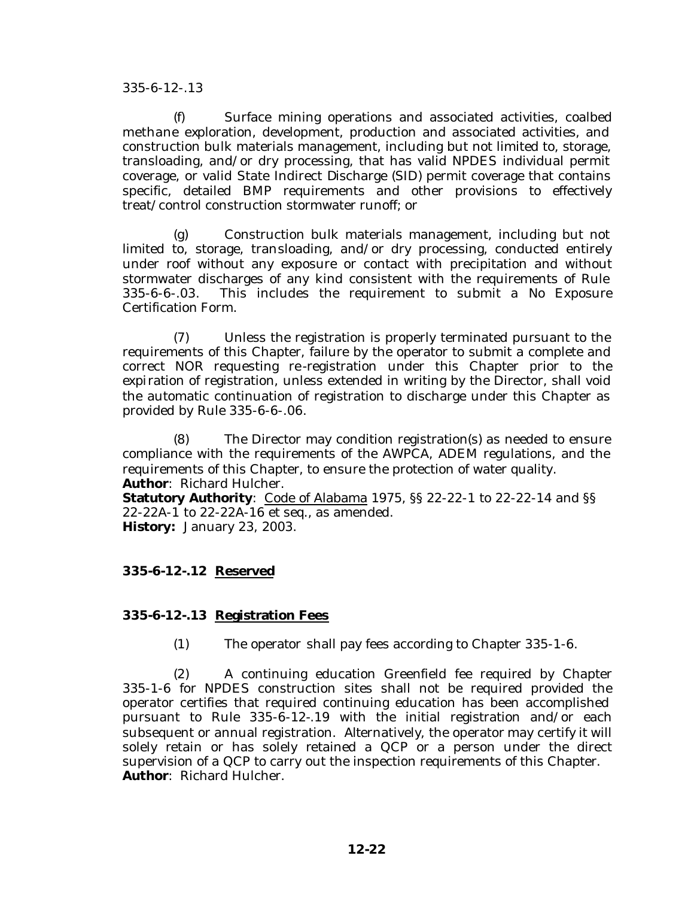(f) Surface mining operations and associated activities, coalbed methane exploration, development, production and associated activities, and construction bulk materials management, including but not limited to, storage, transloading, and/or dry processing, that has valid NPDES individual permit coverage, or valid State Indirect Discharge (SID) permit coverage that contains specific, detailed BMP requirements and other provisions to effectively treat/control construction stormwater runoff; or

(g) Construction bulk materials management, including but not limited to, storage, transloading, and/or dry processing, conducted entirely under roof without any exposure or contact with precipitation and without stormwater discharges of any kind consistent with the requirements of Rule 335-6-6-.03. This includes the requirement to submit a No Exposure Certification Form.

(7) Unless the registration is properly terminated pursuant to the requirements of this Chapter, failure by the operator to submit a complete and correct NOR requesting re-registration under this Chapter prior to the expiration of registration, unless extended in writing by the Director, shall void the automatic continuation of registration to discharge under this Chapter as provided by Rule 335-6-6-.06.

(8) The Director may condition registration(s) as needed to ensure compliance with the requirements of the AWPCA, ADEM regulations, and the requirements of this Chapter, to ensure the protection of water quality.

**Author**: Richard Hulcher.

**Statutory Authority**: Code of Alabama 1975, §§ 22-22-1 to 22-22-14 and §§ 22-22A-1 to 22-22A-16 et seq., as amended.

**History:** January 23, 2003.

**335-6-12-.12 Reserved**

**335-6-12-.13 Registration Fees**

(1) The operator shall pay fees according to Chapter 335-1-6.

(2) A continuing education Greenfield fee required by Chapter 335-1-6 for NPDES construction sites shall not be required provided the operator certifies that required continuing education has been accomplished pursuant to Rule 335-6-12-.19 with the initial registration and/or each subsequent or annual registration. Alternatively, the operator may certify it will solely retain or has solely retained a QCP or a person under the direct supervision of a QCP to carry out the inspection requirements of this Chapter.

**Author**: Richard Hulcher.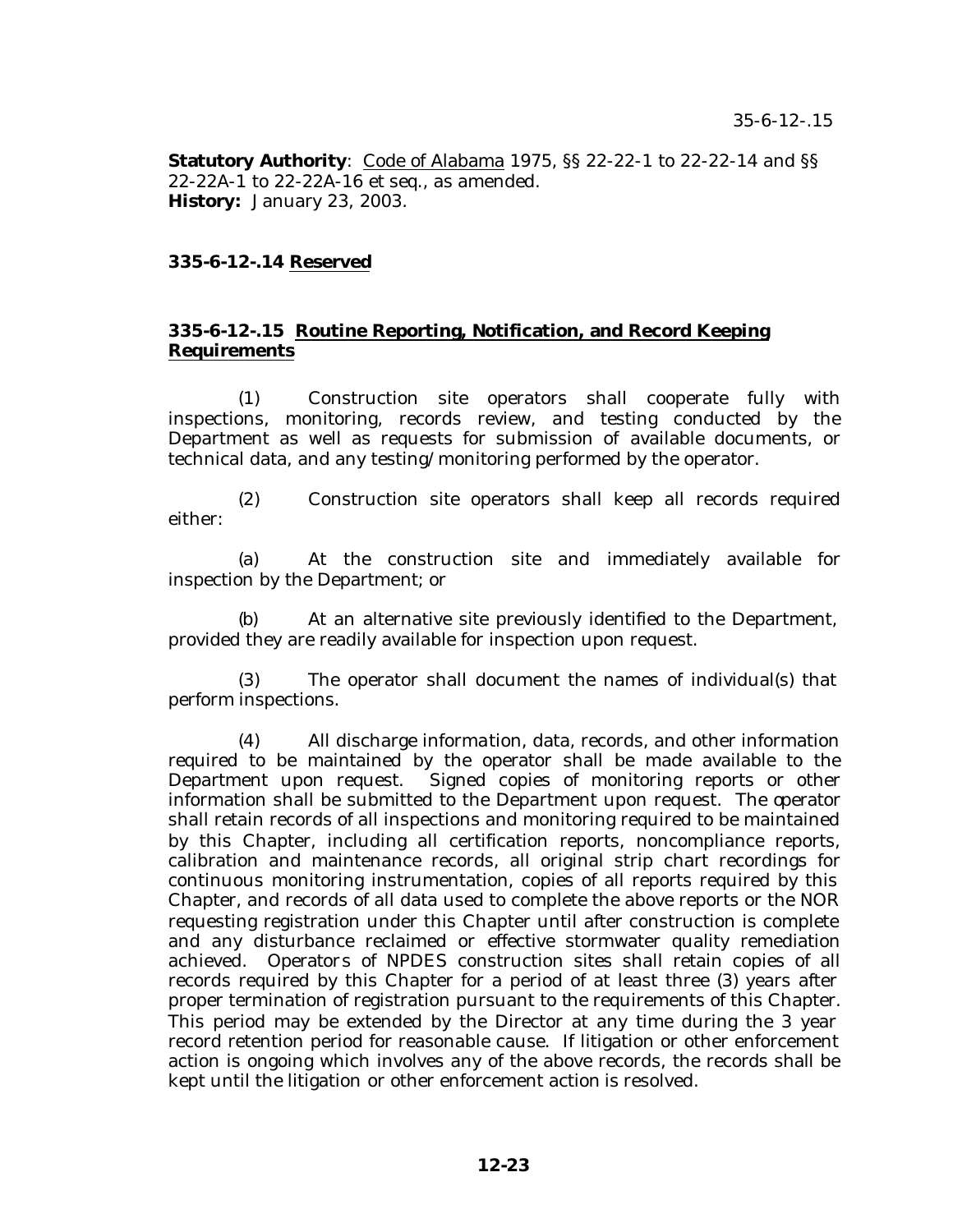**Statutory Authority**: Code of Alabama 1975, §§ 22-22-1 to 22-22-14 and §§ 22-22A-1 to 22-22A-16 et seq., as amended.
**History:** January 23, 2003.

**335-6-12-.14 Reserved**

**335-6-12-.15 Routine Reporting, Notification, and Record Keeping Requirements**

(1) Construction site operators shall cooperate fully with inspections, monitoring, records review, and testing conducted by the Department as well as requests for submission of available documents, or technical data, and any testing/monitoring performed by the operator.

(2) Construction site operators shall keep all records required either:

(a) At the construction site and immediately available for inspection by the Department; or

(b) At an alternative site previously identified to the Department, provided they are readily available for inspection upon request.

(3) The operator shall document the names of individual(s) that perform inspections.

(4) All discharge information, data, records, and other information required to be maintained by the operator shall be made available to the Department upon request. Signed copies of monitoring reports or other information shall be submitted to the Department upon request. The operator shall retain records of all inspections and monitoring required to be maintained by this Chapter, including all certification reports, noncompliance reports, calibration and maintenance records, all original strip chart recordings for continuous monitoring instrumentation, copies of all reports required by this Chapter, and records of all data used to complete the above reports or the NOR requesting registration under this Chapter until after construction is complete and any disturbance reclaimed or effective stormwater quality remediation achieved. Operators of NPDES construction sites shall retain copies of all records required by this Chapter for a period of at least three (3) years after proper termination of registration pursuant to the requirements of this Chapter. This period may be extended by the Director at any time during the 3 year record retention period for reasonable cause. If litigation or other enforcement action is ongoing which involves any of the above records, the records shall be kept until the litigation or other enforcement action is resolved.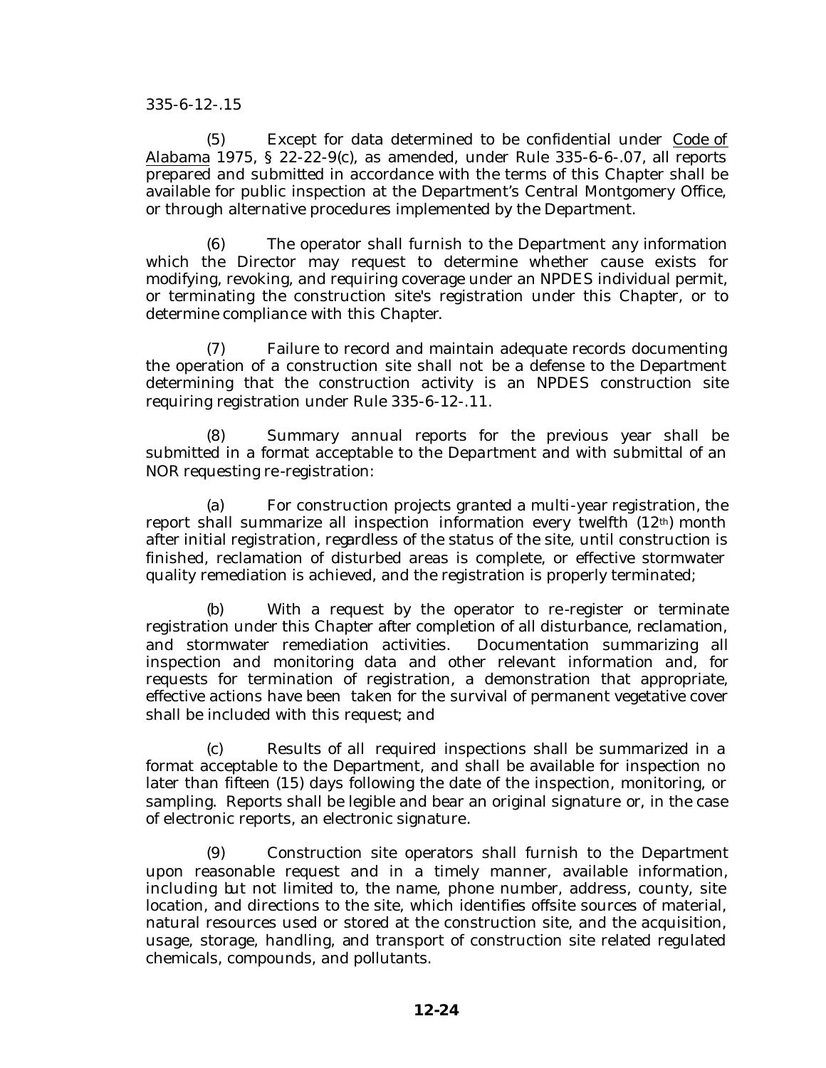335-6-12-.15

(5) Except for data determined to be confidential under Code of Alabama 1975, § 22-22-9(c), as amended, under Rule 335-6-6-.07, all reports prepared and submitted in accordance with the terms of this Chapter shall be available for public inspection at the Department's Central Montgomery Office, or through alternative procedures implemented by the Department.

(6) The operator shall furnish to the Department any information which the Director may request to determine whether cause exists for modifying, revoking, and requiring coverage under an NPDES individual permit, or terminating the construction site's registration under this Chapter, or to determine compliance with this Chapter.

(7) Failure to record and maintain adequate records documenting the operation of a construction site shall not be a defense to the Department determining that the construction activity is an NPDES construction site requiring registration under Rule 335-6-12-.11.

(8) Summary annual reports for the previous year shall be submitted in a format acceptable to the Department and with submittal of an NOR requesting re-registration:

(a) For construction projects granted a multi-year registration, the report shall summarize all inspection information every twelfth (12th) month after initial registration, regardless of the status of the site, until construction is finished, reclamation of disturbed areas is complete, or effective stormwater quality remediation is achieved, and the registration is properly terminated;

(b) With a request by the operator to re-register or terminate registration under this Chapter after completion of all disturbance, reclamation, and stormwater remediation activities. Documentation summarizing all inspection and monitoring data and other relevant information and, for requests for termination of registration, a demonstration that appropriate, effective actions have been taken for the survival of permanent vegetative cover shall be included with this request; and

(c) Results of all required inspections shall be summarized in a format acceptable to the Department, and shall be available for inspection no later than fifteen (15) days following the date of the inspection, monitoring, or sampling. Reports shall be legible and bear an original signature or, in the case of electronic reports, an electronic signature.

(9) Construction site operators shall furnish to the Department upon reasonable request and in a timely manner, available information, including but not limited to, the name, phone number, address, county, site location, and directions to the site, which identifies offsite sources of material, natural resources used or stored at the construction site, and the acquisition, usage, storage, handling, and transport of construction site related regulated chemicals, compounds, and pollutants.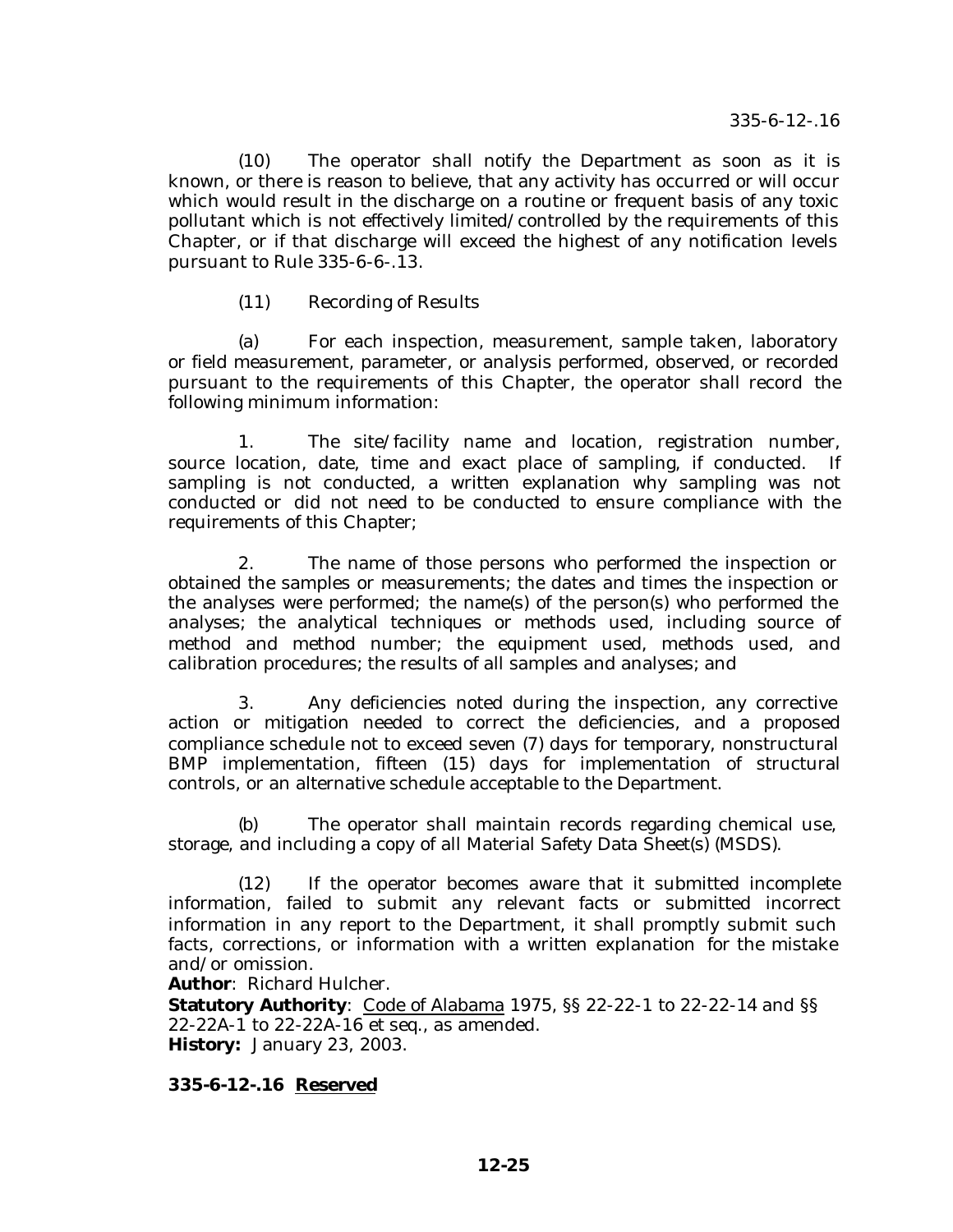(10) The operator shall notify the Department as soon as it is known, or there is reason to believe, that any activity has occurred or will occur which would result in the discharge on a routine or frequent basis of any toxic pollutant which is not effectively limited/controlled by the requirements of this Chapter, or if that discharge will exceed the highest of any notification levels pursuant to Rule 335-6-6-.13.

(11) Recording of Results

(a) For each inspection, measurement, sample taken, laboratory or field measurement, parameter, or analysis performed, observed, or recorded pursuant to the requirements of this Chapter, the operator shall record the following minimum information:

1. The site/facility name and location, registration number, source location, date, time and exact place of sampling, if conducted. If sampling is not conducted, a written explanation why sampling was not conducted or did not need to be conducted to ensure compliance with the requirements of this Chapter;

2. The name of those persons who performed the inspection or obtained the samples or measurements; the dates and times the inspection or the analyses were performed; the name(s) of the person(s) who performed the analyses; the analytical techniques or methods used, including source of method and method number; the equipment used, methods used, and calibration procedures; the results of all samples and analyses; and

3. Any deficiencies noted during the inspection, any corrective action or mitigation needed to correct the deficiencies, and a proposed compliance schedule not to exceed seven (7) days for temporary, nonstructural BMP implementation, fifteen (15) days for implementation of structural controls, or an alternative schedule acceptable to the Department.

(b) The operator shall maintain records regarding chemical use, storage, and including a copy of all Material Safety Data Sheet(s) (MSDS).

(12) If the operator becomes aware that it submitted incomplete information, failed to submit any relevant facts or submitted incorrect information in any report to the Department, it shall promptly submit such facts, corrections, or information with a written explanation for the mistake and/or omission.

**Author**: Richard Hulcher.
**Statutory Authority**: Code of Alabama 1975, §§ 22-22-1 to 22-22-14 and §§ 22-22A-1 to 22-22A-16 et seq., as amended.
**History:** January 23, 2003.

**335-6-12-.16 Reserved**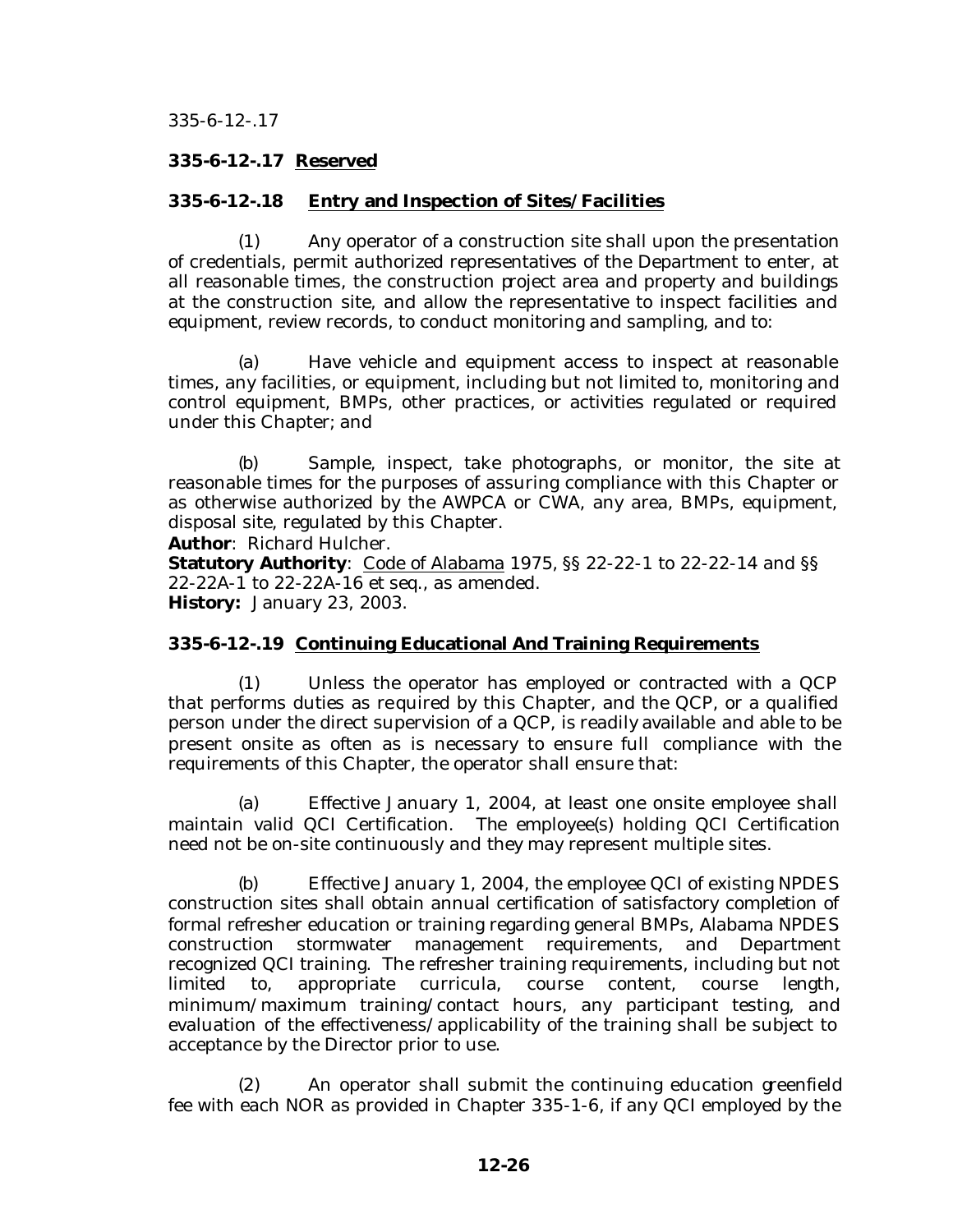**335-6-12-.17 Reserved**

**335-6-12-.18 Entry and Inspection of Sites/Facilities**

(1) Any operator of a construction site shall upon the presentation of credentials, permit authorized representatives of the Department to enter, at all reasonable times, the construction project area and property and buildings at the construction site, and allow the representative to inspect facilities and equipment, review records, to conduct monitoring and sampling, and to:

(a) Have vehicle and equipment access to inspect at reasonable times, any facilities, or equipment, including but not limited to, monitoring and control equipment, BMPs, other practices, or activities regulated or required under this Chapter; and

(b) Sample, inspect, take photographs, or monitor, the site at reasonable times for the purposes of assuring compliance with this Chapter or as otherwise authorized by the AWPCA or CWA, any area, BMPs, equipment, disposal site, regulated by this Chapter.

**Author**: Richard Hulcher.
**Statutory Authority**: Code of Alabama 1975, §§ 22-22-1 to 22-22-14 and §§ 22-22A-1 to 22-22A-16 et seq., as amended.
**History:** January 23, 2003.

**335-6-12-.19 Continuing Educational And Training Requirements**

(1) Unless the operator has employed or contracted with a QCP that performs duties as required by this Chapter, and the QCP, or a qualified person under the direct supervision of a QCP, is readily available and able to be present onsite as often as is necessary to ensure full compliance with the requirements of this Chapter, the operator shall ensure that:

(a) Effective January 1, 2004, at least one onsite employee shall maintain valid QCI Certification. The employee(s) holding QCI Certification need not be on-site continuously and they may represent multiple sites.

(b) Effective January 1, 2004, the employee QCI of existing NPDES construction sites shall obtain annual certification of satisfactory completion of formal refresher education or training regarding general BMPs, Alabama NPDES construction stormwater management requirements, and Department recognized QCI training. The refresher training requirements, including but not limited to, appropriate curricula, course content, course length, minimum/maximum training/contact hours, any participant testing, and evaluation of the effectiveness/applicability of the training shall be subject to acceptance by the Director prior to use.

(2) An operator shall submit the continuing education greenfield fee with each NOR as provided in Chapter 335-1-6, if any QCI employed by the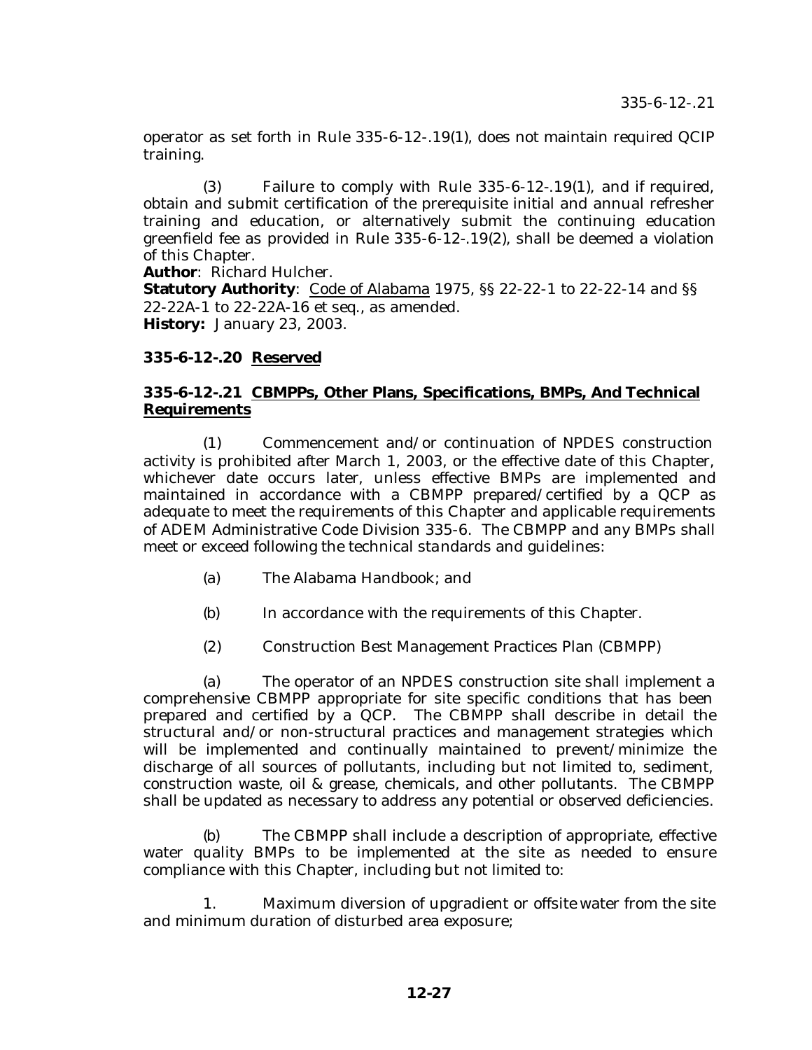operator as set forth in Rule 335-6-12-.19(1), does not maintain required QCIP training.

(3) Failure to comply with Rule 335-6-12-.19(1), and if required, obtain and submit certification of the prerequisite initial and annual refresher training and education, or alternatively submit the continuing education greenfield fee as provided in Rule 335-6-12-.19(2), shall be deemed a violation of this Chapter.

**Author**: Richard Hulcher.

**Statutory Authority**: Code of Alabama 1975, §§ 22-22-1 to 22-22-14 and §§ 22-22A-1 to 22-22A-16 et seq., as amended.

**History:** January 23, 2003.

**335-6-12-.20 Reserved**

**335-6-12-.21 CBMPPs, Other Plans, Specifications, BMPs, And Technical Requirements**

(1) Commencement and/or continuation of NPDES construction activity is prohibited after March 1, 2003, or the effective date of this Chapter, whichever date occurs later, unless effective BMPs are implemented and maintained in accordance with a CBMPP prepared/certified by a QCP as adequate to meet the requirements of this Chapter and applicable requirements of ADEM Administrative Code Division 335-6. The CBMPP and any BMPs shall meet or exceed following the technical standards and guidelines:

(a) The Alabama Handbook; and

(b) In accordance with the requirements of this Chapter.

(2) Construction Best Management Practices Plan (CBMPP)

(a) The operator of an NPDES construction site shall implement a comprehensive CBMPP appropriate for site specific conditions that has been prepared and certified by a QCP. The CBMPP shall describe in detail the structural and/or non-structural practices and management strategies which will be implemented and continually maintained to prevent/minimize the discharge of all sources of pollutants, including but not limited to, sediment, construction waste, oil & grease, chemicals, and other pollutants. The CBMPP shall be updated as necessary to address any potential or observed deficiencies.

(b) The CBMPP shall include a description of appropriate, effective water quality BMPs to be implemented at the site as needed to ensure compliance with this Chapter, including but not limited to:

1. Maximum diversion of upgradient or offsite water from the site and minimum duration of disturbed area exposure;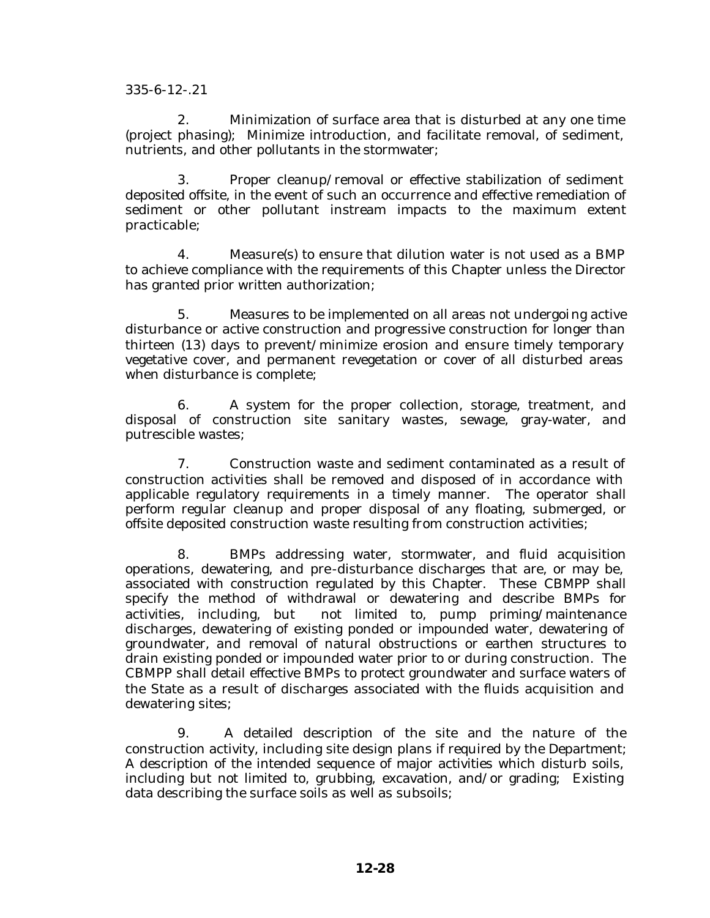2. Minimization of surface area that is disturbed at any one time (project phasing); Minimize introduction, and facilitate removal, of sediment, nutrients, and other pollutants in the stormwater;

3. Proper cleanup/removal or effective stabilization of sediment deposited offsite, in the event of such an occurrence and effective remediation of sediment or other pollutant instream impacts to the maximum extent practicable;

4. Measure(s) to ensure that dilution water is not used as a BMP to achieve compliance with the requirements of this Chapter unless the Director has granted prior written authorization;

5. Measures to be implemented on all areas not undergoing active disturbance or active construction and progressive construction for longer than thirteen (13) days to prevent/minimize erosion and ensure timely temporary vegetative cover, and permanent revegetation or cover of all disturbed areas when disturbance is complete;

6. A system for the proper collection, storage, treatment, and disposal of construction site sanitary wastes, sewage, gray-water, and putrescible wastes;

7. Construction waste and sediment contaminated as a result of construction activities shall be removed and disposed of in accordance with applicable regulatory requirements in a timely manner. The operator shall perform regular cleanup and proper disposal of any floating, submerged, or offsite deposited construction waste resulting from construction activities;

8. BMPs addressing water, stormwater, and fluid acquisition operations, dewatering, and pre-disturbance discharges that are, or may be, associated with construction regulated by this Chapter. These CBMPP shall specify the method of withdrawal or dewatering and describe BMPs for activities, including, but not limited to, pump priming/maintenance discharges, dewatering of existing ponded or impounded water, dewatering of groundwater, and removal of natural obstructions or earthen structures to drain existing ponded or impounded water prior to or during construction. The CBMPP shall detail effective BMPs to protect groundwater and surface waters of the State as a result of discharges associated with the fluids acquisition and dewatering sites;

9. A detailed description of the site and the nature of the construction activity, including site design plans if required by the Department; A description of the intended sequence of major activities which disturb soils, including but not limited to, grubbing, excavation, and/or grading; Existing data describing the surface soils as well as subsoils;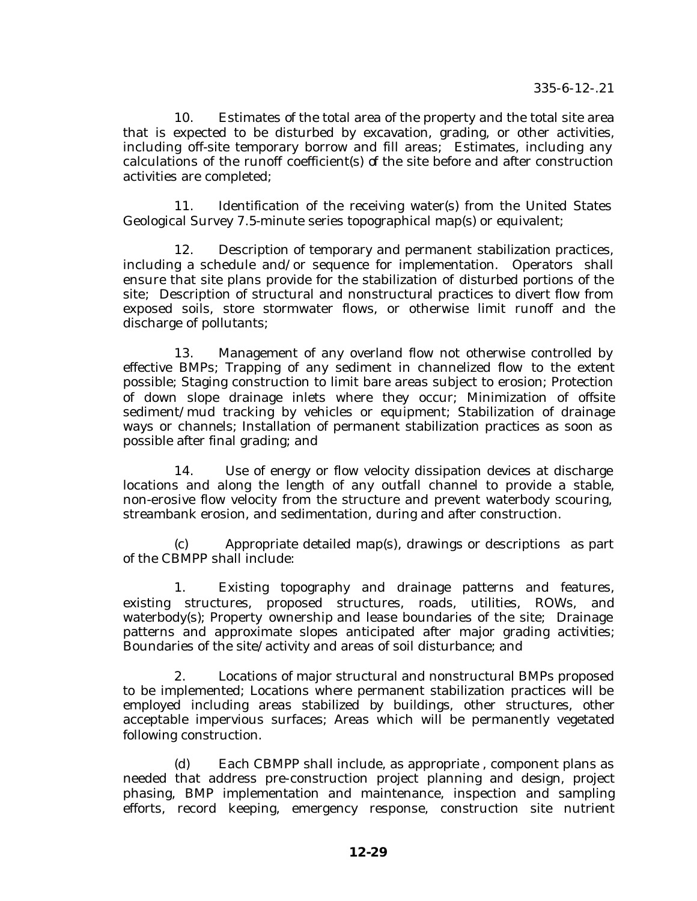10. Estimates of the total area of the property and the total site area that is expected to be disturbed by excavation, grading, or other activities, including off-site temporary borrow and fill areas; Estimates, including any calculations of the runoff coefficient(s) of the site before and after construction activities are completed;

11. Identification of the receiving water(s) from the United States Geological Survey 7.5-minute series topographical map(s) or equivalent;

12. Description of temporary and permanent stabilization practices, including a schedule and/or sequence for implementation. Operators shall ensure that site plans provide for the stabilization of disturbed portions of the site; Description of structural and nonstructural practices to divert flow from exposed soils, store stormwater flows, or otherwise limit runoff and the discharge of pollutants;

13. Management of any overland flow not otherwise controlled by effective BMPs; Trapping of any sediment in channelized flow to the extent possible; Staging construction to limit bare areas subject to erosion; Protection of down slope drainage inlets where they occur; Minimization of offsite sediment/mud tracking by vehicles or equipment; Stabilization of drainage ways or channels; Installation of permanent stabilization practices as soon as possible after final grading; and

14. Use of energy or flow velocity dissipation devices at discharge locations and along the length of any outfall channel to provide a stable, non-erosive flow velocity from the structure and prevent waterbody scouring, streambank erosion, and sedimentation, during and after construction.

(c) Appropriate detailed map(s), drawings or descriptions as part of the CBMPP shall include:

1. Existing topography and drainage patterns and features, existing structures, proposed structures, roads, utilities, ROWs, and waterbody(s); Property ownership and lease boundaries of the site; Drainage patterns and approximate slopes anticipated after major grading activities; Boundaries of the site/activity and areas of soil disturbance; and

2. Locations of major structural and nonstructural BMPs proposed to be implemented; Locations where permanent stabilization practices will be employed including areas stabilized by buildings, other structures, other acceptable impervious surfaces; Areas which will be permanently vegetated following construction.

(d) Each CBMPP shall include, as appropriate , component plans as needed that address pre-construction project planning and design, project phasing, BMP implementation and maintenance, inspection and sampling efforts, record keeping, emergency response, construction site nutrient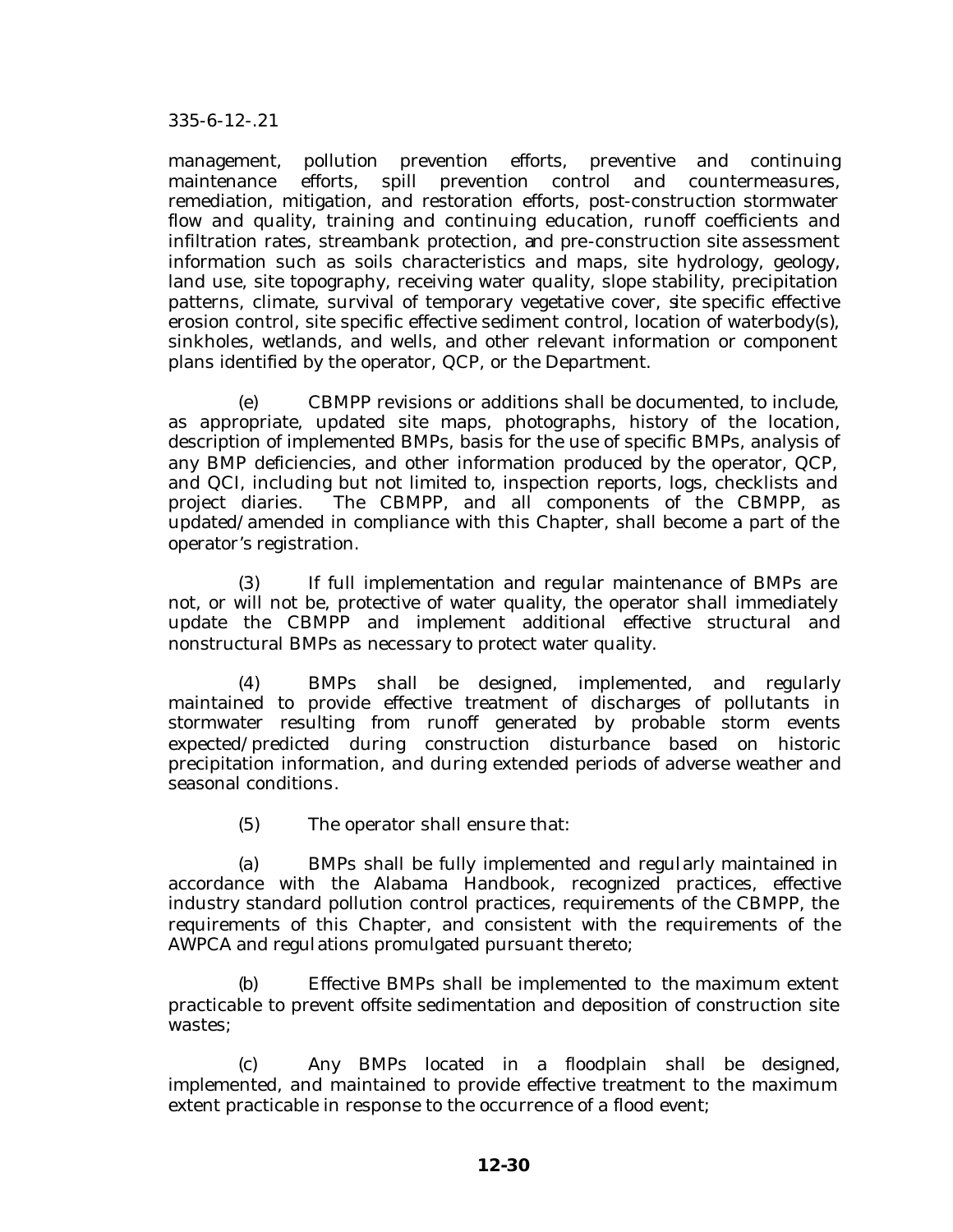management, pollution prevention efforts, preventive and continuing maintenance efforts, spill prevention control and countermeasures, remediation, mitigation, and restoration efforts, post-construction stormwater flow and quality, training and continuing education, runoff coefficients and infiltration rates, streambank protection, and pre-construction site assessment information such as soils characteristics and maps, site hydrology, geology, land use, site topography, receiving water quality, slope stability, precipitation patterns, climate, survival of temporary vegetative cover, site specific effective erosion control, site specific effective sediment control, location of waterbody(s), sinkholes, wetlands, and wells, and other relevant information or component plans identified by the operator, QCP, or the Department.

(e) CBMPP revisions or additions shall be documented, to include, as appropriate, updated site maps, photographs, history of the location, description of implemented BMPs, basis for the use of specific BMPs, analysis of any BMP deficiencies, and other information produced by the operator, QCP, and QCI, including but not limited to, inspection reports, logs, checklists and project diaries. The CBMPP, and all components of the CBMPP, as updated/amended in compliance with this Chapter, shall become a part of the operator's registration.

(3) If full implementation and regular maintenance of BMPs are not, or will not be, protective of water quality, the operator shall immediately update the CBMPP and implement additional effective structural and nonstructural BMPs as necessary to protect water quality.

(4) BMPs shall be designed, implemented, and regularly maintained to provide effective treatment of discharges of pollutants in stormwater resulting from runoff generated by probable storm events expected/predicted during construction disturbance based on historic precipitation information, and during extended periods of adverse weather and seasonal conditions.

(5) The operator shall ensure that:

(a) BMPs shall be fully implemented and regularly maintained in accordance with the Alabama Handbook, recognized practices, effective industry standard pollution control practices, requirements of the CBMPP, the requirements of this Chapter, and consistent with the requirements of the AWPCA and regulations promulgated pursuant thereto;

(b) Effective BMPs shall be implemented to the maximum extent practicable to prevent offsite sedimentation and deposition of construction site wastes;

(c) Any BMPs located in a floodplain shall be designed, implemented, and maintained to provide effective treatment to the maximum extent practicable in response to the occurrence of a flood event;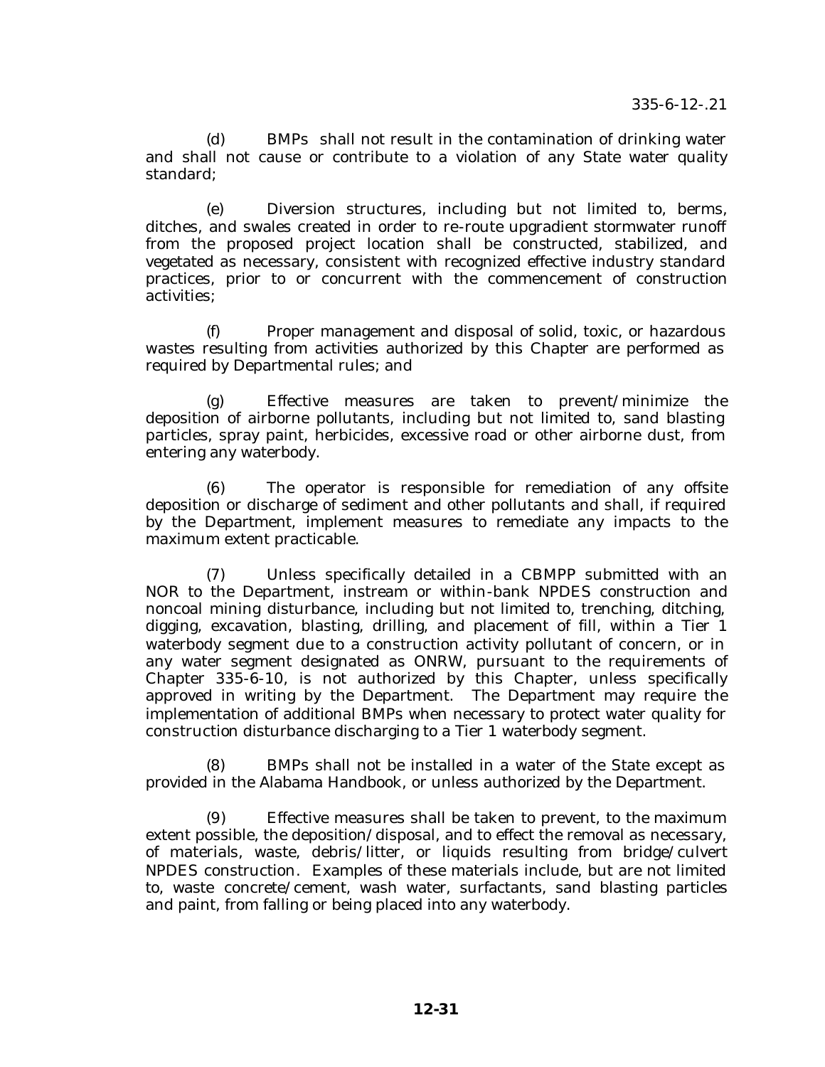(d) BMPs shall not result in the contamination of drinking water and shall not cause or contribute to a violation of any State water quality standard;

(e) Diversion structures, including but not limited to, berms, ditches, and swales created in order to re-route upgradient stormwater runoff from the proposed project location shall be constructed, stabilized, and vegetated as necessary, consistent with recognized effective industry standard practices, prior to or concurrent with the commencement of construction activities;

(f) Proper management and disposal of solid, toxic, or hazardous wastes resulting from activities authorized by this Chapter are performed as required by Departmental rules; and

(g) Effective measures are taken to prevent/minimize the deposition of airborne pollutants, including but not limited to, sand blasting particles, spray paint, herbicides, excessive road or other airborne dust, from entering any waterbody.

(6) The operator is responsible for remediation of any offsite deposition or discharge of sediment and other pollutants and shall, if required by the Department, implement measures to remediate any impacts to the maximum extent practicable.

(7) Unless specifically detailed in a CBMPP submitted with an NOR to the Department, instream or within-bank NPDES construction and noncoal mining disturbance, including but not limited to, trenching, ditching, digging, excavation, blasting, drilling, and placement of fill, within a Tier 1 waterbody segment due to a construction activity pollutant of concern, or in any water segment designated as ONRW, pursuant to the requirements of Chapter 335-6-10, is not authorized by this Chapter, unless specifically approved in writing by the Department. The Department may require the implementation of additional BMPs when necessary to protect water quality for construction disturbance discharging to a Tier 1 waterbody segment.

(8) BMPs shall not be installed in a water of the State except as provided in the Alabama Handbook, or unless authorized by the Department.

(9) Effective measures shall be taken to prevent, to the maximum extent possible, the deposition/disposal, and to effect the removal as necessary, of materials, waste, debris/litter, or liquids resulting from bridge/culvert NPDES construction. Examples of these materials include, but are not limited to, waste concrete/cement, wash water, surfactants, sand blasting particles and paint, from falling or being placed into any waterbody.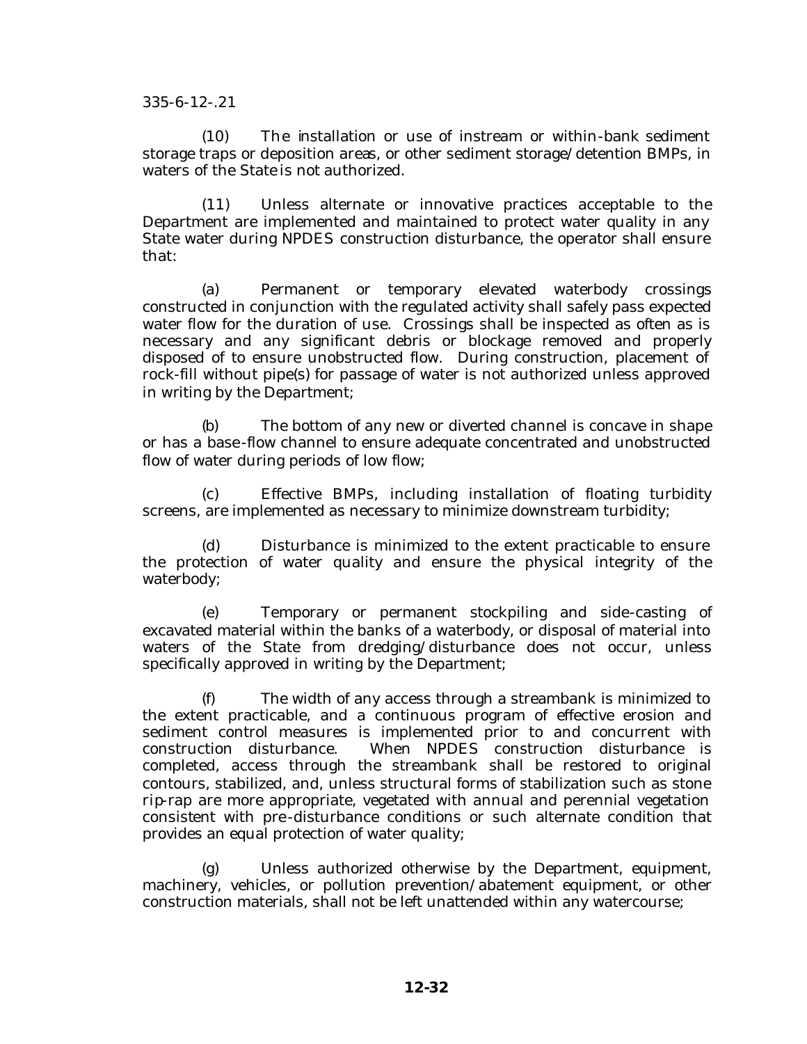335-6-12-.21

(10) The installation or use of instream or within-bank sediment storage traps or deposition areas, or other sediment storage/detention BMPs, in waters of the State is not authorized.

(11) Unless alternate or innovative practices acceptable to the Department are implemented and maintained to protect water quality in any State water during NPDES construction disturbance, the operator shall ensure that:

(a) Permanent or temporary elevated waterbody crossings constructed in conjunction with the regulated activity shall safely pass expected water flow for the duration of use. Crossings shall be inspected as often as is necessary and any significant debris or blockage removed and properly disposed of to ensure unobstructed flow. During construction, placement of rock-fill without pipe(s) for passage of water is not authorized unless approved in writing by the Department;

(b) The bottom of any new or diverted channel is concave in shape or has a base-flow channel to ensure adequate concentrated and unobstructed flow of water during periods of low flow;

(c) Effective BMPs, including installation of floating turbidity screens, are implemented as necessary to minimize downstream turbidity;

(d) Disturbance is minimized to the extent practicable to ensure the protection of water quality and ensure the physical integrity of the waterbody;

(e) Temporary or permanent stockpiling and side-casting of excavated material within the banks of a waterbody, or disposal of material into waters of the State from dredging/disturbance does not occur, unless specifically approved in writing by the Department;

(f) The width of any access through a streambank is minimized to the extent practicable, and a continuous program of effective erosion and sediment control measures is implemented prior to and concurrent with construction disturbance. When NPDES construction disturbance is completed, access through the streambank shall be restored to original contours, stabilized, and, unless structural forms of stabilization such as stone rip-rap are more appropriate, vegetated with annual and perennial vegetation consistent with pre-disturbance conditions or such alternate condition that provides an equal protection of water quality;

(g) Unless authorized otherwise by the Department, equipment, machinery, vehicles, or pollution prevention/abatement equipment, or other construction materials, shall not be left unattended within any watercourse;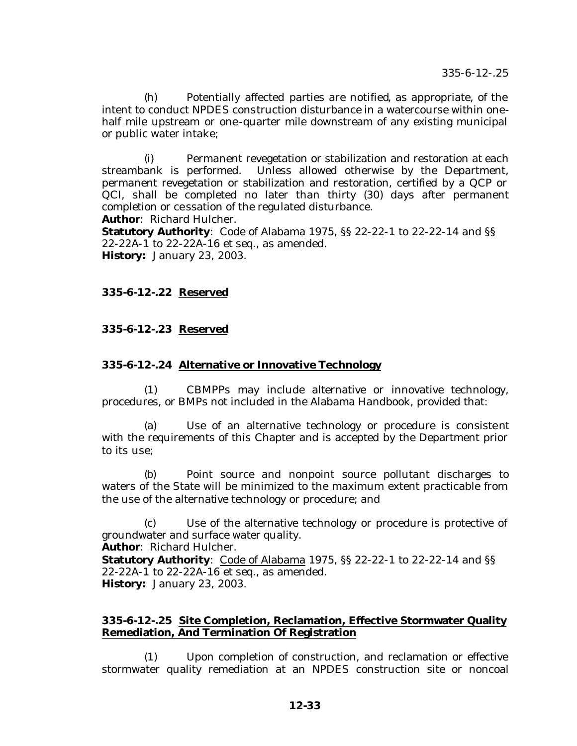(h) Potentially affected parties are notified, as appropriate, of the intent to conduct NPDES construction disturbance in a watercourse within one-half mile upstream or one-quarter mile downstream of any existing municipal or public water intake;

(i) Permanent revegetation or stabilization and restoration at each streambank is performed. Unless allowed otherwise by the Department, permanent revegetation or stabilization and restoration, certified by a QCP or QCI, shall be completed no later than thirty (30) days after permanent completion or cessation of the regulated disturbance.

**Author**: Richard Hulcher.

**Statutory Authority**: <u>Code of Alabama</u> 1975, §§ 22-22-1 to 22-22-14 and §§ 22-22A-1 to 22-22A-16 et seq., as amended.

**History:** January 23, 2003.

### 335-6-12-.22 <u>Reserved</u>

### 335-6-12-.23 <u>Reserved</u>

### 335-6-12-.24 <u>Alternative or Innovative Technology</u>

(1) CBMPPs may include alternative or innovative technology, procedures, or BMPs not included in the Alabama Handbook, provided that:

(a) Use of an alternative technology or procedure is consistent with the requirements of this Chapter and is accepted by the Department prior to its use;

(b) Point source and nonpoint source pollutant discharges to waters of the State will be minimized to the maximum extent practicable from the use of the alternative technology or procedure; and

(c) Use of the alternative technology or procedure is protective of groundwater and surface water quality.

**Author**: Richard Hulcher.

**Statutory Authority**: <u>Code of Alabama</u> 1975, §§ 22-22-1 to 22-22-14 and §§ 22-22A-1 to 22-22A-16 et seq., as amended.

**History:** January 23, 2003.

### 335-6-12-.25 <u>Site Completion, Reclamation, Effective Stormwater Quality Remediation, And Termination Of Registration</u>

(1) Upon completion of construction, and reclamation or effective stormwater quality remediation at an NPDES construction site or noncoal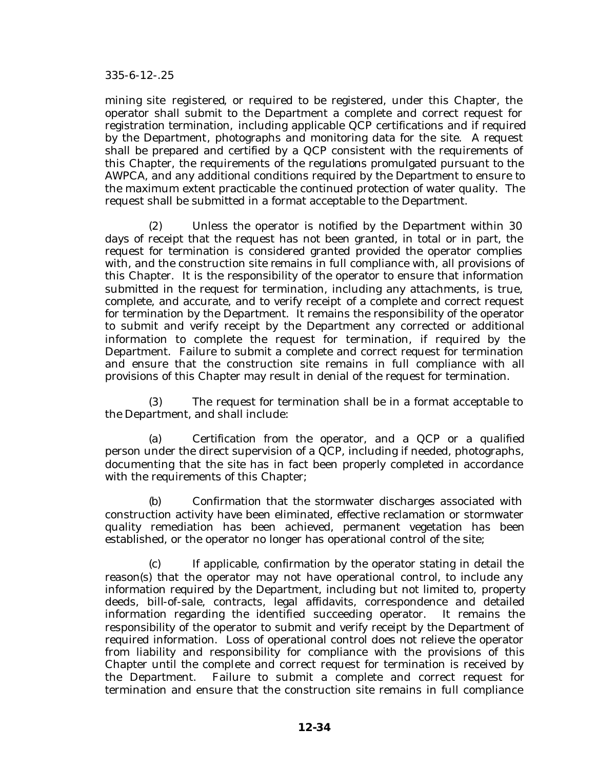mining site registered, or required to be registered, under this Chapter, the operator shall submit to the Department a complete and correct request for registration termination, including applicable QCP certifications and if required by the Department, photographs and monitoring data for the site. A request shall be prepared and certified by a QCP consistent with the requirements of this Chapter, the requirements of the regulations promulgated pursuant to the AWPCA, and any additional conditions required by the Department to ensure to the maximum extent practicable the continued protection of water quality. The request shall be submitted in a format acceptable to the Department.

(2) Unless the operator is notified by the Department within 30 days of receipt that the request has not been granted, in total or in part, the request for termination is considered granted provided the operator complies with, and the construction site remains in full compliance with, all provisions of this Chapter. It is the responsibility of the operator to ensure that information submitted in the request for termination, including any attachments, is true, complete, and accurate, and to verify receipt of a complete and correct request for termination by the Department. It remains the responsibility of the operator to submit and verify receipt by the Department any corrected or additional information to complete the request for termination, if required by the Department. Failure to submit a complete and correct request for termination and ensure that the construction site remains in full compliance with all provisions of this Chapter may result in denial of the request for termination.

(3) The request for termination shall be in a format acceptable to the Department, and shall include:

(a) Certification from the operator, and a QCP or a qualified person under the direct supervision of a QCP, including if needed, photographs, documenting that the site has in fact been properly completed in accordance with the requirements of this Chapter;

(b) Confirmation that the stormwater discharges associated with construction activity have been eliminated, effective reclamation or stormwater quality remediation has been achieved, permanent vegetation has been established, or the operator no longer has operational control of the site;

(c) If applicable, confirmation by the operator stating in detail the reason(s) that the operator may not have operational control, to include any information required by the Department, including but not limited to, property deeds, bill-of-sale, contracts, legal affidavits, correspondence and detailed information regarding the identified succeeding operator. It remains the responsibility of the operator to submit and verify receipt by the Department of required information. Loss of operational control does not relieve the operator from liability and responsibility for compliance with the provisions of this Chapter until the complete and correct request for termination is received by the Department. Failure to submit a complete and correct request for termination and ensure that the construction site remains in full compliance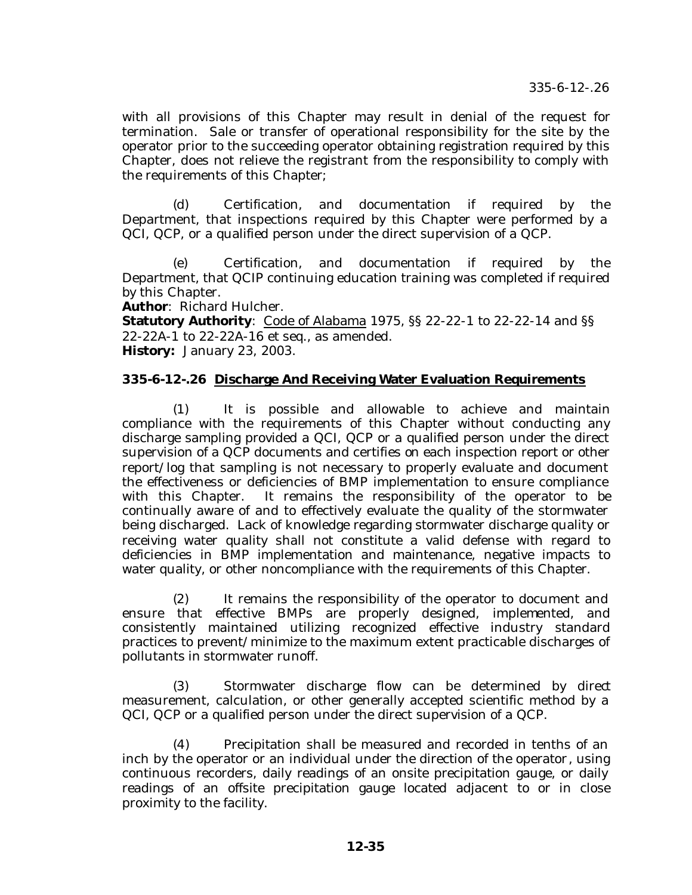with all provisions of this Chapter may result in denial of the request for termination. Sale or transfer of operational responsibility for the site by the operator prior to the succeeding operator obtaining registration required by this Chapter, does not relieve the registrant from the responsibility to comply with the requirements of this Chapter;

(d) Certification, and documentation if required by the Department, that inspections required by this Chapter were performed by a QCI, QCP, or a qualified person under the direct supervision of a QCP.

(e) Certification, and documentation if required by the Department, that QCIP continuing education training was completed if required by this Chapter.

**Author**: Richard Hulcher.
**Statutory Authority**: Code of Alabama 1975, §§ 22-22-1 to 22-22-14 and §§ 22-22A-1 to 22-22A-16 et seq., as amended.
**History:** January 23, 2003.

**335-6-12-.26 Discharge And Receiving Water Evaluation Requirements**

(1) It is possible and allowable to achieve and maintain compliance with the requirements of this Chapter without conducting any discharge sampling provided a QCI, QCP or a qualified person under the direct supervision of a QCP documents and certifies on each inspection report or other report/log that sampling is not necessary to properly evaluate and document the effectiveness or deficiencies of BMP implementation to ensure compliance with this Chapter. It remains the responsibility of the operator to be continually aware of and to effectively evaluate the quality of the stormwater being discharged. Lack of knowledge regarding stormwater discharge quality or receiving water quality shall not constitute a valid defense with regard to deficiencies in BMP implementation and maintenance, negative impacts to water quality, or other noncompliance with the requirements of this Chapter.

(2) It remains the responsibility of the operator to document and ensure that effective BMPs are properly designed, implemented, and consistently maintained utilizing recognized effective industry standard practices to prevent/minimize to the maximum extent practicable discharges of pollutants in stormwater runoff.

(3) Stormwater discharge flow can be determined by direct measurement, calculation, or other generally accepted scientific method by a QCI, QCP or a qualified person under the direct supervision of a QCP.

(4) Precipitation shall be measured and recorded in tenths of an inch by the operator or an individual under the direction of the operator, using continuous recorders, daily readings of an onsite precipitation gauge, or daily readings of an offsite precipitation gauge located adjacent to or in close proximity to the facility.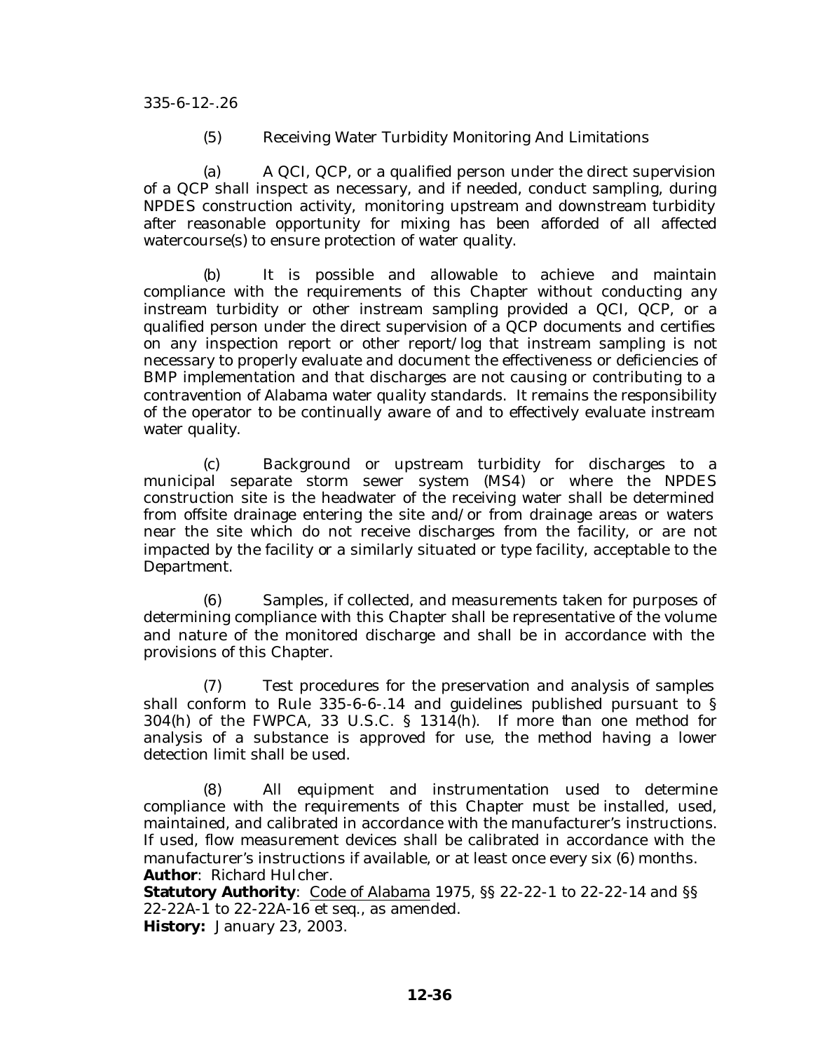335-6-12-.26

(5) Receiving Water Turbidity Monitoring And Limitations

(a) A QCI, QCP, or a qualified person under the direct supervision of a QCP shall inspect as necessary, and if needed, conduct sampling, during NPDES construction activity, monitoring upstream and downstream turbidity after reasonable opportunity for mixing has been afforded of all affected watercourse(s) to ensure protection of water quality.

(b) It is possible and allowable to achieve and maintain compliance with the requirements of this Chapter without conducting any instream turbidity or other instream sampling provided a QCI, QCP, or a qualified person under the direct supervision of a QCP documents and certifies on any inspection report or other report/log that instream sampling is not necessary to properly evaluate and document the effectiveness or deficiencies of BMP implementation and that discharges are not causing or contributing to a contravention of Alabama water quality standards. It remains the responsibility of the operator to be continually aware of and to effectively evaluate instream water quality.

(c) Background or upstream turbidity for discharges to a municipal separate storm sewer system (MS4) or where the NPDES construction site is the headwater of the receiving water shall be determined from offsite drainage entering the site and/or from drainage areas or waters near the site which do not receive discharges from the facility, or are not impacted by the facility or a similarly situated or type facility, acceptable to the Department.

(6) Samples, if collected, and measurements taken for purposes of determining compliance with this Chapter shall be representative of the volume and nature of the monitored discharge and shall be in accordance with the provisions of this Chapter.

(7) Test procedures for the preservation and analysis of samples shall conform to Rule 335-6-6-.14 and guidelines published pursuant to § 304(h) of the FWPCA, 33 U.S.C. § 1314(h). If more than one method for analysis of a substance is approved for use, the method having a lower detection limit shall be used.

(8) All equipment and instrumentation used to determine compliance with the requirements of this Chapter must be installed, used, maintained, and calibrated in accordance with the manufacturer's instructions. If used, flow measurement devices shall be calibrated in accordance with the manufacturer's instructions if available, or at least once every six (6) months.

**Author**: Richard Hulcher.

**Statutory Authority**: Code of Alabama 1975, §§ 22-22-1 to 22-22-14 and §§ 22-22A-1 to 22-22A-16 et seq., as amended.

**History:** January 23, 2003.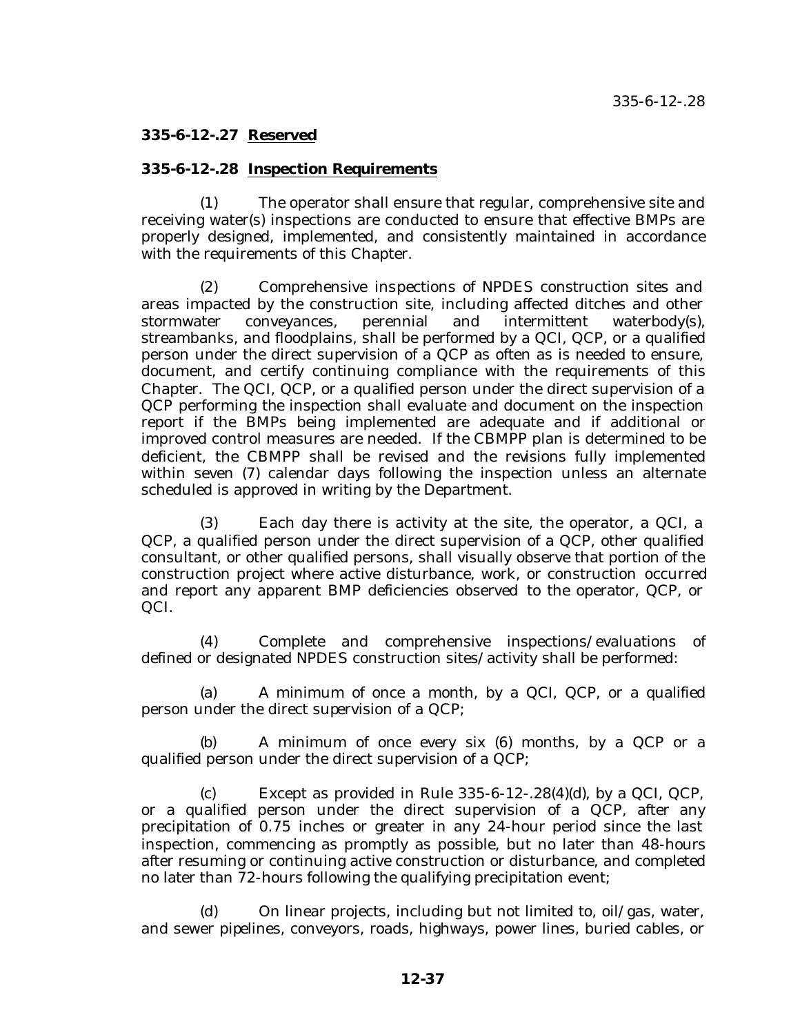**335-6-12-.27 Reserved**

**335-6-12-.28 Inspection Requirements**

(1) The operator shall ensure that regular, comprehensive site and receiving water(s) inspections are conducted to ensure that effective BMPs are properly designed, implemented, and consistently maintained in accordance with the requirements of this Chapter.

(2) Comprehensive inspections of NPDES construction sites and areas impacted by the construction site, including affected ditches and other stormwater conveyances, perennial and intermittent waterbody(s), streambanks, and floodplains, shall be performed by a QCI, QCP, or a qualified person under the direct supervision of a QCP as often as is needed to ensure, document, and certify continuing compliance with the requirements of this Chapter. The QCI, QCP, or a qualified person under the direct supervision of a QCP performing the inspection shall evaluate and document on the inspection report if the BMPs being implemented are adequate and if additional or improved control measures are needed. If the CBMPP plan is determined to be deficient, the CBMPP shall be revised and the revisions fully implemented within seven (7) calendar days following the inspection unless an alternate scheduled is approved in writing by the Department.

(3) Each day there is activity at the site, the operator, a QCI, a QCP, a qualified person under the direct supervision of a QCP, other qualified consultant, or other qualified persons, shall visually observe that portion of the construction project where active disturbance, work, or construction occurred and report any apparent BMP deficiencies observed to the operator, QCP, or QCI.

(4) Complete and comprehensive inspections/evaluations of defined or designated NPDES construction sites/activity shall be performed:

(a) A minimum of once a month, by a QCI, QCP, or a qualified person under the direct supervision of a QCP;

(b) A minimum of once every six (6) months, by a QCP or a qualified person under the direct supervision of a QCP;

(c) Except as provided in Rule 335-6-12-.28(4)(d), by a QCI, QCP, or a qualified person under the direct supervision of a QCP, after any precipitation of 0.75 inches or greater in any 24-hour period since the last inspection, commencing as promptly as possible, but no later than 48-hours after resuming or continuing active construction or disturbance, and completed no later than 72-hours following the qualifying precipitation event;

(d) On linear projects, including but not limited to, oil/gas, water, and sewer pipelines, conveyors, roads, highways, power lines, buried cables, or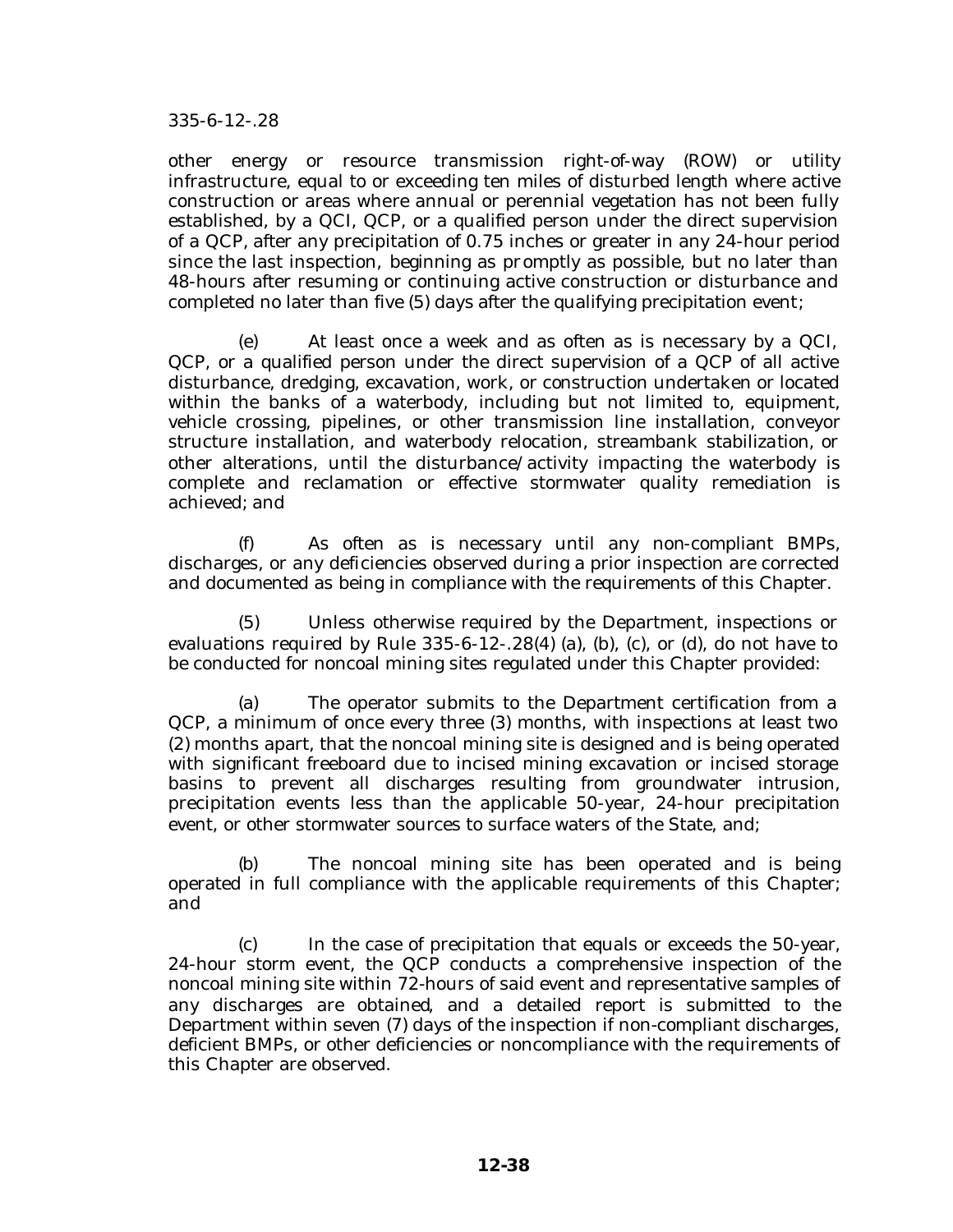other energy or resource transmission right-of-way (ROW) or utility infrastructure, equal to or exceeding ten miles of disturbed length where active construction or areas where annual or perennial vegetation has not been fully established, by a QCI, QCP, or a qualified person under the direct supervision of a QCP, after any precipitation of 0.75 inches or greater in any 24-hour period since the last inspection, beginning as promptly as possible, but no later than 48-hours after resuming or continuing active construction or disturbance and completed no later than five (5) days after the qualifying precipitation event;

(e) At least once a week and as often as is necessary by a QCI, QCP, or a qualified person under the direct supervision of a QCP of all active disturbance, dredging, excavation, work, or construction undertaken or located within the banks of a waterbody, including but not limited to, equipment, vehicle crossing, pipelines, or other transmission line installation, conveyor structure installation, and waterbody relocation, streambank stabilization, or other alterations, until the disturbance/activity impacting the waterbody is complete and reclamation or effective stormwater quality remediation is achieved; and

(f) As often as is necessary until any non-compliant BMPs, discharges, or any deficiencies observed during a prior inspection are corrected and documented as being in compliance with the requirements of this Chapter.

(5) Unless otherwise required by the Department, inspections or evaluations required by Rule 335-6-12-.28(4) (a), (b), (c), or (d), do not have to be conducted for noncoal mining sites regulated under this Chapter provided:

(a) The operator submits to the Department certification from a QCP, a minimum of once every three (3) months, with inspections at least two (2) months apart, that the noncoal mining site is designed and is being operated with significant freeboard due to incised mining excavation or incised storage basins to prevent all discharges resulting from groundwater intrusion, precipitation events less than the applicable 50-year, 24-hour precipitation event, or other stormwater sources to surface waters of the State, and;

(b) The noncoal mining site has been operated and is being operated in full compliance with the applicable requirements of this Chapter; and

(c) In the case of precipitation that equals or exceeds the 50-year, 24-hour storm event, the QCP conducts a comprehensive inspection of the noncoal mining site within 72-hours of said event and representative samples of any discharges are obtained, and a detailed report is submitted to the Department within seven (7) days of the inspection if non-compliant discharges, deficient BMPs, or other deficiencies or noncompliance with the requirements of this Chapter are observed.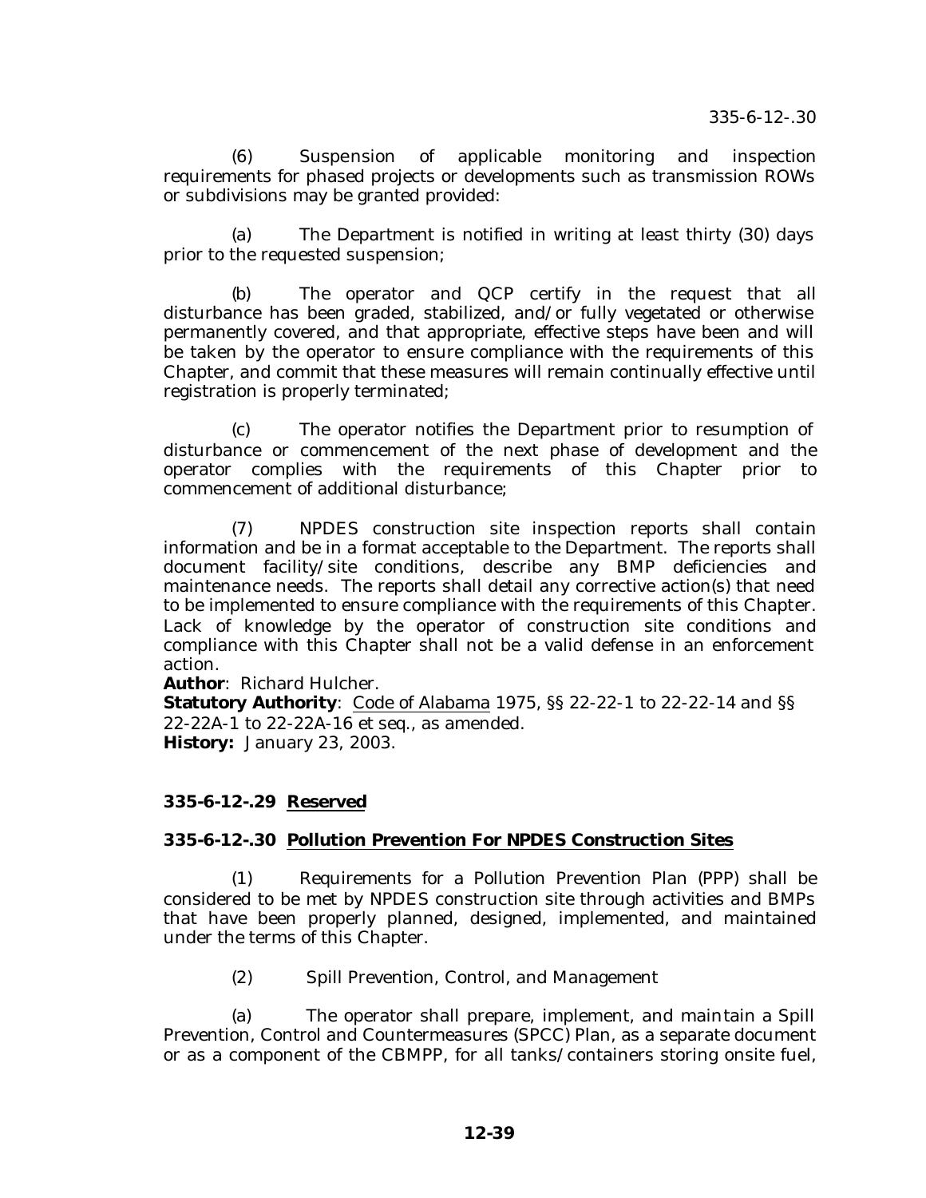(6) Suspension of applicable monitoring and inspection requirements for phased projects or developments such as transmission ROWs or subdivisions may be granted provided:

(a) The Department is notified in writing at least thirty (30) days prior to the requested suspension;

(b) The operator and QCP certify in the request that all disturbance has been graded, stabilized, and/or fully vegetated or otherwise permanently covered, and that appropriate, effective steps have been and will be taken by the operator to ensure compliance with the requirements of this Chapter, and commit that these measures will remain continually effective until registration is properly terminated;

(c) The operator notifies the Department prior to resumption of disturbance or commencement of the next phase of development and the operator complies with the requirements of this Chapter prior to commencement of additional disturbance;

(7) NPDES construction site inspection reports shall contain information and be in a format acceptable to the Department. The reports shall document facility/site conditions, describe any BMP deficiencies and maintenance needs. The reports shall detail any corrective action(s) that need to be implemented to ensure compliance with the requirements of this Chapter. Lack of knowledge by the operator of construction site conditions and compliance with this Chapter shall not be a valid defense in an enforcement action.

**Author**: Richard Hulcher.
**Statutory Authority**: Code of Alabama 1975, §§ 22-22-1 to 22-22-14 and §§ 22-22A-1 to 22-22A-16 et seq., as amended.
**History:** January 23, 2003.

### 335-6-12-.29 Reserved

### 335-6-12-.30 Pollution Prevention For NPDES Construction Sites

(1) Requirements for a Pollution Prevention Plan (PPP) shall be considered to be met by NPDES construction site through activities and BMPs that have been properly planned, designed, implemented, and maintained under the terms of this Chapter.

(2) Spill Prevention, Control, and Management

(a) The operator shall prepare, implement, and maintain a Spill Prevention, Control and Countermeasures (SPCC) Plan, as a separate document or as a component of the CBMPP, for all tanks/containers storing onsite fuel,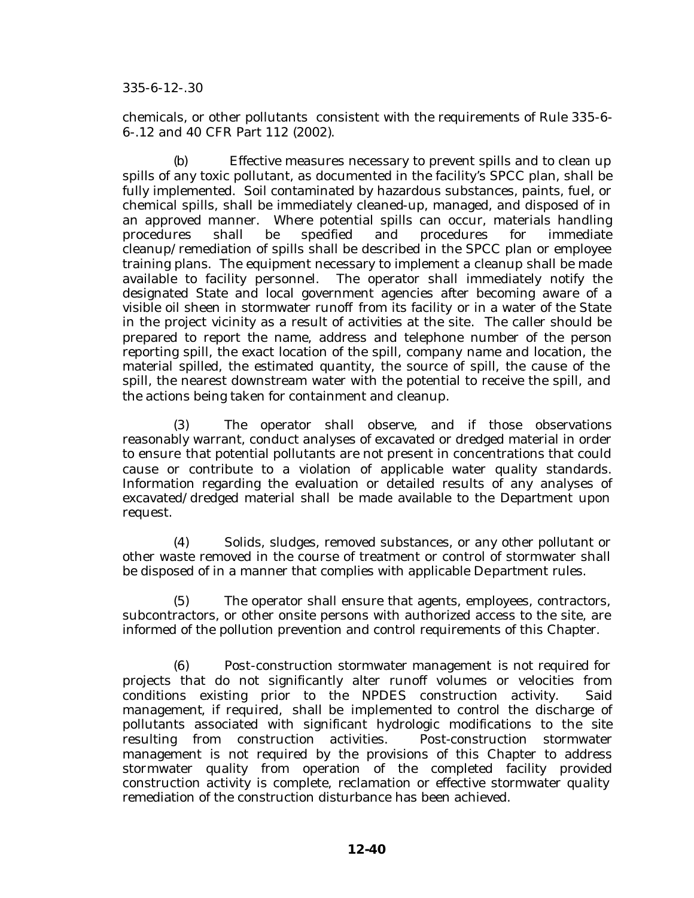chemicals, or other pollutants consistent with the requirements of Rule 335-6-6-.12 and 40 CFR Part 112 (2002).

(b) Effective measures necessary to prevent spills and to clean up spills of any toxic pollutant, as documented in the facility's SPCC plan, shall be fully implemented. Soil contaminated by hazardous substances, paints, fuel, or chemical spills, shall be immediately cleaned-up, managed, and disposed of in an approved manner. Where potential spills can occur, materials handling procedures shall be specified and procedures for immediate cleanup/remediation of spills shall be described in the SPCC plan or employee training plans. The equipment necessary to implement a cleanup shall be made available to facility personnel. The operator shall immediately notify the designated State and local government agencies after becoming aware of a visible oil sheen in stormwater runoff from its facility or in a water of the State in the project vicinity as a result of activities at the site. The caller should be prepared to report the name, address and telephone number of the person reporting spill, the exact location of the spill, company name and location, the material spilled, the estimated quantity, the source of spill, the cause of the spill, the nearest downstream water with the potential to receive the spill, and the actions being taken for containment and cleanup.

(3) The operator shall observe, and if those observations reasonably warrant, conduct analyses of excavated or dredged material in order to ensure that potential pollutants are not present in concentrations that could cause or contribute to a violation of applicable water quality standards. Information regarding the evaluation or detailed results of any analyses of excavated/dredged material shall be made available to the Department upon request.

(4) Solids, sludges, removed substances, or any other pollutant or other waste removed in the course of treatment or control of stormwater shall be disposed of in a manner that complies with applicable Department rules.

(5) The operator shall ensure that agents, employees, contractors, subcontractors, or other onsite persons with authorized access to the site, are informed of the pollution prevention and control requirements of this Chapter.

(6) Post-construction stormwater management is not required for projects that do not significantly alter runoff volumes or velocities from conditions existing prior to the NPDES construction activity. Said management, if required, shall be implemented to control the discharge of pollutants associated with significant hydrologic modifications to the site resulting from construction activities. Post-construction stormwater management is not required by the provisions of this Chapter to address stormwater quality from operation of the completed facility provided construction activity is complete, reclamation or effective stormwater quality remediation of the construction disturbance has been achieved.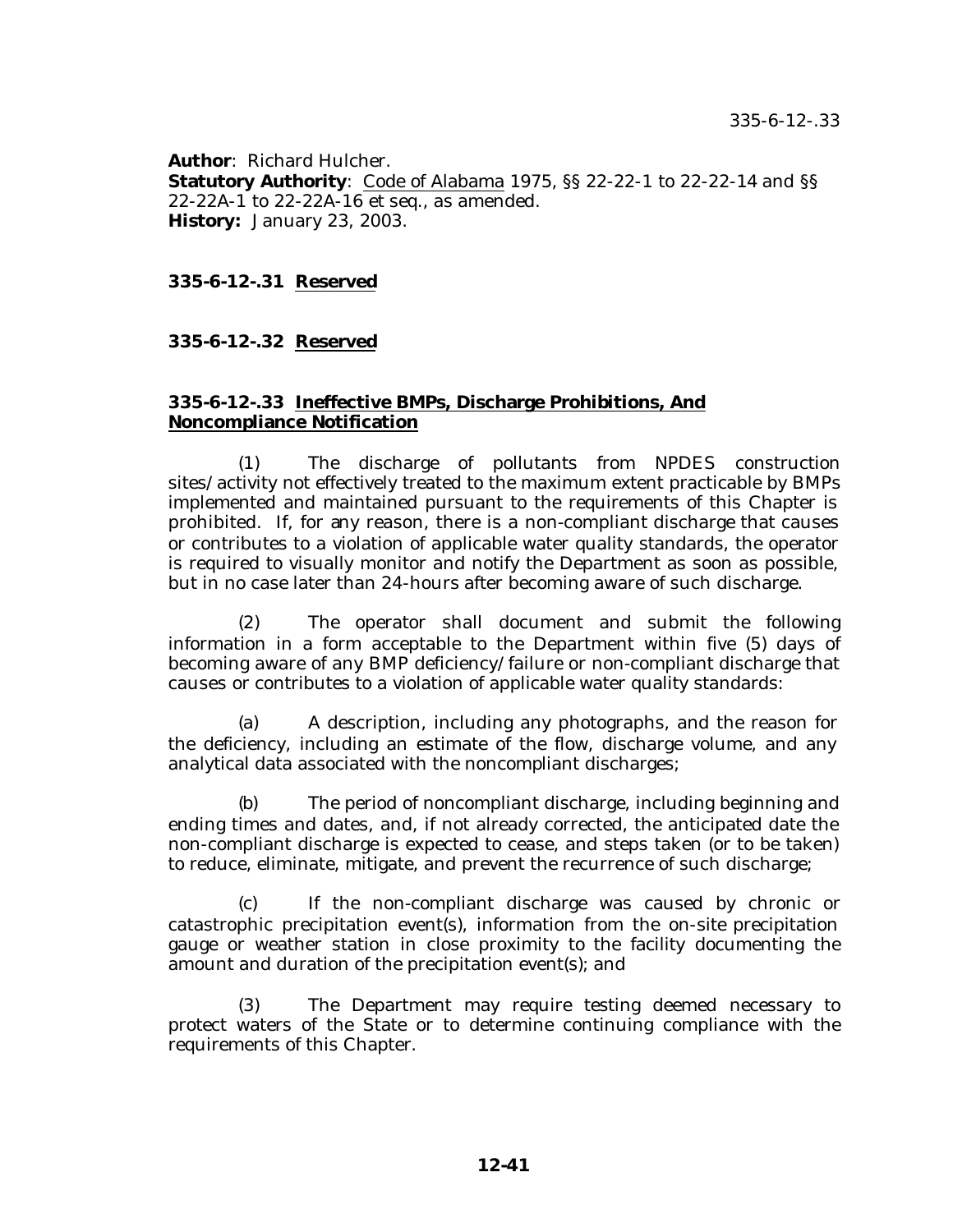**Author**: Richard Hulcher.
**Statutory Authority**: Code of Alabama 1975, §§ 22-22-1 to 22-22-14 and §§ 22-22A-1 to 22-22A-16 et seq., as amended.
**History:** January 23, 2003.

**335-6-12-.31 Reserved**

**335-6-12-.32 Reserved**

**335-6-12-.33 Ineffective BMPs, Discharge Prohibitions, And Noncompliance Notification**

(1) The discharge of pollutants from NPDES construction sites/activity not effectively treated to the maximum extent practicable by BMPs implemented and maintained pursuant to the requirements of this Chapter is prohibited. If, for any reason, there is a non-compliant discharge that causes or contributes to a violation of applicable water quality standards, the operator is required to visually monitor and notify the Department as soon as possible, but in no case later than 24-hours after becoming aware of such discharge.

(2) The operator shall document and submit the following information in a form acceptable to the Department within five (5) days of becoming aware of any BMP deficiency/failure or non-compliant discharge that causes or contributes to a violation of applicable water quality standards:

(a) A description, including any photographs, and the reason for the deficiency, including an estimate of the flow, discharge volume, and any analytical data associated with the noncompliant discharges;

(b) The period of noncompliant discharge, including beginning and ending times and dates, and, if not already corrected, the anticipated date the non-compliant discharge is expected to cease, and steps taken (or to be taken) to reduce, eliminate, mitigate, and prevent the recurrence of such discharge;

(c) If the non-compliant discharge was caused by chronic or catastrophic precipitation event(s), information from the on-site precipitation gauge or weather station in close proximity to the facility documenting the amount and duration of the precipitation event(s); and

(3) The Department may require testing deemed necessary to protect waters of the State or to determine continuing compliance with the requirements of this Chapter.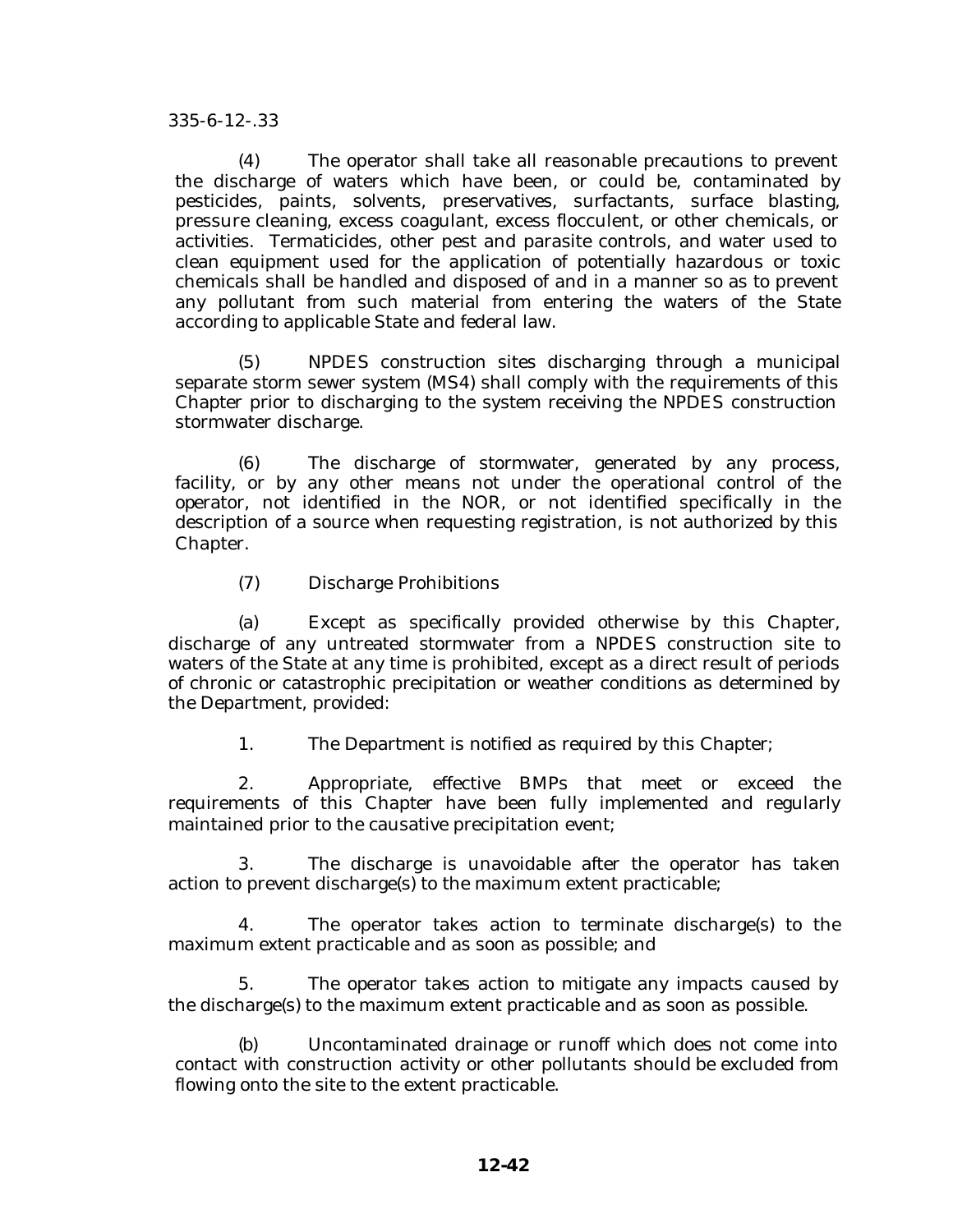(4) The operator shall take all reasonable precautions to prevent the discharge of waters which have been, or could be, contaminated by pesticides, paints, solvents, preservatives, surfactants, surface blasting, pressure cleaning, excess coagulant, excess flocculent, or other chemicals, or activities. Termaticides, other pest and parasite controls, and water used to clean equipment used for the application of potentially hazardous or toxic chemicals shall be handled and disposed of and in a manner so as to prevent any pollutant from such material from entering the waters of the State according to applicable State and federal law.

(5) NPDES construction sites discharging through a municipal separate storm sewer system (MS4) shall comply with the requirements of this Chapter prior to discharging to the system receiving the NPDES construction stormwater discharge.

(6) The discharge of stormwater, generated by any process, facility, or by any other means not under the operational control of the operator, not identified in the NOR, or not identified specifically in the description of a source when requesting registration, is not authorized by this Chapter.

(7) Discharge Prohibitions

(a) Except as specifically provided otherwise by this Chapter, discharge of any untreated stormwater from a NPDES construction site to waters of the State at any time is prohibited, except as a direct result of periods of chronic or catastrophic precipitation or weather conditions as determined by the Department, provided:

1. The Department is notified as required by this Chapter;

2. Appropriate, effective BMPs that meet or exceed the requirements of this Chapter have been fully implemented and regularly maintained prior to the causative precipitation event;

3. The discharge is unavoidable after the operator has taken action to prevent discharge(s) to the maximum extent practicable;

4. The operator takes action to terminate discharge(s) to the maximum extent practicable and as soon as possible; and

5. The operator takes action to mitigate any impacts caused by the discharge(s) to the maximum extent practicable and as soon as possible.

(b) Uncontaminated drainage or runoff which does not come into contact with construction activity or other pollutants should be excluded from flowing onto the site to the extent practicable.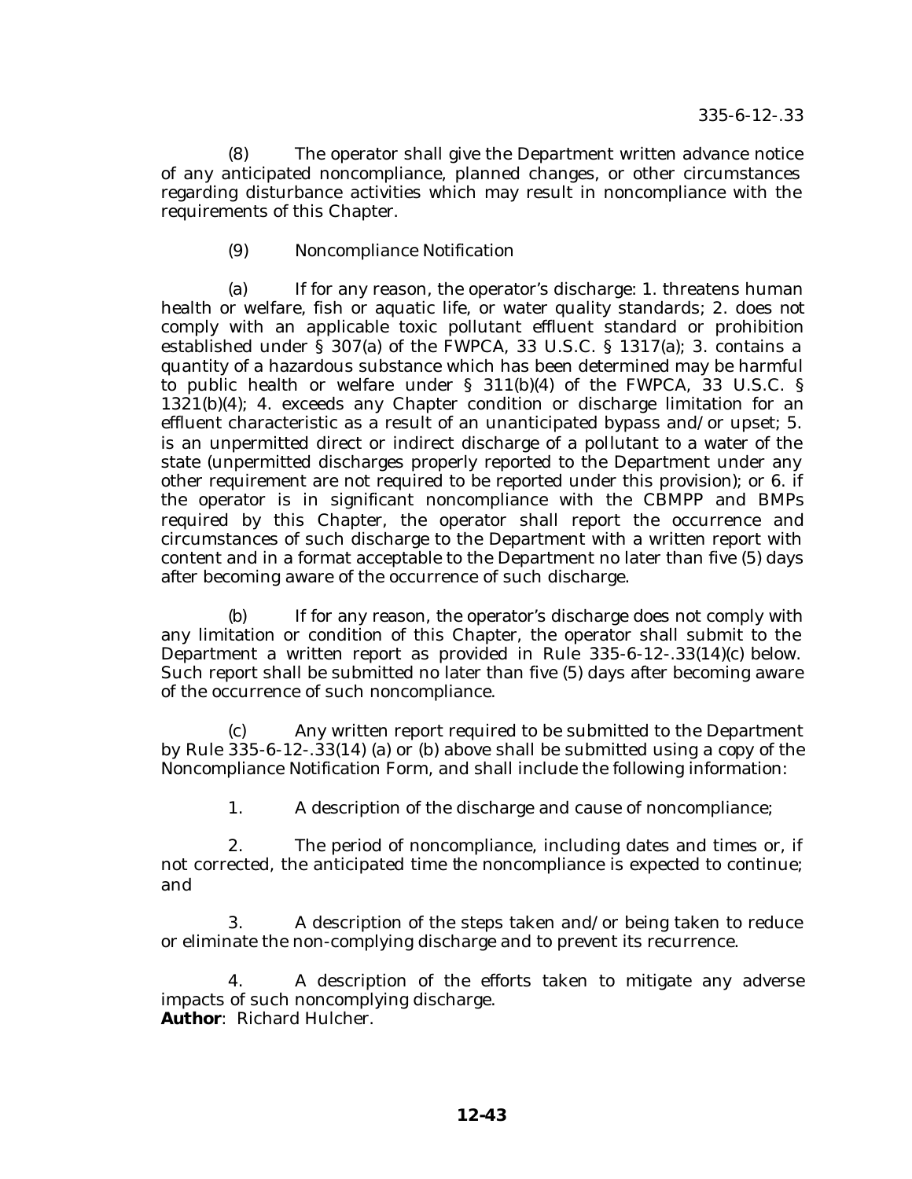(8) The operator shall give the Department written advance notice of any anticipated noncompliance, planned changes, or other circumstances regarding disturbance activities which may result in noncompliance with the requirements of this Chapter.

(9) Noncompliance Notification

(a) If for any reason, the operator's discharge: 1. threatens human health or welfare, fish or aquatic life, or water quality standards; 2. does not comply with an applicable toxic pollutant effluent standard or prohibition established under § 307(a) of the FWPCA, 33 U.S.C. § 1317(a); 3. contains a quantity of a hazardous substance which has been determined may be harmful to public health or welfare under § 311(b)(4) of the FWPCA, 33 U.S.C. § 1321(b)(4); 4. exceeds any Chapter condition or discharge limitation for an effluent characteristic as a result of an unanticipated bypass and/or upset; 5. is an unpermitted direct or indirect discharge of a pollutant to a water of the state (unpermitted discharges properly reported to the Department under any other requirement are not required to be reported under this provision); or 6. if the operator is in significant noncompliance with the CBMPP and BMPs required by this Chapter, the operator shall report the occurrence and circumstances of such discharge to the Department with a written report with content and in a format acceptable to the Department no later than five (5) days after becoming aware of the occurrence of such discharge.

(b) If for any reason, the operator's discharge does not comply with any limitation or condition of this Chapter, the operator shall submit to the Department a written report as provided in Rule 335-6-12-.33(14)(c) below. Such report shall be submitted no later than five (5) days after becoming aware of the occurrence of such noncompliance.

(c) Any written report required to be submitted to the Department by Rule 335-6-12-.33(14) (a) or (b) above shall be submitted using a copy of the Noncompliance Notification Form, and shall include the following information:

1. A description of the discharge and cause of noncompliance;

2. The period of noncompliance, including dates and times or, if not corrected, the anticipated time the noncompliance is expected to continue; and

3. A description of the steps taken and/or being taken to reduce or eliminate the non-complying discharge and to prevent its recurrence.

4. A description of the efforts taken to mitigate any adverse impacts of such noncomplying discharge.

**Author**: Richard Hulcher.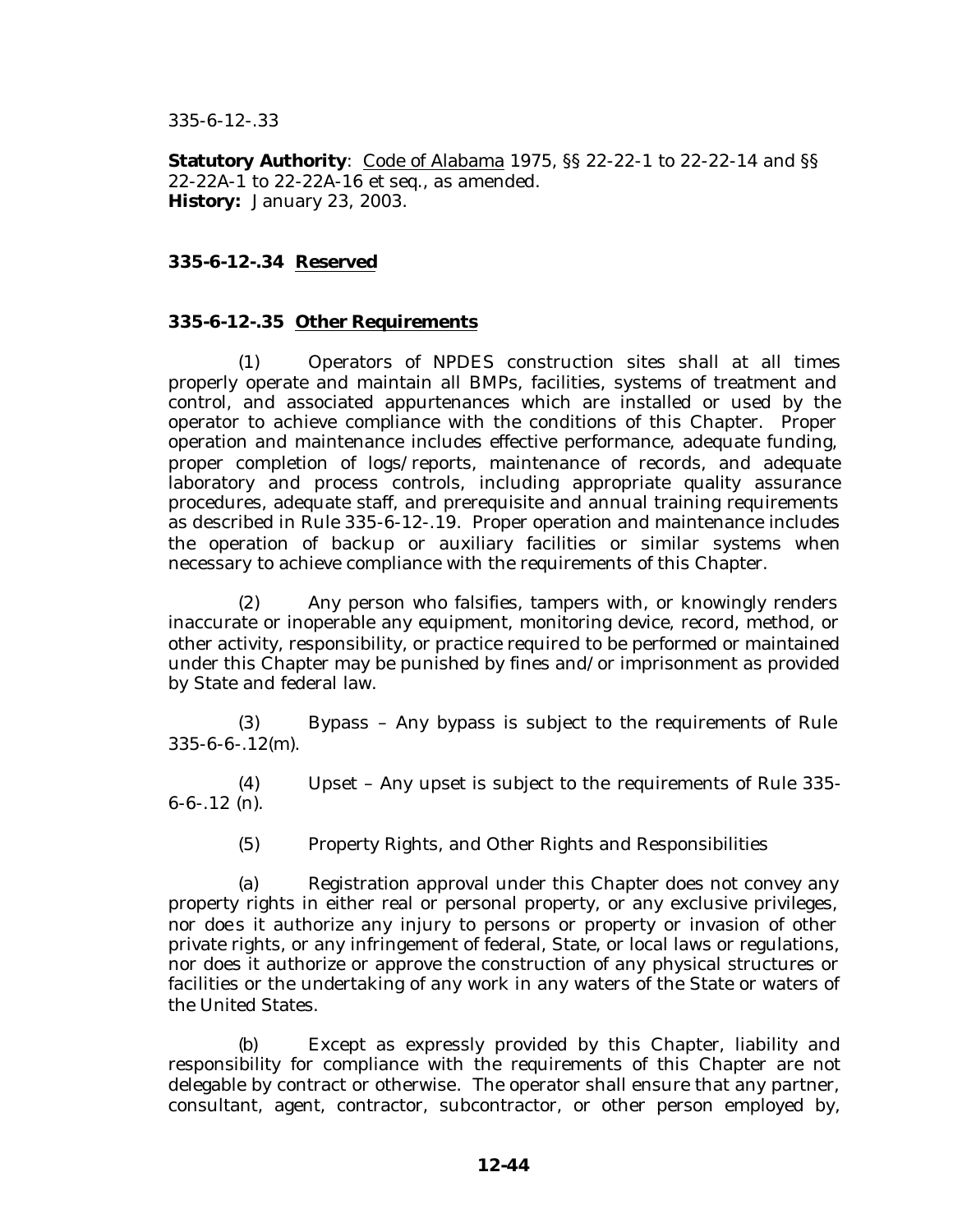335-6-12-.33

**Statutory Authority**: Code of Alabama 1975, §§ 22-22-1 to 22-22-14 and §§ 22-22A-1 to 22-22A-16 et seq., as amended.
**History:** January 23, 2003.

**335-6-12-.34 Reserved**

**335-6-12-.35 Other Requirements**

(1) Operators of NPDES construction sites shall at all times properly operate and maintain all BMPs, facilities, systems of treatment and control, and associated appurtenances which are installed or used by the operator to achieve compliance with the conditions of this Chapter. Proper operation and maintenance includes effective performance, adequate funding, proper completion of logs/reports, maintenance of records, and adequate laboratory and process controls, including appropriate quality assurance procedures, adequate staff, and prerequisite and annual training requirements as described in Rule 335-6-12-.19. Proper operation and maintenance includes the operation of backup or auxiliary facilities or similar systems when necessary to achieve compliance with the requirements of this Chapter.

(2) Any person who falsifies, tampers with, or knowingly renders inaccurate or inoperable any equipment, monitoring device, record, method, or other activity, responsibility, or practice required to be performed or maintained under this Chapter may be punished by fines and/or imprisonment as provided by State and federal law.

(3) Bypass – Any bypass is subject to the requirements of Rule 335-6-6-.12(m).

(4) Upset – Any upset is subject to the requirements of Rule 335-6-6-.12 (n).

(5) Property Rights, and Other Rights and Responsibilities

(a) Registration approval under this Chapter does not convey any property rights in either real or personal property, or any exclusive privileges, nor does it authorize any injury to persons or property or invasion of other private rights, or any infringement of federal, State, or local laws or regulations, nor does it authorize or approve the construction of any physical structures or facilities or the undertaking of any work in any waters of the State or waters of the United States.

(b) Except as expressly provided by this Chapter, liability and responsibility for compliance with the requirements of this Chapter are not delegable by contract or otherwise. The operator shall ensure that any partner, consultant, agent, contractor, subcontractor, or other person employed by,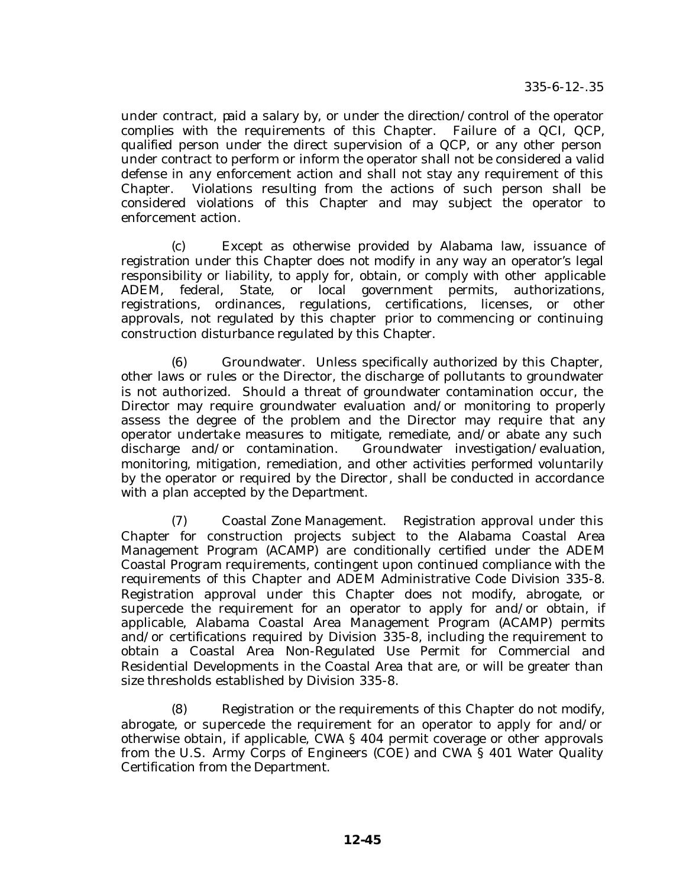under contract, paid a salary by, or under the direction/control of the operator complies with the requirements of this Chapter. Failure of a QCI, QCP, qualified person under the direct supervision of a QCP, or any other person under contract to perform or inform the operator shall not be considered a valid defense in any enforcement action and shall not stay any requirement of this Chapter. Violations resulting from the actions of such person shall be considered violations of this Chapter and may subject the operator to enforcement action.

(c) Except as otherwise provided by Alabama law, issuance of registration under this Chapter does not modify in any way an operator's legal responsibility or liability, to apply for, obtain, or comply with other applicable ADEM, federal, State, or local government permits, authorizations, registrations, ordinances, regulations, certifications, licenses, or other approvals, not regulated by this chapter prior to commencing or continuing construction disturbance regulated by this Chapter.

(6) Groundwater. Unless specifically authorized by this Chapter, other laws or rules or the Director, the discharge of pollutants to groundwater is not authorized. Should a threat of groundwater contamination occur, the Director may require groundwater evaluation and/or monitoring to properly assess the degree of the problem and the Director may require that any operator undertake measures to mitigate, remediate, and/or abate any such discharge and/or contamination. Groundwater investigation/evaluation, monitoring, mitigation, remediation, and other activities performed voluntarily by the operator or required by the Director, shall be conducted in accordance with a plan accepted by the Department.

(7) Coastal Zone Management. Registration approval under this Chapter for construction projects subject to the Alabama Coastal Area Management Program (ACAMP) are conditionally certified under the ADEM Coastal Program requirements, contingent upon continued compliance with the requirements of this Chapter and ADEM Administrative Code Division 335-8. Registration approval under this Chapter does not modify, abrogate, or supercede the requirement for an operator to apply for and/or obtain, if applicable, Alabama Coastal Area Management Program (ACAMP) permits and/or certifications required by Division 335-8, including the requirement to obtain a Coastal Area Non-Regulated Use Permit for Commercial and Residential Developments in the Coastal Area that are, or will be greater than size thresholds established by Division 335-8.

(8) Registration or the requirements of this Chapter do not modify, abrogate, or supercede the requirement for an operator to apply for and/or otherwise obtain, if applicable, CWA § 404 permit coverage or other approvals from the U.S. Army Corps of Engineers (COE) and CWA § 401 Water Quality Certification from the Department.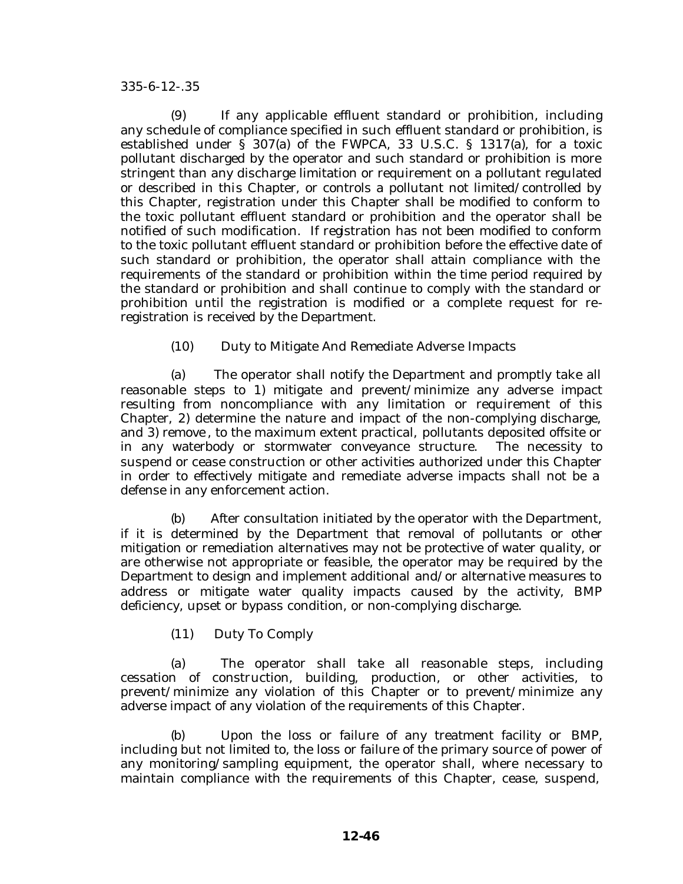(9) If any applicable effluent standard or prohibition, including any schedule of compliance specified in such effluent standard or prohibition, is established under § 307(a) of the FWPCA, 33 U.S.C. § 1317(a), for a toxic pollutant discharged by the operator and such standard or prohibition is more stringent than any discharge limitation or requirement on a pollutant regulated or described in this Chapter, or controls a pollutant not limited/controlled by this Chapter, registration under this Chapter shall be modified to conform to the toxic pollutant effluent standard or prohibition and the operator shall be notified of such modification. If registration has not been modified to conform to the toxic pollutant effluent standard or prohibition before the effective date of such standard or prohibition, the operator shall attain compliance with the requirements of the standard or prohibition within the time period required by the standard or prohibition and shall continue to comply with the standard or prohibition until the registration is modified or a complete request for re-registration is received by the Department.

(10) Duty to Mitigate And Remediate Adverse Impacts

(a) The operator shall notify the Department and promptly take all reasonable steps to 1) mitigate and prevent/minimize any adverse impact resulting from noncompliance with any limitation or requirement of this Chapter, 2) determine the nature and impact of the non-complying discharge, and 3) remove, to the maximum extent practical, pollutants deposited offsite or in any waterbody or stormwater conveyance structure. The necessity to suspend or cease construction or other activities authorized under this Chapter in order to effectively mitigate and remediate adverse impacts shall not be a defense in any enforcement action.

(b) After consultation initiated by the operator with the Department, if it is determined by the Department that removal of pollutants or other mitigation or remediation alternatives may not be protective of water quality, or are otherwise not appropriate or feasible, the operator may be required by the Department to design and implement additional and/or alternative measures to address or mitigate water quality impacts caused by the activity, BMP deficiency, upset or bypass condition, or non-complying discharge.

(11) Duty To Comply

(a) The operator shall take all reasonable steps, including cessation of construction, building, production, or other activities, to prevent/minimize any violation of this Chapter or to prevent/minimize any adverse impact of any violation of the requirements of this Chapter.

(b) Upon the loss or failure of any treatment facility or BMP, including but not limited to, the loss or failure of the primary source of power of any monitoring/sampling equipment, the operator shall, where necessary to maintain compliance with the requirements of this Chapter, cease, suspend,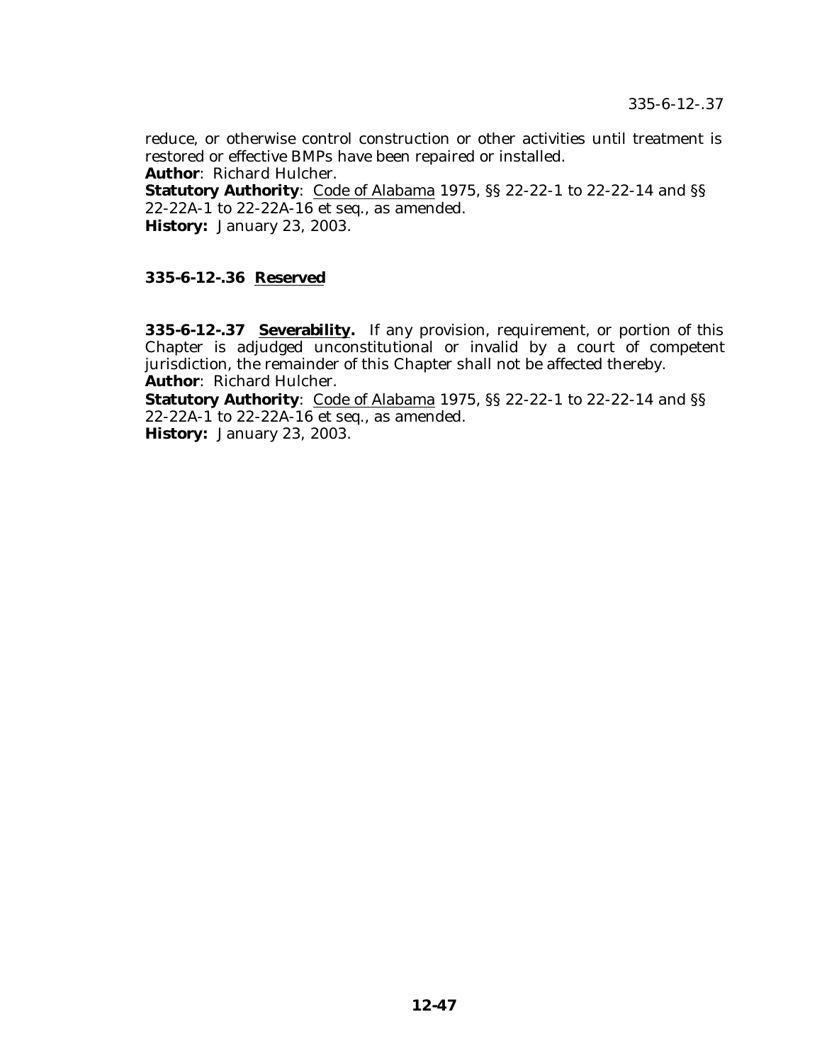reduce, or otherwise control construction or other activities until treatment is restored or effective BMPs have been repaired or installed.
**Author**: Richard Hulcher.
**Statutory Authority**: Code of Alabama 1975, §§ 22-22-1 to 22-22-14 and §§ 22-22A-1 to 22-22A-16 et seq., as amended.
**History:** January 23, 2003.

**335-6-12-.36 Reserved**

**335-6-12-.37 Severability.** If any provision, requirement, or portion of this Chapter is adjudged unconstitutional or invalid by a court of competent jurisdiction, the remainder of this Chapter shall not be affected thereby.
**Author**: Richard Hulcher.
**Statutory Authority**: Code of Alabama 1975, §§ 22-22-1 to 22-22-14 and §§ 22-22A-1 to 22-22A-16 et seq., as amended.
**History:** January 23, 2003.